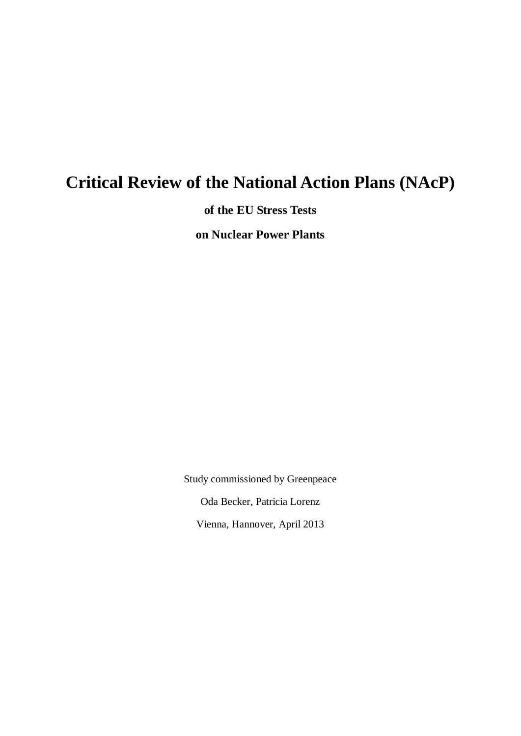# Critical Review of the National Action Plans (NAcP)

**of the EU Stress Tests**

**on Nuclear Power Plants**

Study commissioned by Greenpeace

Oda Becker, Patricia Lorenz

Vienna, Hannover, April 2013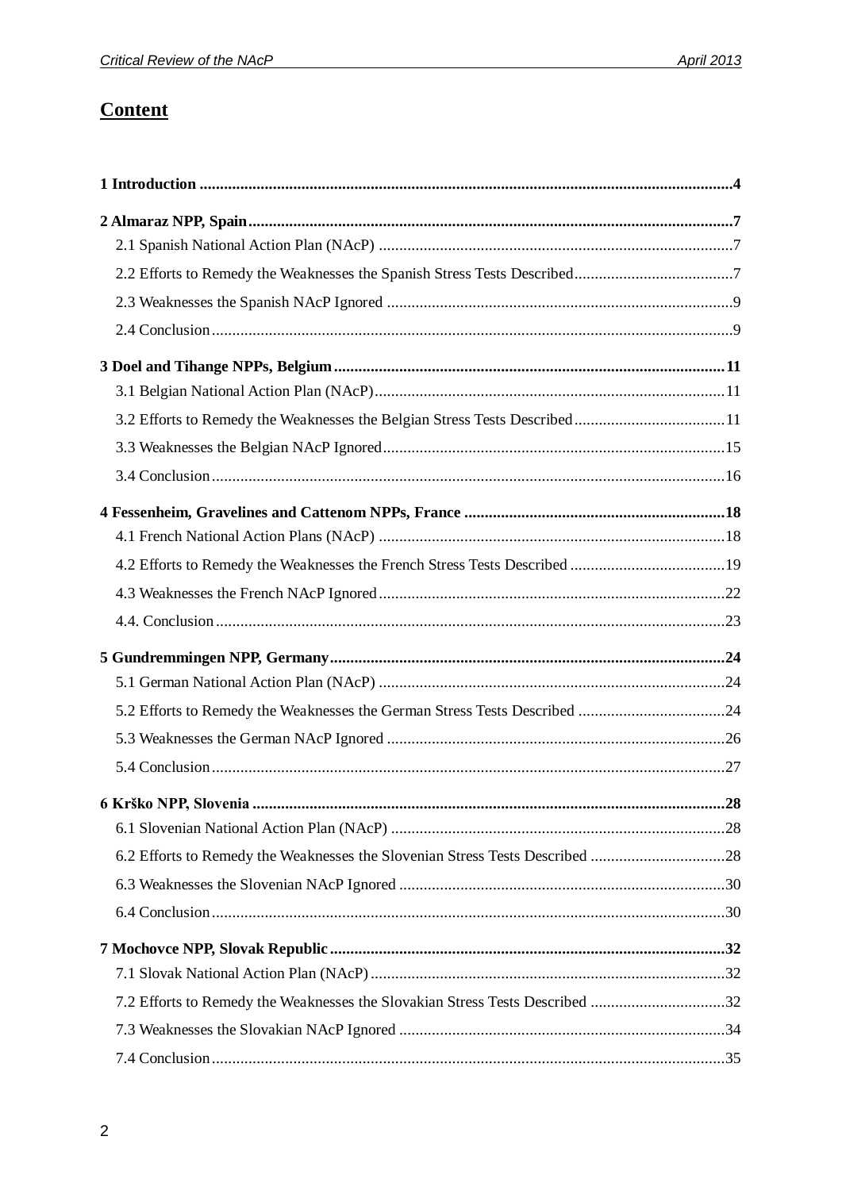# Content

**1 Introduction ... 4**

**2 Almaraz NPP, Spain ... 7**

- 2.1 Spanish National Action Plan (NAcP) ... 7
- 2.2 Efforts to Remedy the Weaknesses the Spanish Stress Tests Described ... 7
- 2.3 Weaknesses the Spanish NAcP Ignored ... 9
- 2.4 Conclusion ... 9

**3 Doel and Tihange NPPs, Belgium ... 11**

- 3.1 Belgian National Action Plan (NAcP) ... 11
- 3.2 Efforts to Remedy the Weaknesses the Belgian Stress Tests Described ... 11
- 3.3 Weaknesses the Belgian NAcP Ignored ... 15
- 3.4 Conclusion ... 16

**4 Fessenheim, Gravelines and Cattenom NPPs, France ... 18**

- 4.1 French National Action Plans (NAcP) ... 18
- 4.2 Efforts to Remedy the Weaknesses the French Stress Tests Described ... 19
- 4.3 Weaknesses the French NAcP Ignored ... 22
- 4.4. Conclusion ... 23

**5 Gundremmingen NPP, Germany ... 24**

- 5.1 German National Action Plan (NAcP) ... 24
- 5.2 Efforts to Remedy the Weaknesses the German Stress Tests Described ... 24
- 5.3 Weaknesses the German NAcP Ignored ... 26
- 5.4 Conclusion ... 27

**6 Krško NPP, Slovenia ... 28**

- 6.1 Slovenian National Action Plan (NAcP) ... 28
- 6.2 Efforts to Remedy the Weaknesses the Slovenian Stress Tests Described ... 28
- 6.3 Weaknesses the Slovenian NAcP Ignored ... 30
- 6.4 Conclusion ... 30

**7 Mochovce NPP, Slovak Republic ... 32**

- 7.1 Slovak National Action Plan (NAcP) ... 32
- 7.2 Efforts to Remedy the Weaknesses the Slovakian Stress Tests Described ... 32
- 7.3 Weaknesses the Slovakian NAcP Ignored ... 34
- 7.4 Conclusion ... 35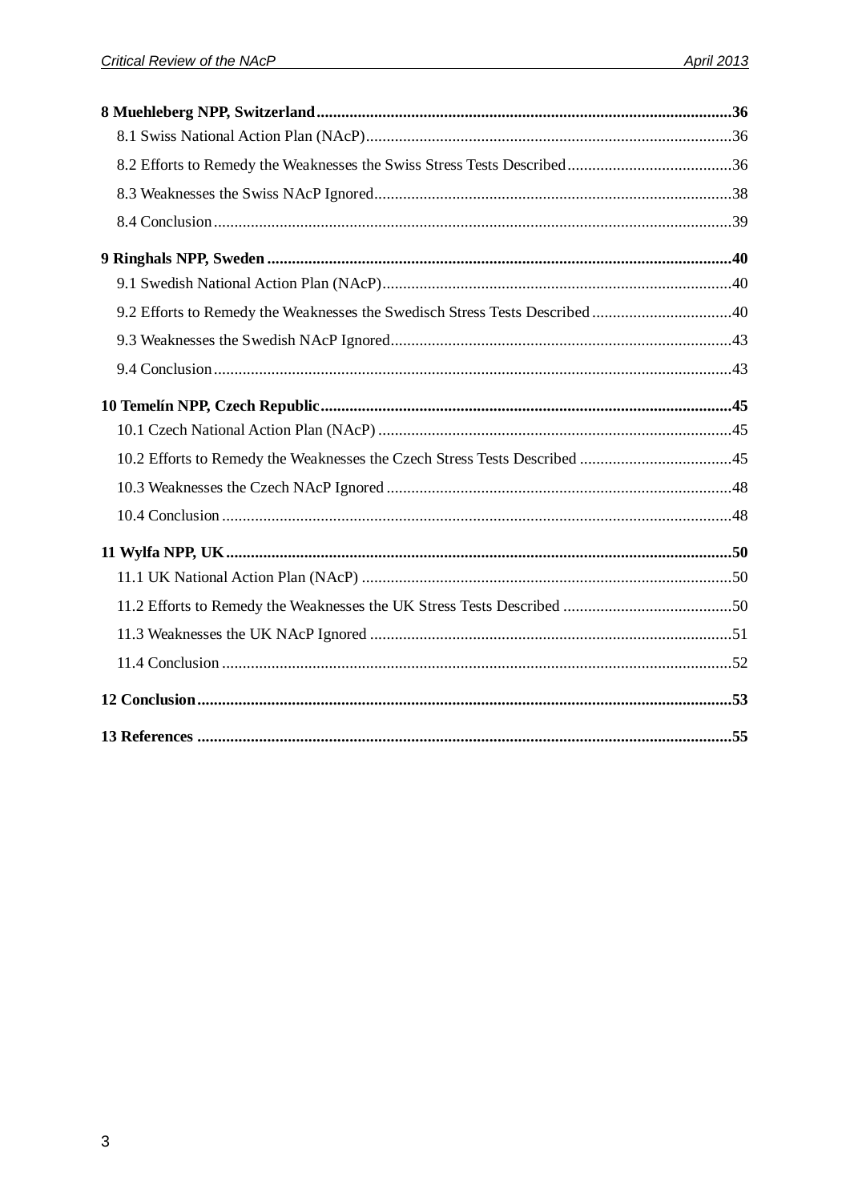**8 Muehleberg NPP, Switzerland** ... 36

8.1 Swiss National Action Plan (NAcP) ... 36

8.2 Efforts to Remedy the Weaknesses the Swiss Stress Tests Described ... 36

8.3 Weaknesses the Swiss NAcP Ignored ... 38

8.4 Conclusion ... 39

**9 Ringhals NPP, Sweden** ... 40

9.1 Swedish National Action Plan (NAcP) ... 40

9.2 Efforts to Remedy the Weaknesses the Swedisch Stress Tests Described ... 40

9.3 Weaknesses the Swedish NAcP Ignored ... 43

9.4 Conclusion ... 43

**10 Temelín NPP, Czech Republic** ... 45

10.1 Czech National Action Plan (NAcP) ... 45

10.2 Efforts to Remedy the Weaknesses the Czech Stress Tests Described ... 45

10.3 Weaknesses the Czech NAcP Ignored ... 48

10.4 Conclusion ... 48

**11 Wylfa NPP, UK** ... 50

11.1 UK National Action Plan (NAcP) ... 50

11.2 Efforts to Remedy the Weaknesses the UK Stress Tests Described ... 50

11.3 Weaknesses the UK NAcP Ignored ... 51

11.4 Conclusion ... 52

**12 Conclusion** ... 53

**13 References** ... 55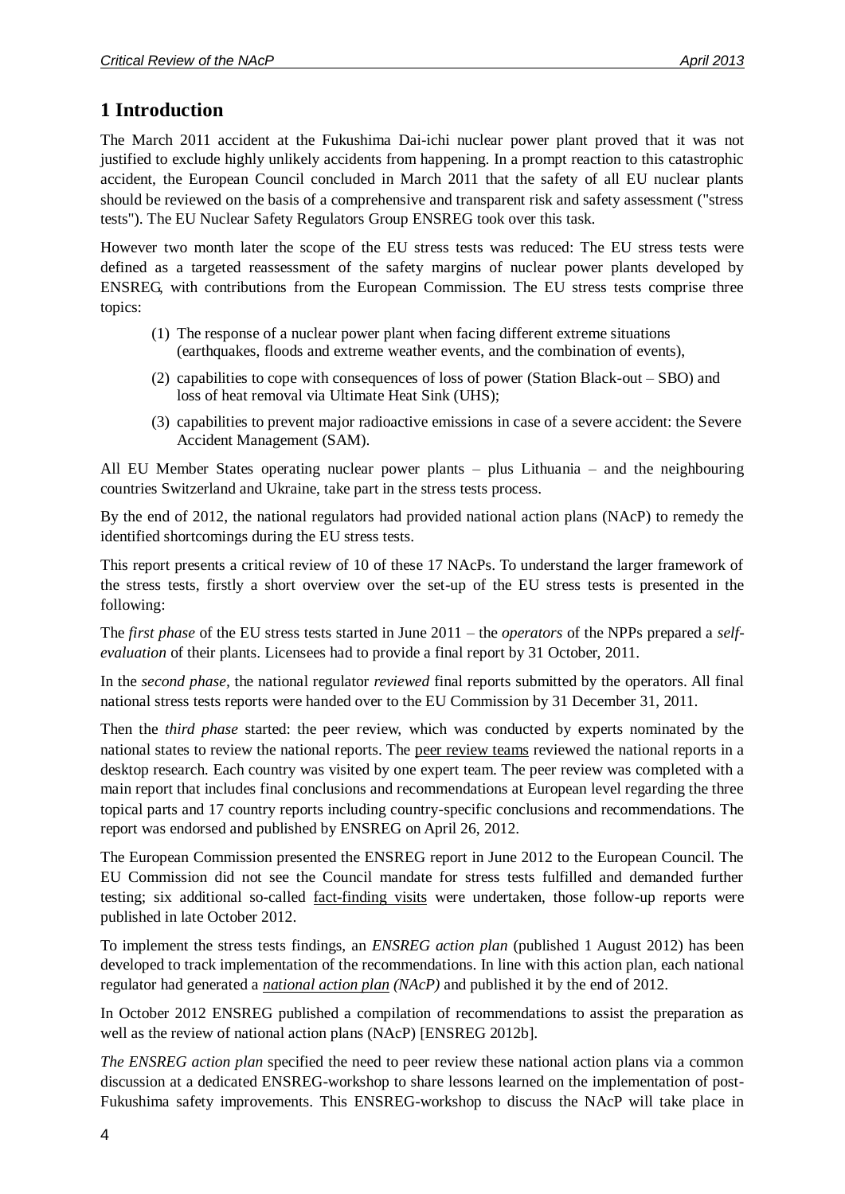# 1 Introduction

The March 2011 accident at the Fukushima Dai-ichi nuclear power plant proved that it was not justified to exclude highly unlikely accidents from happening. In a prompt reaction to this catastrophic accident, the European Council concluded in March 2011 that the safety of all EU nuclear plants should be reviewed on the basis of a comprehensive and transparent risk and safety assessment ("stress tests"). The EU Nuclear Safety Regulators Group ENSREG took over this task.

However two month later the scope of the EU stress tests was reduced: The EU stress tests were defined as a targeted reassessment of the safety margins of nuclear power plants developed by ENSREG, with contributions from the European Commission. The EU stress tests comprise three topics:

(1) The response of a nuclear power plant when facing different extreme situations (earthquakes, floods and extreme weather events, and the combination of events),

(2) capabilities to cope with consequences of loss of power (Station Black-out – SBO) and loss of heat removal via Ultimate Heat Sink (UHS);

(3) capabilities to prevent major radioactive emissions in case of a severe accident: the Severe Accident Management (SAM).

All EU Member States operating nuclear power plants – plus Lithuania – and the neighbouring countries Switzerland and Ukraine, take part in the stress tests process.

By the end of 2012, the national regulators had provided national action plans (NAcP) to remedy the identified shortcomings during the EU stress tests.

This report presents a critical review of 10 of these 17 NAcPs. To understand the larger framework of the stress tests, firstly a short overview over the set-up of the EU stress tests is presented in the following:

The *first phase* of the EU stress tests started in June 2011 – the *operators* of the NPPs prepared a *self-evaluation* of their plants. Licensees had to provide a final report by 31 October, 2011.

In the *second phase,* the national regulator *reviewed* final reports submitted by the operators. All final national stress tests reports were handed over to the EU Commission by 31 December 31, 2011.

Then the *third phase* started: the peer review, which was conducted by experts nominated by the national states to review the national reports. The peer review teams reviewed the national reports in a desktop research. Each country was visited by one expert team. The peer review was completed with a main report that includes final conclusions and recommendations at European level regarding the three topical parts and 17 country reports including country-specific conclusions and recommendations. The report was endorsed and published by ENSREG on April 26, 2012.

The European Commission presented the ENSREG report in June 2012 to the European Council. The EU Commission did not see the Council mandate for stress tests fulfilled and demanded further testing; six additional so-called fact-finding visits were undertaken, those follow-up reports were published in late October 2012.

To implement the stress tests findings, an *ENSREG action plan* (published 1 August 2012) has been developed to track implementation of the recommendations. In line with this action plan, each national regulator had generated a *national action plan (NAcP)* and published it by the end of 2012.

In October 2012 ENSREG published a compilation of recommendations to assist the preparation as well as the review of national action plans (NAcP) [ENSREG 2012b].

*The ENSREG action plan* specified the need to peer review these national action plans via a common discussion at a dedicated ENSREG-workshop to share lessons learned on the implementation of post-Fukushima safety improvements. This ENSREG-workshop to discuss the NAcP will take place in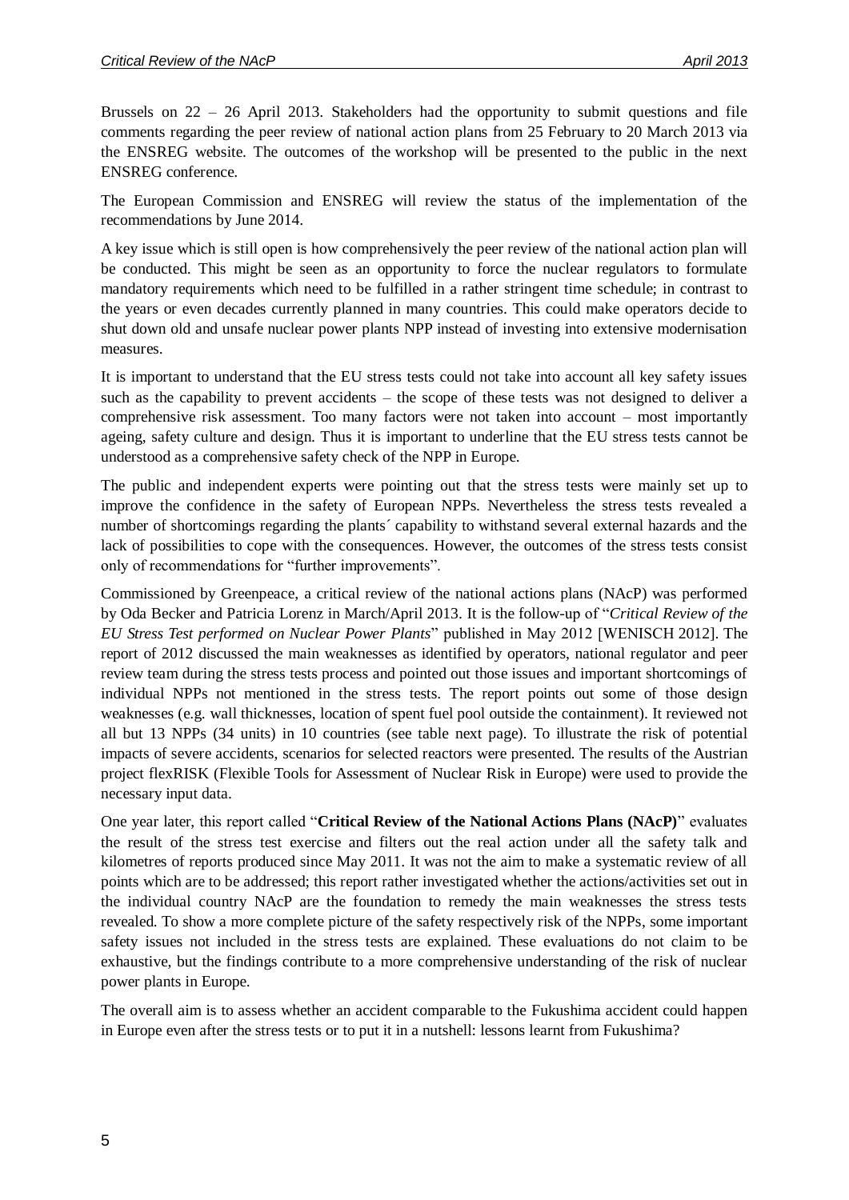Brussels on 22 – 26 April 2013. Stakeholders had the opportunity to submit questions and file comments regarding the peer review of national action plans from 25 February to 20 March 2013 via the ENSREG website. The outcomes of the workshop will be presented to the public in the next ENSREG conference.

The European Commission and ENSREG will review the status of the implementation of the recommendations by June 2014.

A key issue which is still open is how comprehensively the peer review of the national action plan will be conducted. This might be seen as an opportunity to force the nuclear regulators to formulate mandatory requirements which need to be fulfilled in a rather stringent time schedule; in contrast to the years or even decades currently planned in many countries. This could make operators decide to shut down old and unsafe nuclear power plants NPP instead of investing into extensive modernisation measures.

It is important to understand that the EU stress tests could not take into account all key safety issues such as the capability to prevent accidents – the scope of these tests was not designed to deliver a comprehensive risk assessment. Too many factors were not taken into account – most importantly ageing, safety culture and design. Thus it is important to underline that the EU stress tests cannot be understood as a comprehensive safety check of the NPP in Europe.

The public and independent experts were pointing out that the stress tests were mainly set up to improve the confidence in the safety of European NPPs. Nevertheless the stress tests revealed a number of shortcomings regarding the plants´ capability to withstand several external hazards and the lack of possibilities to cope with the consequences. However, the outcomes of the stress tests consist only of recommendations for "further improvements".

Commissioned by Greenpeace, a critical review of the national actions plans (NAcP) was performed by Oda Becker and Patricia Lorenz in March/April 2013. It is the follow-up of "*Critical Review of the EU Stress Test performed on Nuclear Power Plants*" published in May 2012 [WENISCH 2012]. The report of 2012 discussed the main weaknesses as identified by operators, national regulator and peer review team during the stress tests process and pointed out those issues and important shortcomings of individual NPPs not mentioned in the stress tests. The report points out some of those design weaknesses (e.g. wall thicknesses, location of spent fuel pool outside the containment). It reviewed not all but 13 NPPs (34 units) in 10 countries (see table next page). To illustrate the risk of potential impacts of severe accidents, scenarios for selected reactors were presented. The results of the Austrian project flexRISK (Flexible Tools for Assessment of Nuclear Risk in Europe) were used to provide the necessary input data.

One year later, this report called "**Critical Review of the National Actions Plans (NAcP)**" evaluates the result of the stress test exercise and filters out the real action under all the safety talk and kilometres of reports produced since May 2011. It was not the aim to make a systematic review of all points which are to be addressed; this report rather investigated whether the actions/activities set out in the individual country NAcP are the foundation to remedy the main weaknesses the stress tests revealed. To show a more complete picture of the safety respectively risk of the NPPs, some important safety issues not included in the stress tests are explained. These evaluations do not claim to be exhaustive, but the findings contribute to a more comprehensive understanding of the risk of nuclear power plants in Europe.

The overall aim is to assess whether an accident comparable to the Fukushima accident could happen in Europe even after the stress tests or to put it in a nutshell: lessons learnt from Fukushima?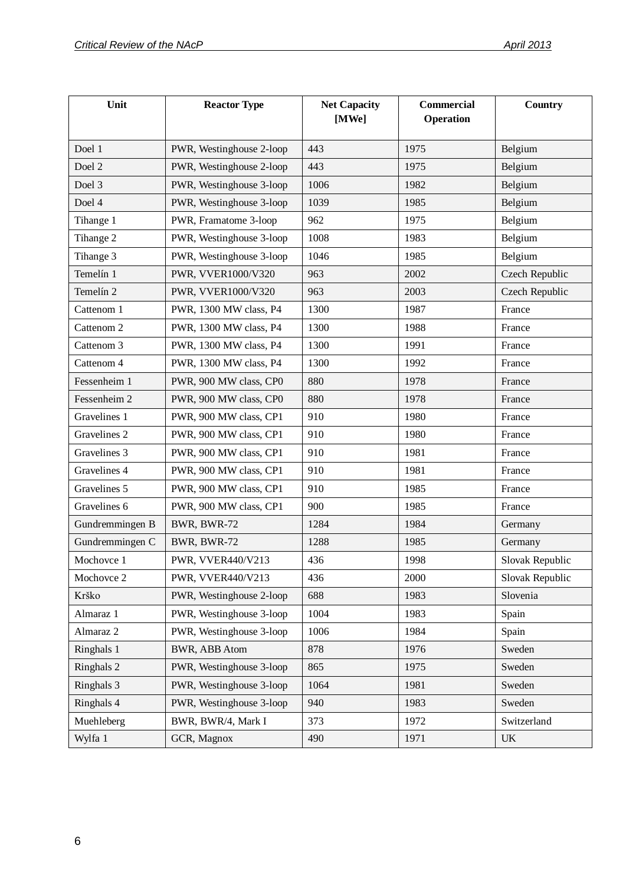| Unit | Reactor Type | Net Capacity [MWe] | Commercial Operation | Country |
|---|---|---|---|---|
| Doel 1 | PWR, Westinghouse 2-loop | 443 | 1975 | Belgium |
| Doel 2 | PWR, Westinghouse 2-loop | 443 | 1975 | Belgium |
| Doel 3 | PWR, Westinghouse 3-loop | 1006 | 1982 | Belgium |
| Doel 4 | PWR, Westinghouse 3-loop | 1039 | 1985 | Belgium |
| Tihange 1 | PWR, Framatome 3-loop | 962 | 1975 | Belgium |
| Tihange 2 | PWR, Westinghouse 3-loop | 1008 | 1983 | Belgium |
| Tihange 3 | PWR, Westinghouse 3-loop | 1046 | 1985 | Belgium |
| Temelín 1 | PWR, VVER1000/V320 | 963 | 2002 | Czech Republic |
| Temelín 2 | PWR, VVER1000/V320 | 963 | 2003 | Czech Republic |
| Cattenom 1 | PWR, 1300 MW class, P4 | 1300 | 1987 | France |
| Cattenom 2 | PWR, 1300 MW class, P4 | 1300 | 1988 | France |
| Cattenom 3 | PWR, 1300 MW class, P4 | 1300 | 1991 | France |
| Cattenom 4 | PWR, 1300 MW class, P4 | 1300 | 1992 | France |
| Fessenheim 1 | PWR, 900 MW class, CP0 | 880 | 1978 | France |
| Fessenheim 2 | PWR, 900 MW class, CP0 | 880 | 1978 | France |
| Gravelines 1 | PWR, 900 MW class, CP1 | 910 | 1980 | France |
| Gravelines 2 | PWR, 900 MW class, CP1 | 910 | 1980 | France |
| Gravelines 3 | PWR, 900 MW class, CP1 | 910 | 1981 | France |
| Gravelines 4 | PWR, 900 MW class, CP1 | 910 | 1981 | France |
| Gravelines 5 | PWR, 900 MW class, CP1 | 910 | 1985 | France |
| Gravelines 6 | PWR, 900 MW class, CP1 | 900 | 1985 | France |
| Gundremmingen B | BWR, BWR-72 | 1284 | 1984 | Germany |
| Gundremmingen C | BWR, BWR-72 | 1288 | 1985 | Germany |
| Mochovce 1 | PWR, VVER440/V213 | 436 | 1998 | Slovak Republic |
| Mochovce 2 | PWR, VVER440/V213 | 436 | 2000 | Slovak Republic |
| Krško | PWR, Westinghouse 2-loop | 688 | 1983 | Slovenia |
| Almaraz 1 | PWR, Westinghouse 3-loop | 1004 | 1983 | Spain |
| Almaraz 2 | PWR, Westinghouse 3-loop | 1006 | 1984 | Spain |
| Ringhals 1 | BWR, ABB Atom | 878 | 1976 | Sweden |
| Ringhals 2 | PWR, Westinghouse 3-loop | 865 | 1975 | Sweden |
| Ringhals 3 | PWR, Westinghouse 3-loop | 1064 | 1981 | Sweden |
| Ringhals 4 | PWR, Westinghouse 3-loop | 940 | 1983 | Sweden |
| Muehleberg | BWR, BWR/4, Mark I | 373 | 1972 | Switzerland |
| Wylfa 1 | GCR, Magnox | 490 | 1971 | UK |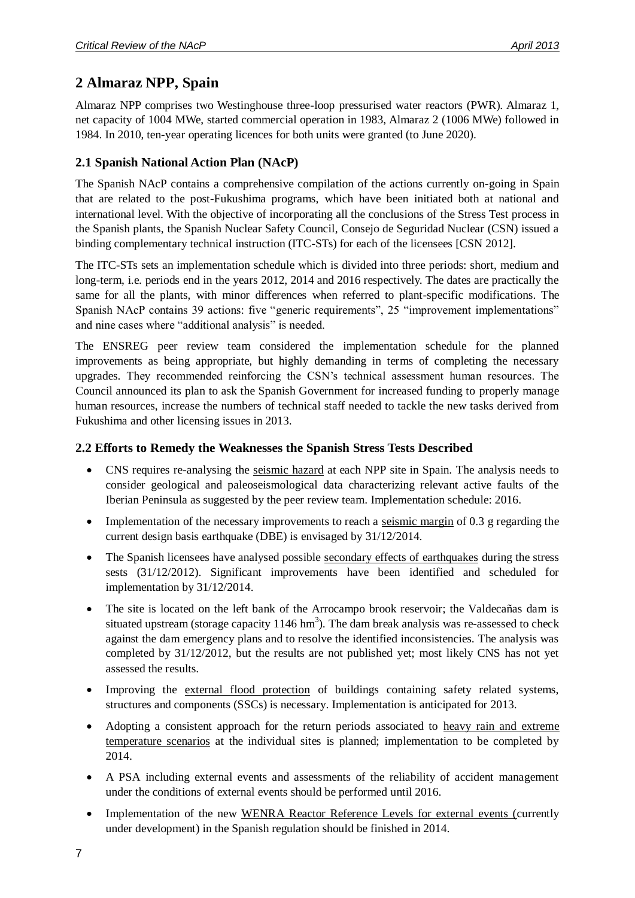## 2 Almaraz NPP, Spain

Almaraz NPP comprises two Westinghouse three-loop pressurised water reactors (PWR). Almaraz 1, net capacity of 1004 MWe, started commercial operation in 1983, Almaraz 2 (1006 MWe) followed in 1984. In 2010, ten-year operating licences for both units were granted (to June 2020).

### 2.1 Spanish National Action Plan (NAcP)

The Spanish NAcP contains a comprehensive compilation of the actions currently on-going in Spain that are related to the post-Fukushima programs, which have been initiated both at national and international level. With the objective of incorporating all the conclusions of the Stress Test process in the Spanish plants, the Spanish Nuclear Safety Council, Consejo de Seguridad Nuclear (CSN) issued a binding complementary technical instruction (ITC-STs) for each of the licensees [CSN 2012].

The ITC-STs sets an implementation schedule which is divided into three periods: short, medium and long-term, i.e. periods end in the years 2012, 2014 and 2016 respectively. The dates are practically the same for all the plants, with minor differences when referred to plant-specific modifications. The Spanish NAcP contains 39 actions: five "generic requirements", 25 "improvement implementations" and nine cases where "additional analysis" is needed.

The ENSREG peer review team considered the implementation schedule for the planned improvements as being appropriate, but highly demanding in terms of completing the necessary upgrades. They recommended reinforcing the CSN's technical assessment human resources. The Council announced its plan to ask the Spanish Government for increased funding to properly manage human resources, increase the numbers of technical staff needed to tackle the new tasks derived from Fukushima and other licensing issues in 2013.

### 2.2 Efforts to Remedy the Weaknesses the Spanish Stress Tests Described

- CNS requires re-analysing the seismic hazard at each NPP site in Spain. The analysis needs to consider geological and paleoseismological data characterizing relevant active faults of the Iberian Peninsula as suggested by the peer review team. Implementation schedule: 2016.
- Implementation of the necessary improvements to reach a seismic margin of 0.3 g regarding the current design basis earthquake (DBE) is envisaged by 31/12/2014.
- The Spanish licensees have analysed possible secondary effects of earthquakes during the stress sests (31/12/2012). Significant improvements have been identified and scheduled for implementation by 31/12/2014.
- The site is located on the left bank of the Arrocampo brook reservoir; the Valdecañas dam is situated upstream (storage capacity 1146 $hm^3$). The dam break analysis was re-assessed to check against the dam emergency plans and to resolve the identified inconsistencies. The analysis was completed by 31/12/2012, but the results are not published yet; most likely CNS has not yet assessed the results.
- Improving the external flood protection of buildings containing safety related systems, structures and components (SSCs) is necessary. Implementation is anticipated for 2013.
- Adopting a consistent approach for the return periods associated to heavy rain and extreme temperature scenarios at the individual sites is planned; implementation to be completed by 2014.
- A PSA including external events and assessments of the reliability of accident management under the conditions of external events should be performed until 2016.
- Implementation of the new WENRA Reactor Reference Levels for external events (currently under development) in the Spanish regulation should be finished in 2014.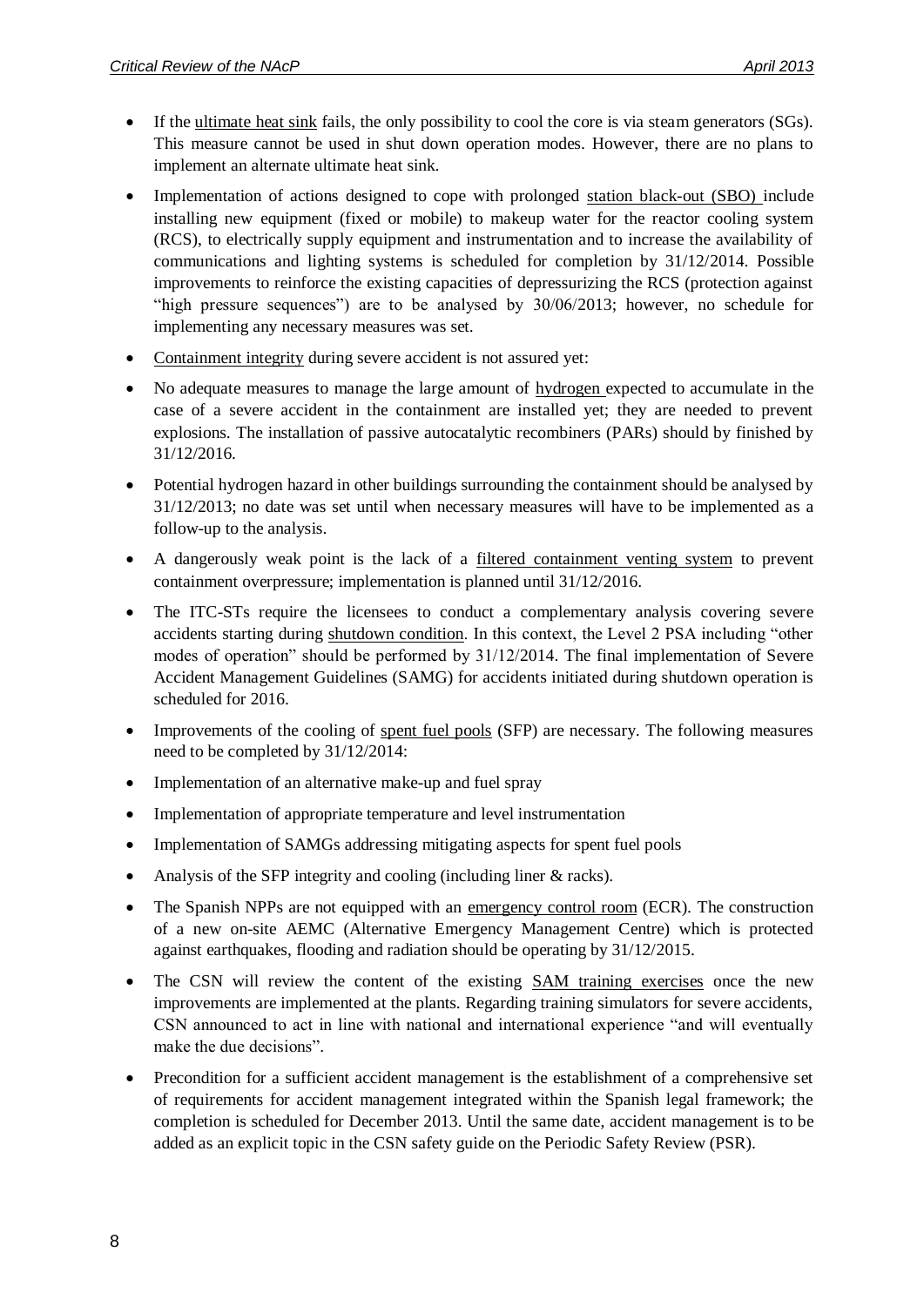- If the ultimate heat sink fails, the only possibility to cool the core is via steam generators (SGs). This measure cannot be used in shut down operation modes. However, there are no plans to implement an alternate ultimate heat sink.
- Implementation of actions designed to cope with prolonged station black-out (SBO) include installing new equipment (fixed or mobile) to makeup water for the reactor cooling system (RCS), to electrically supply equipment and instrumentation and to increase the availability of communications and lighting systems is scheduled for completion by 31/12/2014. Possible improvements to reinforce the existing capacities of depressurizing the RCS (protection against "high pressure sequences") are to be analysed by 30/06/2013; however, no schedule for implementing any necessary measures was set.
- Containment integrity during severe accident is not assured yet:
- No adequate measures to manage the large amount of hydrogen expected to accumulate in the case of a severe accident in the containment are installed yet; they are needed to prevent explosions. The installation of passive autocatalytic recombiners (PARs) should by finished by 31/12/2016.
- Potential hydrogen hazard in other buildings surrounding the containment should be analysed by 31/12/2013; no date was set until when necessary measures will have to be implemented as a follow-up to the analysis.
- A dangerously weak point is the lack of a filtered containment venting system to prevent containment overpressure; implementation is planned until 31/12/2016.
- The ITC-STs require the licensees to conduct a complementary analysis covering severe accidents starting during shutdown condition. In this context, the Level 2 PSA including "other modes of operation" should be performed by 31/12/2014. The final implementation of Severe Accident Management Guidelines (SAMG) for accidents initiated during shutdown operation is scheduled for 2016.
- Improvements of the cooling of spent fuel pools (SFP) are necessary. The following measures need to be completed by 31/12/2014:
- Implementation of an alternative make-up and fuel spray
- Implementation of appropriate temperature and level instrumentation
- Implementation of SAMGs addressing mitigating aspects for spent fuel pools
- Analysis of the SFP integrity and cooling (including liner & racks).
- The Spanish NPPs are not equipped with an emergency control room (ECR). The construction of a new on-site AEMC (Alternative Emergency Management Centre) which is protected against earthquakes, flooding and radiation should be operating by 31/12/2015.
- The CSN will review the content of the existing SAM training exercises once the new improvements are implemented at the plants. Regarding training simulators for severe accidents, CSN announced to act in line with national and international experience "and will eventually make the due decisions".
- Precondition for a sufficient accident management is the establishment of a comprehensive set of requirements for accident management integrated within the Spanish legal framework; the completion is scheduled for December 2013. Until the same date, accident management is to be added as an explicit topic in the CSN safety guide on the Periodic Safety Review (PSR).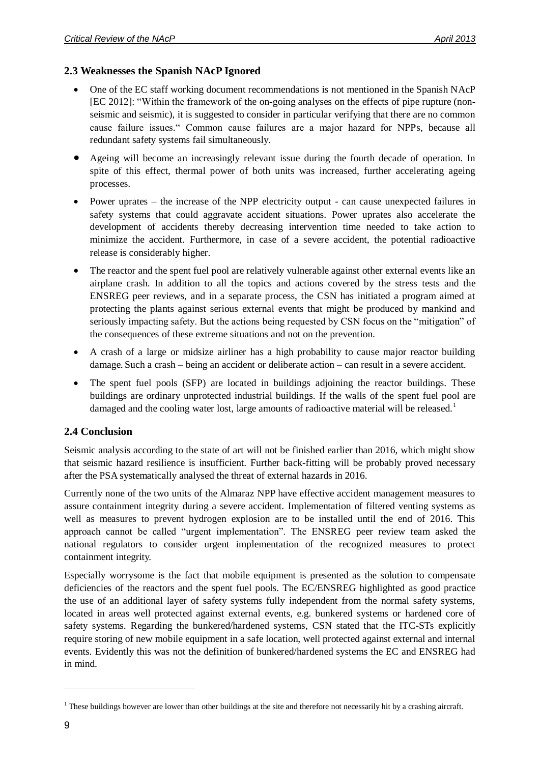## 2.3 Weaknesses the Spanish NAcP Ignored

- One of the EC staff working document recommendations is not mentioned in the Spanish NAcP [EC 2012]: "Within the framework of the on-going analyses on the effects of pipe rupture (non-seismic and seismic), it is suggested to consider in particular verifying that there are no common cause failure issues." Common cause failures are a major hazard for NPPs, because all redundant safety systems fail simultaneously.
- Ageing will become an increasingly relevant issue during the fourth decade of operation. In spite of this effect, thermal power of both units was increased, further accelerating ageing processes.
- Power uprates – the increase of the NPP electricity output - can cause unexpected failures in safety systems that could aggravate accident situations. Power uprates also accelerate the development of accidents thereby decreasing intervention time needed to take action to minimize the accident. Furthermore, in case of a severe accident, the potential radioactive release is considerably higher.
- The reactor and the spent fuel pool are relatively vulnerable against other external events like an airplane crash. In addition to all the topics and actions covered by the stress tests and the ENSREG peer reviews, and in a separate process, the CSN has initiated a program aimed at protecting the plants against serious external events that might be produced by mankind and seriously impacting safety. But the actions being requested by CSN focus on the "mitigation" of the consequences of these extreme situations and not on the prevention.
- A crash of a large or midsize airliner has a high probability to cause major reactor building damage. Such a crash – being an accident or deliberate action – can result in a severe accident.
- The spent fuel pools (SFP) are located in buildings adjoining the reactor buildings. These buildings are ordinary unprotected industrial buildings. If the walls of the spent fuel pool are damaged and the cooling water lost, large amounts of radioactive material will be released.[1]

## 2.4 Conclusion

Seismic analysis according to the state of art will not be finished earlier than 2016, which might show that seismic hazard resilience is insufficient. Further back-fitting will be probably proved necessary after the PSA systematically analysed the threat of external hazards in 2016.

Currently none of the two units of the Almaraz NPP have effective accident management measures to assure containment integrity during a severe accident. Implementation of filtered venting systems as well as measures to prevent hydrogen explosion are to be installed until the end of 2016. This approach cannot be called "urgent implementation". The ENSREG peer review team asked the national regulators to consider urgent implementation of the recognized measures to protect containment integrity.

Especially worrysome is the fact that mobile equipment is presented as the solution to compensate deficiencies of the reactors and the spent fuel pools. The EC/ENSREG highlighted as good practice the use of an additional layer of safety systems fully independent from the normal safety systems, located in areas well protected against external events, e.g. bunkered systems or hardened core of safety systems. Regarding the bunkered/hardened systems, CSN stated that the ITC-STs explicitly require storing of new mobile equipment in a safe location, well protected against external and internal events. Evidently this was not the definition of bunkered/hardened systems the EC and ENSREG had in mind.

---

[1] These buildings however are lower than other buildings at the site and therefore not necessarily hit by a crashing aircraft.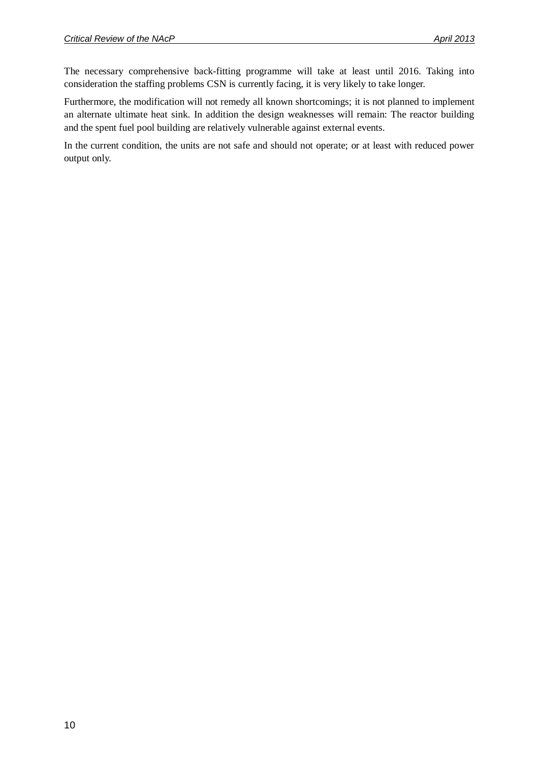The necessary comprehensive back-fitting programme will take at least until 2016. Taking into consideration the staffing problems CSN is currently facing, it is very likely to take longer.

Furthermore, the modification will not remedy all known shortcomings; it is not planned to implement an alternate ultimate heat sink. In addition the design weaknesses will remain: The reactor building and the spent fuel pool building are relatively vulnerable against external events.

In the current condition, the units are not safe and should not operate; or at least with reduced power output only.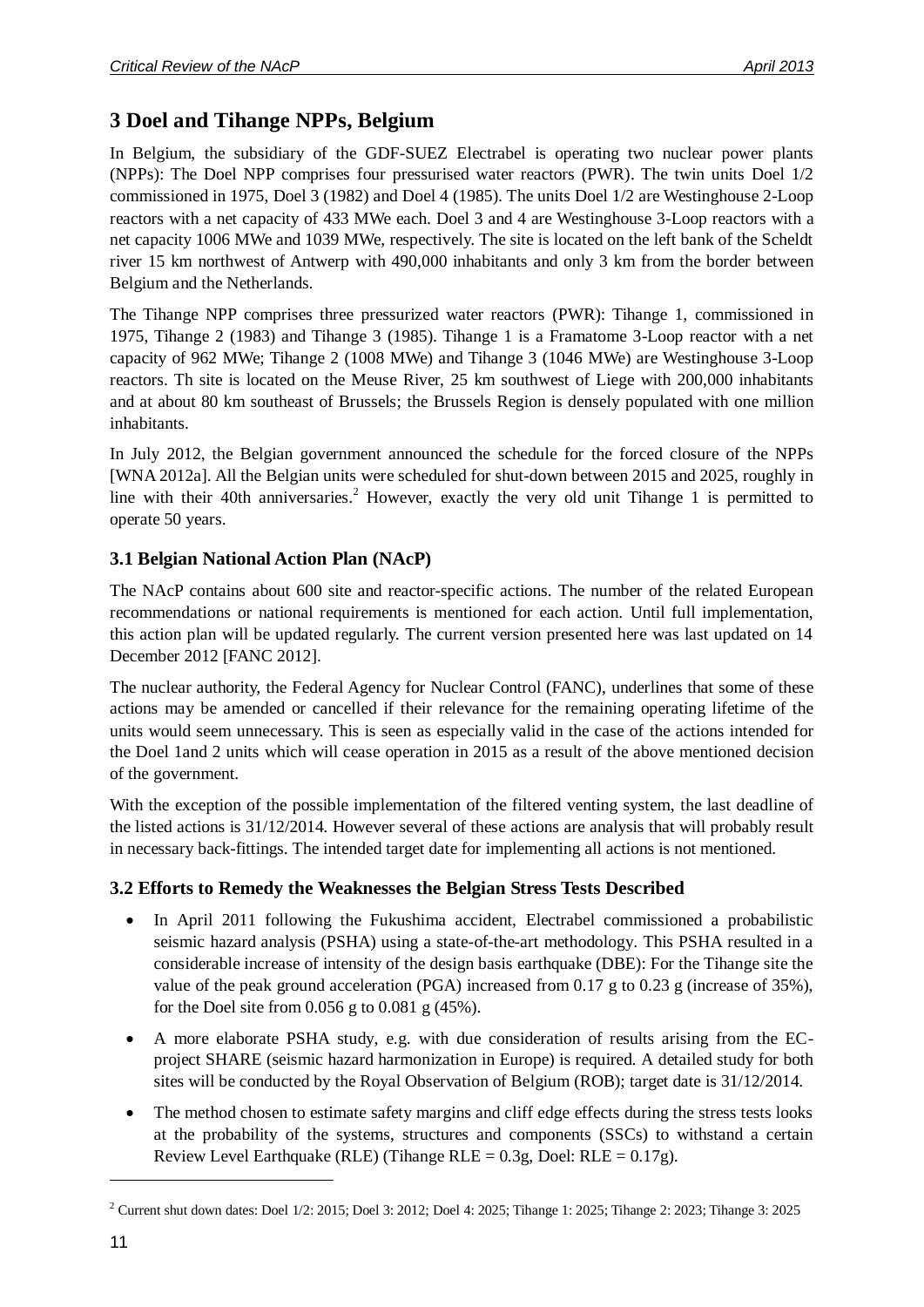# 3 Doel and Tihange NPPs, Belgium

In Belgium, the subsidiary of the GDF-SUEZ Electrabel is operating two nuclear power plants (NPPs): The Doel NPP comprises four pressurised water reactors (PWR). The twin units Doel 1/2 commissioned in 1975, Doel 3 (1982) and Doel 4 (1985). The units Doel 1/2 are Westinghouse 2-Loop reactors with a net capacity of 433 MWe each. Doel 3 and 4 are Westinghouse 3-Loop reactors with a net capacity 1006 MWe and 1039 MWe, respectively. The site is located on the left bank of the Scheldt river 15 km northwest of Antwerp with 490,000 inhabitants and only 3 km from the border between Belgium and the Netherlands.

The Tihange NPP comprises three pressurized water reactors (PWR): Tihange 1, commissioned in 1975, Tihange 2 (1983) and Tihange 3 (1985). Tihange 1 is a Framatome 3-Loop reactor with a net capacity of 962 MWe; Tihange 2 (1008 MWe) and Tihange 3 (1046 MWe) are Westinghouse 3-Loop reactors. Th site is located on the Meuse River, 25 km southwest of Liege with 200,000 inhabitants and at about 80 km southeast of Brussels; the Brussels Region is densely populated with one million inhabitants.

In July 2012, the Belgian government announced the schedule for the forced closure of the NPPs [WNA 2012a]. All the Belgian units were scheduled for shut-down between 2015 and 2025, roughly in line with their 40th anniversaries.[2] However, exactly the very old unit Tihange 1 is permitted to operate 50 years.

## 3.1 Belgian National Action Plan (NAcP)

The NAcP contains about 600 site and reactor-specific actions. The number of the related European recommendations or national requirements is mentioned for each action. Until full implementation, this action plan will be updated regularly. The current version presented here was last updated on 14 December 2012 [FANC 2012].

The nuclear authority, the Federal Agency for Nuclear Control (FANC), underlines that some of these actions may be amended or cancelled if their relevance for the remaining operating lifetime of the units would seem unnecessary. This is seen as especially valid in the case of the actions intended for the Doel 1and 2 units which will cease operation in 2015 as a result of the above mentioned decision of the government.

With the exception of the possible implementation of the filtered venting system, the last deadline of the listed actions is 31/12/2014. However several of these actions are analysis that will probably result in necessary back-fittings. The intended target date for implementing all actions is not mentioned.

## 3.2 Efforts to Remedy the Weaknesses the Belgian Stress Tests Described

- In April 2011 following the Fukushima accident, Electrabel commissioned a probabilistic seismic hazard analysis (PSHA) using a state-of-the-art methodology. This PSHA resulted in a considerable increase of intensity of the design basis earthquake (DBE): For the Tihange site the value of the peak ground acceleration (PGA) increased from 0.17 g to 0.23 g (increase of 35%), for the Doel site from 0.056 g to 0.081 g (45%).
- A more elaborate PSHA study, e.g. with due consideration of results arising from the EC-project SHARE (seismic hazard harmonization in Europe) is required. A detailed study for both sites will be conducted by the Royal Observation of Belgium (ROB); target date is 31/12/2014.
- The method chosen to estimate safety margins and cliff edge effects during the stress tests looks at the probability of the systems, structures and components (SSCs) to withstand a certain Review Level Earthquake (RLE) (Tihange RLE = 0.3g, Doel: RLE = 0.17g).

[2] Current shut down dates: Doel 1/2: 2015; Doel 3: 2012; Doel 4: 2025; Tihange 1: 2025; Tihange 2: 2023; Tihange 3: 2025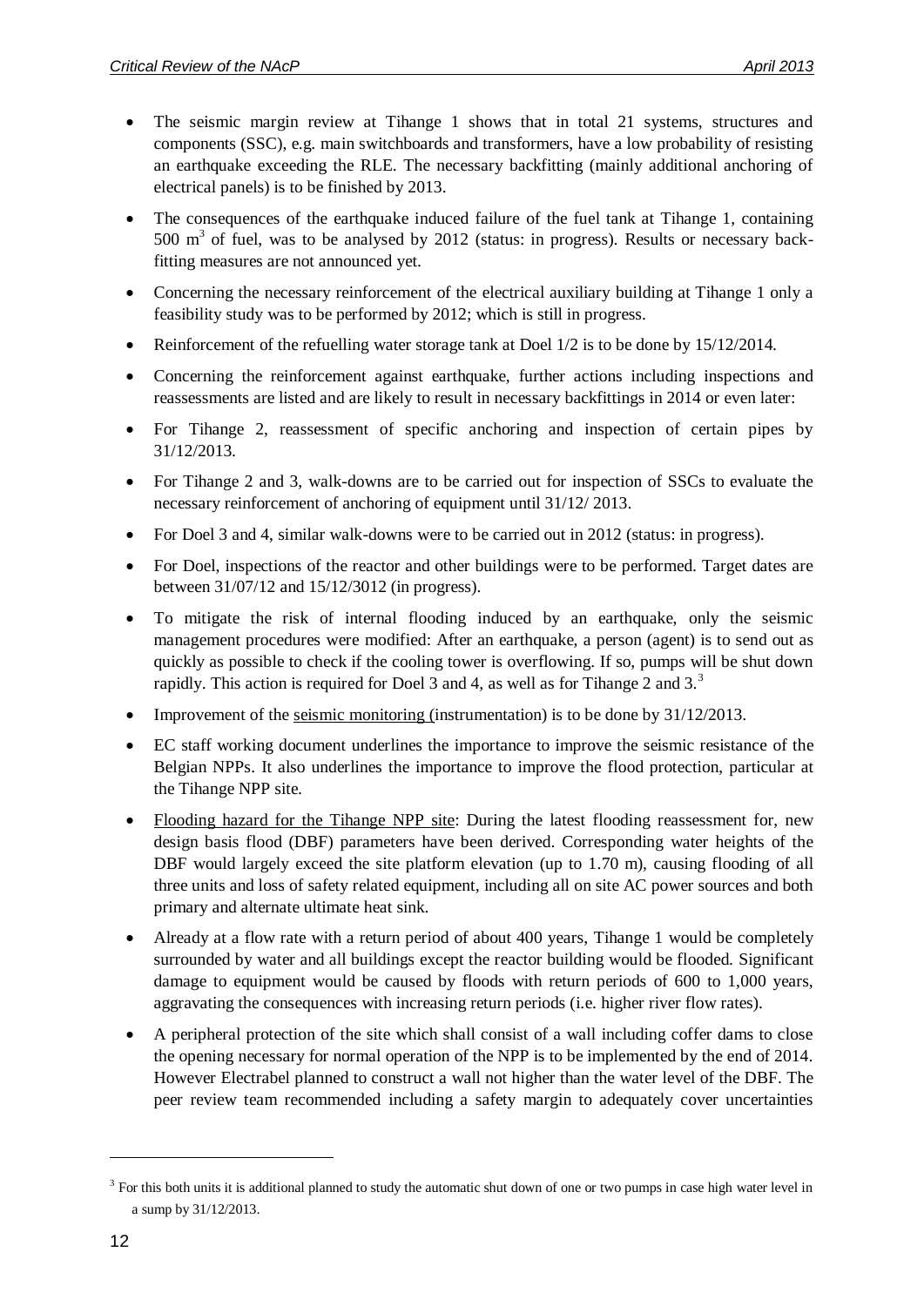- The seismic margin review at Tihange 1 shows that in total 21 systems, structures and components (SSC), e.g. main switchboards and transformers, have a low probability of resisting an earthquake exceeding the RLE. The necessary backfitting (mainly additional anchoring of electrical panels) is to be finished by 2013.
- The consequences of the earthquake induced failure of the fuel tank at Tihange 1, containing 500 $m^3$ of fuel, was to be analysed by 2012 (status: in progress). Results or necessary back-fitting measures are not announced yet.
- Concerning the necessary reinforcement of the electrical auxiliary building at Tihange 1 only a feasibility study was to be performed by 2012; which is still in progress.
- Reinforcement of the refuelling water storage tank at Doel 1/2 is to be done by 15/12/2014.
- Concerning the reinforcement against earthquake, further actions including inspections and reassessments are listed and are likely to result in necessary backfittings in 2014 or even later:
- For Tihange 2, reassessment of specific anchoring and inspection of certain pipes by 31/12/2013.
- For Tihange 2 and 3, walk-downs are to be carried out for inspection of SSCs to evaluate the necessary reinforcement of anchoring of equipment until 31/12/ 2013.
- For Doel 3 and 4, similar walk-downs were to be carried out in 2012 (status: in progress).
- For Doel, inspections of the reactor and other buildings were to be performed. Target dates are between 31/07/12 and 15/12/3012 (in progress).
- To mitigate the risk of internal flooding induced by an earthquake, only the seismic management procedures were modified: After an earthquake, a person (agent) is to send out as quickly as possible to check if the cooling tower is overflowing. If so, pumps will be shut down rapidly. This action is required for Doel 3 and 4, as well as for Tihange 2 and 3.[3]
- Improvement of the seismic monitoring (instrumentation) is to be done by 31/12/2013.
- EC staff working document underlines the importance to improve the seismic resistance of the Belgian NPPs. It also underlines the importance to improve the flood protection, particular at the Tihange NPP site.
- Flooding hazard for the Tihange NPP site: During the latest flooding reassessment for, new design basis flood (DBF) parameters have been derived. Corresponding water heights of the DBF would largely exceed the site platform elevation (up to 1.70 m), causing flooding of all three units and loss of safety related equipment, including all on site AC power sources and both primary and alternate ultimate heat sink.
- Already at a flow rate with a return period of about 400 years, Tihange 1 would be completely surrounded by water and all buildings except the reactor building would be flooded. Significant damage to equipment would be caused by floods with return periods of 600 to 1,000 years, aggravating the consequences with increasing return periods (i.e. higher river flow rates).
- A peripheral protection of the site which shall consist of a wall including coffer dams to close the opening necessary for normal operation of the NPP is to be implemented by the end of 2014. However Electrabel planned to construct a wall not higher than the water level of the DBF. The peer review team recommended including a safety margin to adequately cover uncertainties

[3] For this both units it is additional planned to study the automatic shut down of one or two pumps in case high water level in a sump by 31/12/2013.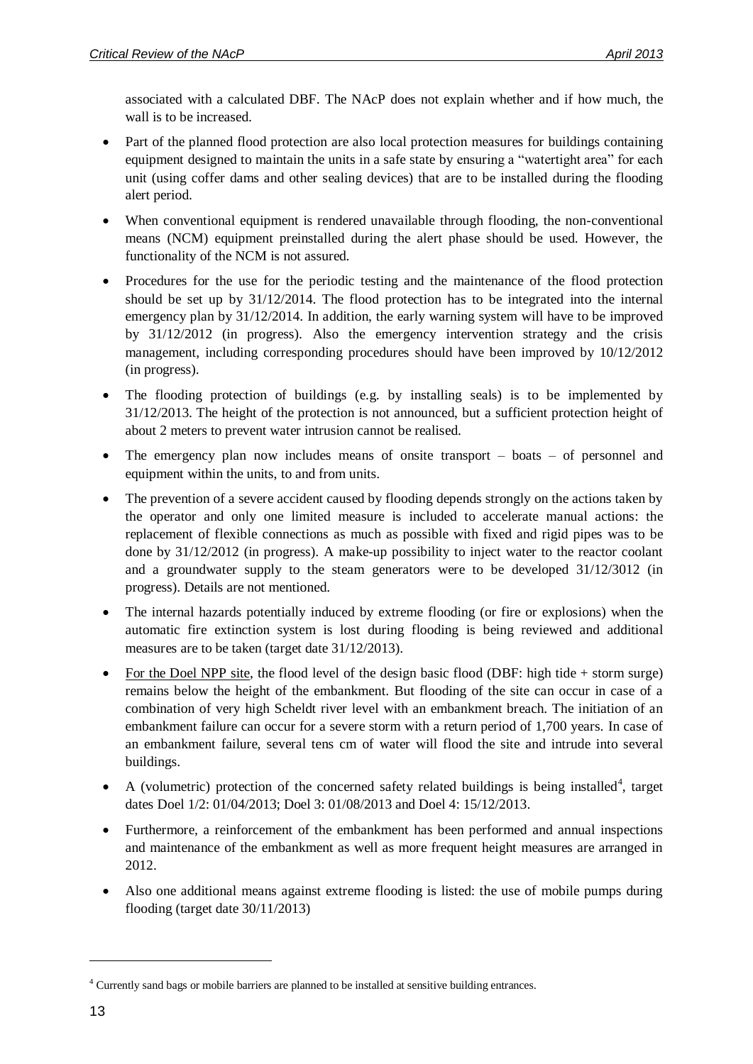associated with a calculated DBF. The NAcP does not explain whether and if how much, the wall is to be increased.

- Part of the planned flood protection are also local protection measures for buildings containing equipment designed to maintain the units in a safe state by ensuring a "watertight area" for each unit (using coffer dams and other sealing devices) that are to be installed during the flooding alert period.
- When conventional equipment is rendered unavailable through flooding, the non-conventional means (NCM) equipment preinstalled during the alert phase should be used. However, the functionality of the NCM is not assured.
- Procedures for the use for the periodic testing and the maintenance of the flood protection should be set up by 31/12/2014. The flood protection has to be integrated into the internal emergency plan by 31/12/2014. In addition, the early warning system will have to be improved by 31/12/2012 (in progress). Also the emergency intervention strategy and the crisis management, including corresponding procedures should have been improved by 10/12/2012 (in progress).
- The flooding protection of buildings (e.g. by installing seals) is to be implemented by 31/12/2013. The height of the protection is not announced, but a sufficient protection height of about 2 meters to prevent water intrusion cannot be realised.
- The emergency plan now includes means of onsite transport – boats – of personnel and equipment within the units, to and from units.
- The prevention of a severe accident caused by flooding depends strongly on the actions taken by the operator and only one limited measure is included to accelerate manual actions: the replacement of flexible connections as much as possible with fixed and rigid pipes was to be done by 31/12/2012 (in progress). A make-up possibility to inject water to the reactor coolant and a groundwater supply to the steam generators were to be developed 31/12/3012 (in progress). Details are not mentioned.
- The internal hazards potentially induced by extreme flooding (or fire or explosions) when the automatic fire extinction system is lost during flooding is being reviewed and additional measures are to be taken (target date 31/12/2013).
- For the Doel NPP site, the flood level of the design basic flood (DBF: high tide + storm surge) remains below the height of the embankment. But flooding of the site can occur in case of a combination of very high Scheldt river level with an embankment breach. The initiation of an embankment failure can occur for a severe storm with a return period of 1,700 years. In case of an embankment failure, several tens cm of water will flood the site and intrude into several buildings.
- A (volumetric) protection of the concerned safety related buildings is being installed[4], target dates Doel 1/2: 01/04/2013; Doel 3: 01/08/2013 and Doel 4: 15/12/2013.
- Furthermore, a reinforcement of the embankment has been performed and annual inspections and maintenance of the embankment as well as more frequent height measures are arranged in 2012.
- Also one additional means against extreme flooding is listed: the use of mobile pumps during flooding (target date 30/11/2013)

[4] Currently sand bags or mobile barriers are planned to be installed at sensitive building entrances.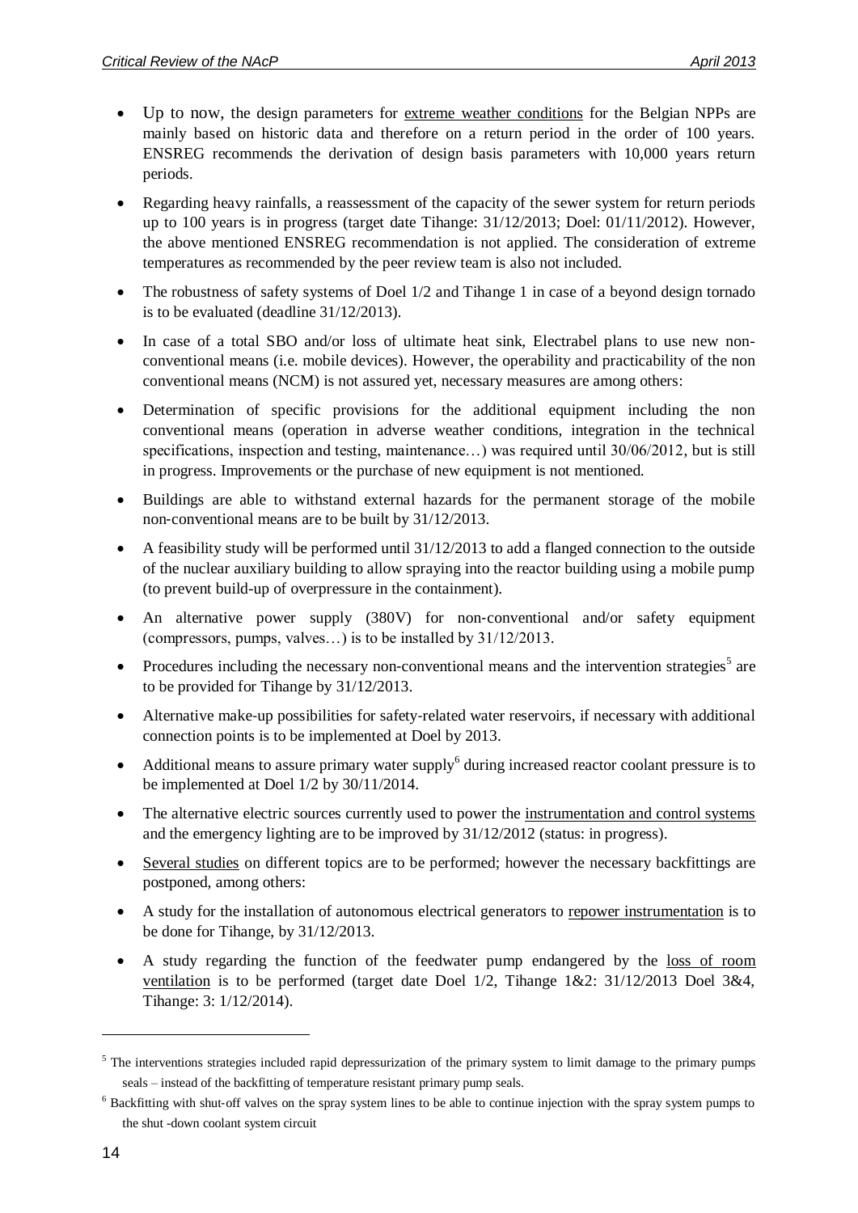- Up to now, the design parameters for <u>extreme weather conditions</u> for the Belgian NPPs are mainly based on historic data and therefore on a return period in the order of 100 years. ENSREG recommends the derivation of design basis parameters with 10,000 years return periods.
- Regarding heavy rainfalls, a reassessment of the capacity of the sewer system for return periods up to 100 years is in progress (target date Tihange: 31/12/2013; Doel: 01/11/2012). However, the above mentioned ENSREG recommendation is not applied. The consideration of extreme temperatures as recommended by the peer review team is also not included.
- The robustness of safety systems of Doel 1/2 and Tihange 1 in case of a beyond design tornado is to be evaluated (deadline 31/12/2013).
- In case of a total SBO and/or loss of ultimate heat sink, Electrabel plans to use new non-conventional means (i.e. mobile devices). However, the operability and practicability of the non conventional means (NCM) is not assured yet, necessary measures are among others:
- Determination of specific provisions for the additional equipment including the non conventional means (operation in adverse weather conditions, integration in the technical specifications, inspection and testing, maintenance…) was required until 30/06/2012, but is still in progress. Improvements or the purchase of new equipment is not mentioned.
- Buildings are able to withstand external hazards for the permanent storage of the mobile non-conventional means are to be built by 31/12/2013.
- A feasibility study will be performed until 31/12/2013 to add a flanged connection to the outside of the nuclear auxiliary building to allow spraying into the reactor building using a mobile pump (to prevent build-up of overpressure in the containment).
- An alternative power supply (380V) for non-conventional and/or safety equipment (compressors, pumps, valves…) is to be installed by 31/12/2013.
- Procedures including the necessary non-conventional means and the intervention strategies[5] are to be provided for Tihange by 31/12/2013.
- Alternative make-up possibilities for safety-related water reservoirs, if necessary with additional connection points is to be implemented at Doel by 2013.
- Additional means to assure primary water supply[6] during increased reactor coolant pressure is to be implemented at Doel 1/2 by 30/11/2014.
- The alternative electric sources currently used to power the <u>instrumentation and control systems</u> and the emergency lighting are to be improved by 31/12/2012 (status: in progress).
- <u>Several studies</u> on different topics are to be performed; however the necessary backfittings are postponed, among others:
- A study for the installation of autonomous electrical generators to <u>repower instrumentation</u> is to be done for Tihange, by 31/12/2013.
- A study regarding the function of the feedwater pump endangered by the <u>loss of room ventilation</u> is to be performed (target date Doel 1/2, Tihange 1&2: 31/12/2013 Doel 3&4, Tihange: 3: 1/12/2014).

---

[5] The interventions strategies included rapid depressurization of the primary system to limit damage to the primary pumps seals – instead of the backfitting of temperature resistant primary pump seals.

[6] Backfitting with shut-off valves on the spray system lines to be able to continue injection with the spray system pumps to the shut -down coolant system circuit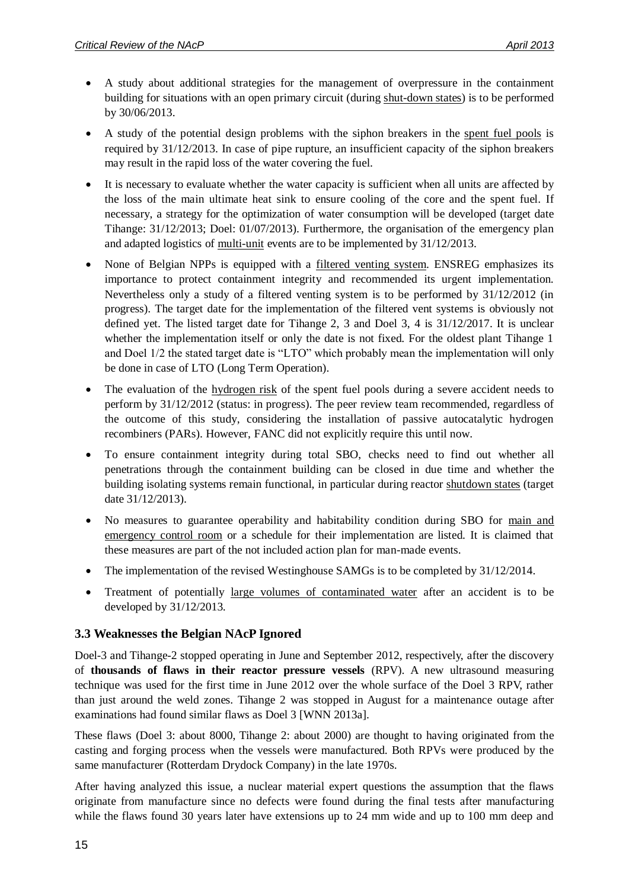- A study about additional strategies for the management of overpressure in the containment building for situations with an open primary circuit (during shut-down states) is to be performed by 30/06/2013.
- A study of the potential design problems with the siphon breakers in the spent fuel pools is required by 31/12/2013. In case of pipe rupture, an insufficient capacity of the siphon breakers may result in the rapid loss of the water covering the fuel.
- It is necessary to evaluate whether the water capacity is sufficient when all units are affected by the loss of the main ultimate heat sink to ensure cooling of the core and the spent fuel. If necessary, a strategy for the optimization of water consumption will be developed (target date Tihange: 31/12/2013; Doel: 01/07/2013). Furthermore, the organisation of the emergency plan and adapted logistics of multi-unit events are to be implemented by 31/12/2013.
- None of Belgian NPPs is equipped with a filtered venting system. ENSREG emphasizes its importance to protect containment integrity and recommended its urgent implementation. Nevertheless only a study of a filtered venting system is to be performed by 31/12/2012 (in progress). The target date for the implementation of the filtered vent systems is obviously not defined yet. The listed target date for Tihange 2, 3 and Doel 3, 4 is 31/12/2017. It is unclear whether the implementation itself or only the date is not fixed. For the oldest plant Tihange 1 and Doel 1/2 the stated target date is "LTO" which probably mean the implementation will only be done in case of LTO (Long Term Operation).
- The evaluation of the hydrogen risk of the spent fuel pools during a severe accident needs to perform by 31/12/2012 (status: in progress). The peer review team recommended, regardless of the outcome of this study, considering the installation of passive autocatalytic hydrogen recombiners (PARs). However, FANC did not explicitly require this until now.
- To ensure containment integrity during total SBO, checks need to find out whether all penetrations through the containment building can be closed in due time and whether the building isolating systems remain functional, in particular during reactor shutdown states (target date 31/12/2013).
- No measures to guarantee operability and habitability condition during SBO for main and emergency control room or a schedule for their implementation are listed. It is claimed that these measures are part of the not included action plan for man-made events.
- The implementation of the revised Westinghouse SAMGs is to be completed by 31/12/2014.
- Treatment of potentially large volumes of contaminated water after an accident is to be developed by 31/12/2013.

### 3.3 Weaknesses the Belgian NAcP Ignored

Doel-3 and Tihange-2 stopped operating in June and September 2012, respectively, after the discovery of **thousands of flaws in their reactor pressure vessels** (RPV). A new ultrasound measuring technique was used for the first time in June 2012 over the whole surface of the Doel 3 RPV, rather than just around the weld zones. Tihange 2 was stopped in August for a maintenance outage after examinations had found similar flaws as Doel 3 [WNN 2013a].

These flaws (Doel 3: about 8000, Tihange 2: about 2000) are thought to having originated from the casting and forging process when the vessels were manufactured. Both RPVs were produced by the same manufacturer (Rotterdam Drydock Company) in the late 1970s.

After having analyzed this issue, a nuclear material expert questions the assumption that the flaws originate from manufacture since no defects were found during the final tests after manufacturing while the flaws found 30 years later have extensions up to 24 mm wide and up to 100 mm deep and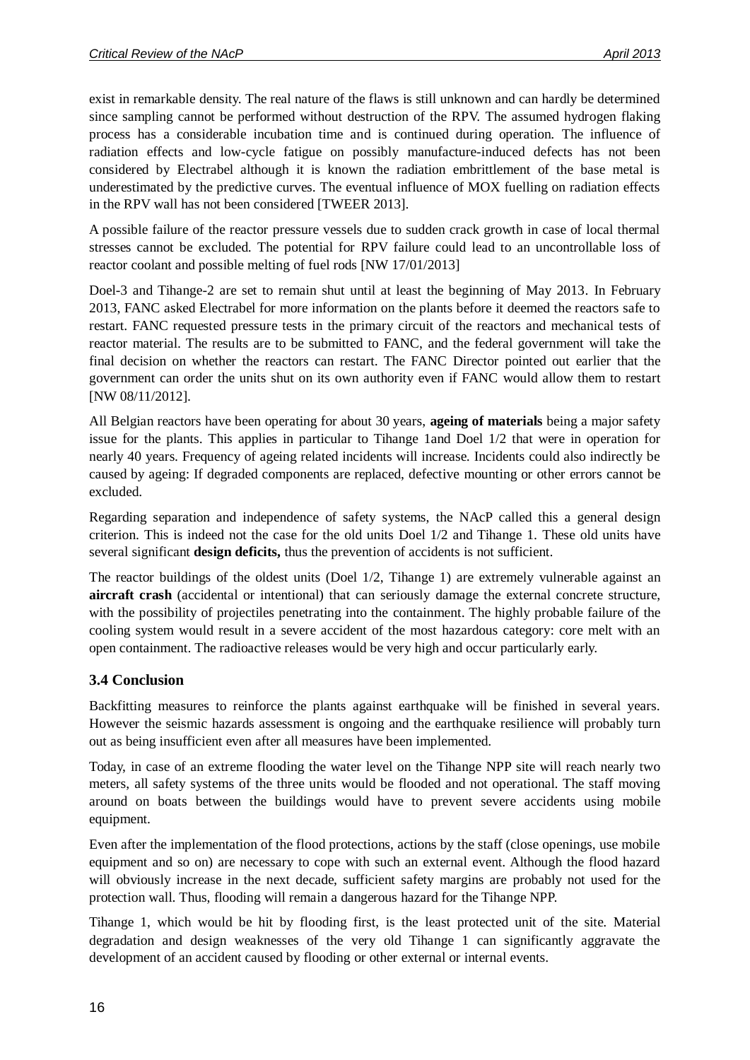exist in remarkable density. The real nature of the flaws is still unknown and can hardly be determined since sampling cannot be performed without destruction of the RPV. The assumed hydrogen flaking process has a considerable incubation time and is continued during operation. The influence of radiation effects and low-cycle fatigue on possibly manufacture-induced defects has not been considered by Electrabel although it is known the radiation embrittlement of the base metal is underestimated by the predictive curves. The eventual influence of MOX fuelling on radiation effects in the RPV wall has not been considered [TWEER 2013].

A possible failure of the reactor pressure vessels due to sudden crack growth in case of local thermal stresses cannot be excluded. The potential for RPV failure could lead to an uncontrollable loss of reactor coolant and possible melting of fuel rods [NW 17/01/2013]

Doel-3 and Tihange-2 are set to remain shut until at least the beginning of May 2013. In February 2013, FANC asked Electrabel for more information on the plants before it deemed the reactors safe to restart. FANC requested pressure tests in the primary circuit of the reactors and mechanical tests of reactor material. The results are to be submitted to FANC, and the federal government will take the final decision on whether the reactors can restart. The FANC Director pointed out earlier that the government can order the units shut on its own authority even if FANC would allow them to restart [NW 08/11/2012].

All Belgian reactors have been operating for about 30 years, **ageing of materials** being a major safety issue for the plants. This applies in particular to Tihange 1and Doel 1/2 that were in operation for nearly 40 years. Frequency of ageing related incidents will increase. Incidents could also indirectly be caused by ageing: If degraded components are replaced, defective mounting or other errors cannot be excluded.

Regarding separation and independence of safety systems, the NAcP called this a general design criterion. This is indeed not the case for the old units Doel 1/2 and Tihange 1. These old units have several significant **design deficits,** thus the prevention of accidents is not sufficient.

The reactor buildings of the oldest units (Doel 1/2, Tihange 1) are extremely vulnerable against an **aircraft crash** (accidental or intentional) that can seriously damage the external concrete structure, with the possibility of projectiles penetrating into the containment. The highly probable failure of the cooling system would result in a severe accident of the most hazardous category: core melt with an open containment. The radioactive releases would be very high and occur particularly early.

### 3.4 Conclusion

Backfitting measures to reinforce the plants against earthquake will be finished in several years. However the seismic hazards assessment is ongoing and the earthquake resilience will probably turn out as being insufficient even after all measures have been implemented.

Today, in case of an extreme flooding the water level on the Tihange NPP site will reach nearly two meters, all safety systems of the three units would be flooded and not operational. The staff moving around on boats between the buildings would have to prevent severe accidents using mobile equipment.

Even after the implementation of the flood protections, actions by the staff (close openings, use mobile equipment and so on) are necessary to cope with such an external event. Although the flood hazard will obviously increase in the next decade, sufficient safety margins are probably not used for the protection wall. Thus, flooding will remain a dangerous hazard for the Tihange NPP.

Tihange 1, which would be hit by flooding first, is the least protected unit of the site. Material degradation and design weaknesses of the very old Tihange 1 can significantly aggravate the development of an accident caused by flooding or other external or internal events.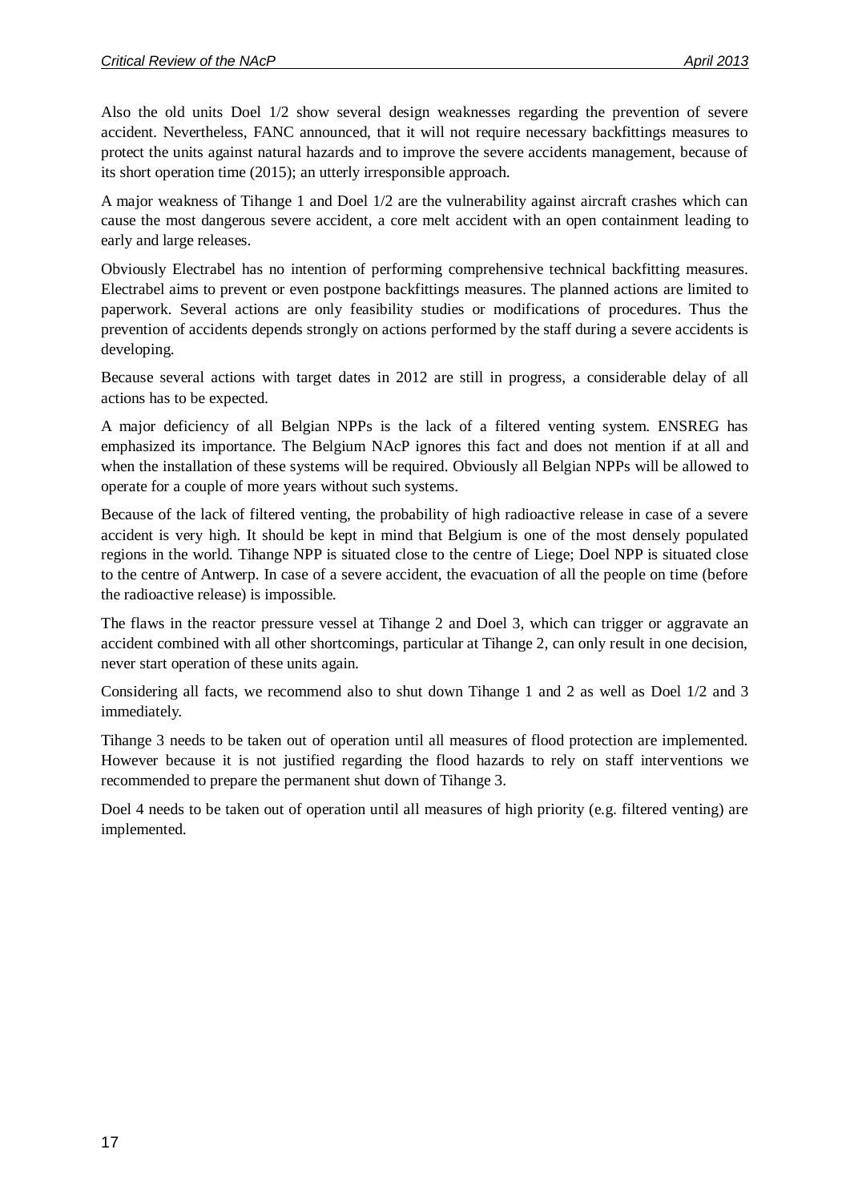Also the old units Doel 1/2 show several design weaknesses regarding the prevention of severe accident. Nevertheless, FANC announced, that it will not require necessary backfittings measures to protect the units against natural hazards and to improve the severe accidents management, because of its short operation time (2015); an utterly irresponsible approach.

A major weakness of Tihange 1 and Doel 1/2 are the vulnerability against aircraft crashes which can cause the most dangerous severe accident, a core melt accident with an open containment leading to early and large releases.

Obviously Electrabel has no intention of performing comprehensive technical backfitting measures. Electrabel aims to prevent or even postpone backfittings measures. The planned actions are limited to paperwork. Several actions are only feasibility studies or modifications of procedures. Thus the prevention of accidents depends strongly on actions performed by the staff during a severe accidents is developing.

Because several actions with target dates in 2012 are still in progress, a considerable delay of all actions has to be expected.

A major deficiency of all Belgian NPPs is the lack of a filtered venting system. ENSREG has emphasized its importance. The Belgium NAcP ignores this fact and does not mention if at all and when the installation of these systems will be required. Obviously all Belgian NPPs will be allowed to operate for a couple of more years without such systems.

Because of the lack of filtered venting, the probability of high radioactive release in case of a severe accident is very high. It should be kept in mind that Belgium is one of the most densely populated regions in the world. Tihange NPP is situated close to the centre of Liege; Doel NPP is situated close to the centre of Antwerp. In case of a severe accident, the evacuation of all the people on time (before the radioactive release) is impossible.

The flaws in the reactor pressure vessel at Tihange 2 and Doel 3, which can trigger or aggravate an accident combined with all other shortcomings, particular at Tihange 2, can only result in one decision, never start operation of these units again.

Considering all facts, we recommend also to shut down Tihange 1 and 2 as well as Doel 1/2 and 3 immediately.

Tihange 3 needs to be taken out of operation until all measures of flood protection are implemented. However because it is not justified regarding the flood hazards to rely on staff interventions we recommended to prepare the permanent shut down of Tihange 3.

Doel 4 needs to be taken out of operation until all measures of high priority (e.g. filtered venting) are implemented.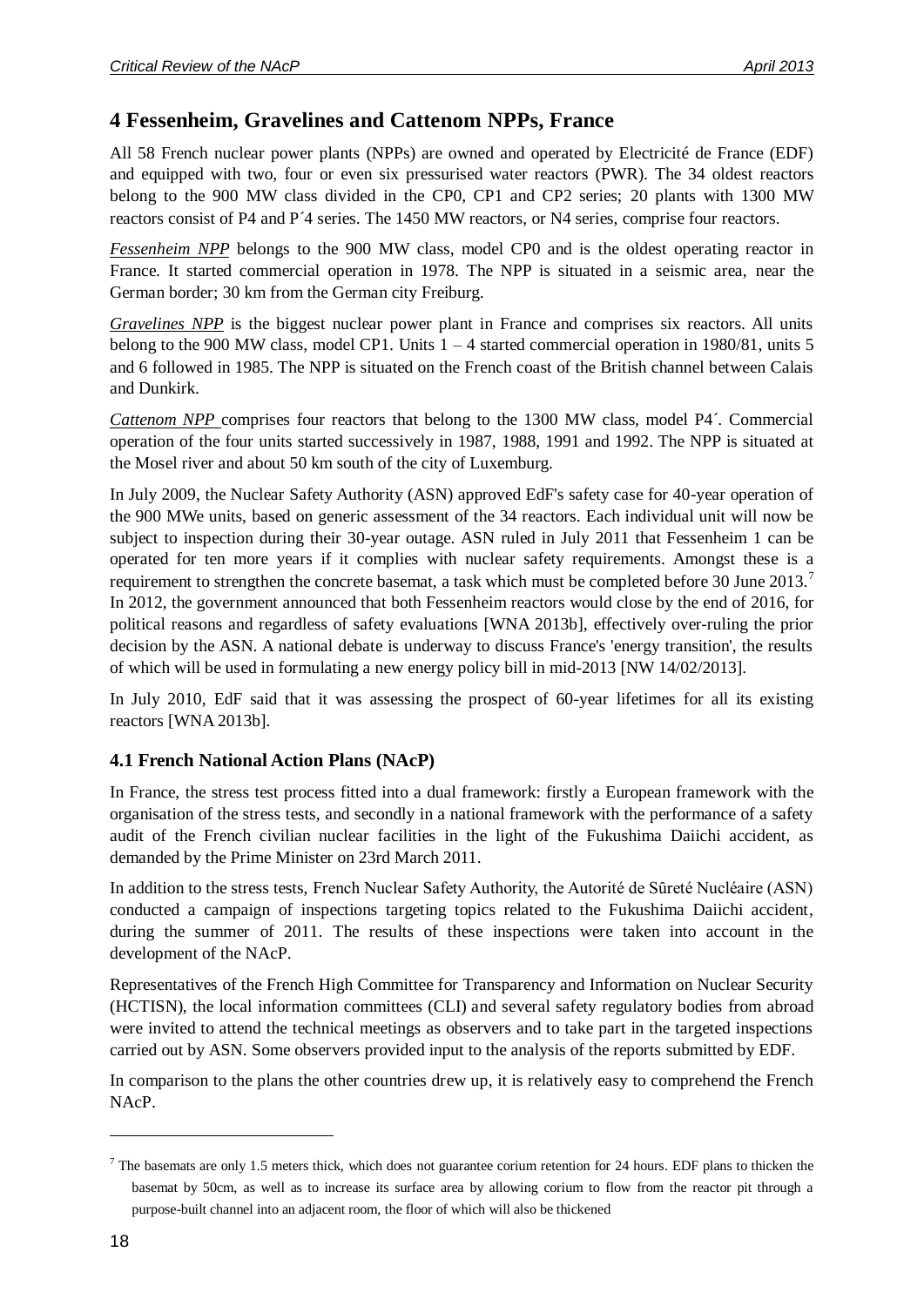# 4 Fessenheim, Gravelines and Cattenom NPPs, France

All 58 French nuclear power plants (NPPs) are owned and operated by Electricité de France (EDF) and equipped with two, four or even six pressurised water reactors (PWR). The 34 oldest reactors belong to the 900 MW class divided in the CP0, CP1 and CP2 series; 20 plants with 1300 MW reactors consist of P4 and P´4 series. The 1450 MW reactors, or N4 series, comprise four reactors.

*Fessenheim NPP* belongs to the 900 MW class, model CP0 and is the oldest operating reactor in France. It started commercial operation in 1978. The NPP is situated in a seismic area, near the German border; 30 km from the German city Freiburg.

*Gravelines NPP* is the biggest nuclear power plant in France and comprises six reactors. All units belong to the 900 MW class, model CP1. Units 1 – 4 started commercial operation in 1980/81, units 5 and 6 followed in 1985. The NPP is situated on the French coast of the British channel between Calais and Dunkirk.

*Cattenom NPP* comprises four reactors that belong to the 1300 MW class, model P4´. Commercial operation of the four units started successively in 1987, 1988, 1991 and 1992. The NPP is situated at the Mosel river and about 50 km south of the city of Luxemburg.

In July 2009, the Nuclear Safety Authority (ASN) approved EdF's safety case for 40-year operation of the 900 MWe units, based on generic assessment of the 34 reactors. Each individual unit will now be subject to inspection during their 30-year outage. ASN ruled in July 2011 that Fessenheim 1 can be operated for ten more years if it complies with nuclear safety requirements. Amongst these is a requirement to strengthen the concrete basemat, a task which must be completed before 30 June 2013.[7] In 2012, the government announced that both Fessenheim reactors would close by the end of 2016, for political reasons and regardless of safety evaluations [WNA 2013b], effectively over-ruling the prior decision by the ASN. A national debate is underway to discuss France's 'energy transition', the results of which will be used in formulating a new energy policy bill in mid-2013 [NW 14/02/2013].

In July 2010, EdF said that it was assessing the prospect of 60-year lifetimes for all its existing reactors [WNA 2013b].

## 4.1 French National Action Plans (NAcP)

In France, the stress test process fitted into a dual framework: firstly a European framework with the organisation of the stress tests, and secondly in a national framework with the performance of a safety audit of the French civilian nuclear facilities in the light of the Fukushima Daiichi accident, as demanded by the Prime Minister on 23rd March 2011.

In addition to the stress tests, French Nuclear Safety Authority, the Autorité de Sûreté Nucléaire (ASN) conducted a campaign of inspections targeting topics related to the Fukushima Daiichi accident, during the summer of 2011. The results of these inspections were taken into account in the development of the NAcP.

Representatives of the French High Committee for Transparency and Information on Nuclear Security (HCTISN), the local information committees (CLI) and several safety regulatory bodies from abroad were invited to attend the technical meetings as observers and to take part in the targeted inspections carried out by ASN. Some observers provided input to the analysis of the reports submitted by EDF.

In comparison to the plans the other countries drew up, it is relatively easy to comprehend the French NAcP.

---

[7] The basemats are only 1.5 meters thick, which does not guarantee corium retention for 24 hours. EDF plans to thicken the basemat by 50cm, as well as to increase its surface area by allowing corium to flow from the reactor pit through a purpose-built channel into an adjacent room, the floor of which will also be thickened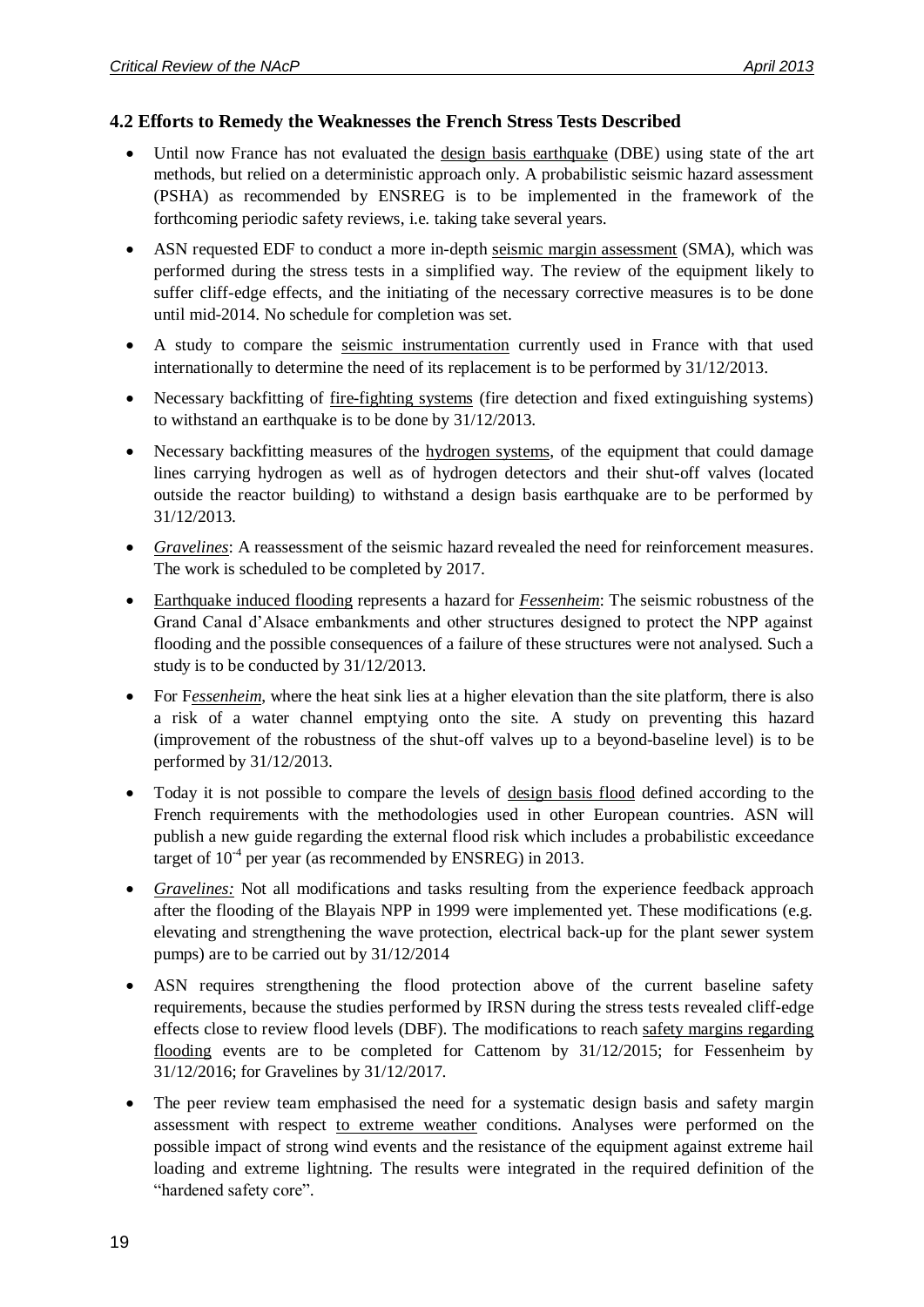### 4.2 Efforts to Remedy the Weaknesses the French Stress Tests Described

- Until now France has not evaluated the design basis earthquake (DBE) using state of the art methods, but relied on a deterministic approach only. A probabilistic seismic hazard assessment (PSHA) as recommended by ENSREG is to be implemented in the framework of the forthcoming periodic safety reviews, i.e. taking take several years.
- ASN requested EDF to conduct a more in-depth seismic margin assessment (SMA), which was performed during the stress tests in a simplified way. The review of the equipment likely to suffer cliff-edge effects, and the initiating of the necessary corrective measures is to be done until mid-2014. No schedule for completion was set.
- A study to compare the seismic instrumentation currently used in France with that used internationally to determine the need of its replacement is to be performed by 31/12/2013.
- Necessary backfitting of fire-fighting systems (fire detection and fixed extinguishing systems) to withstand an earthquake is to be done by 31/12/2013.
- Necessary backfitting measures of the hydrogen systems, of the equipment that could damage lines carrying hydrogen as well as of hydrogen detectors and their shut-off valves (located outside the reactor building) to withstand a design basis earthquake are to be performed by 31/12/2013.
- *Gravelines*: A reassessment of the seismic hazard revealed the need for reinforcement measures. The work is scheduled to be completed by 2017.
- Earthquake induced flooding represents a hazard for ***Fessenheim***: The seismic robustness of the Grand Canal d'Alsace embankments and other structures designed to protect the NPP against flooding and the possible consequences of a failure of these structures were not analysed. Such a study is to be conducted by 31/12/2013.
- For F*essenheim*, where the heat sink lies at a higher elevation than the site platform, there is also a risk of a water channel emptying onto the site. A study on preventing this hazard (improvement of the robustness of the shut-off valves up to a beyond-baseline level) is to be performed by 31/12/2013.
- Today it is not possible to compare the levels of design basis flood defined according to the French requirements with the methodologies used in other European countries. ASN will publish a new guide regarding the external flood risk which includes a probabilistic exceedance target of $10^{-4}$ per year (as recommended by ENSREG) in 2013.
- *Gravelines:* Not all modifications and tasks resulting from the experience feedback approach after the flooding of the Blayais NPP in 1999 were implemented yet. These modifications (e.g. elevating and strengthening the wave protection, electrical back-up for the plant sewer system pumps) are to be carried out by 31/12/2014
- ASN requires strengthening the flood protection above of the current baseline safety requirements, because the studies performed by IRSN during the stress tests revealed cliff-edge effects close to review flood levels (DBF). The modifications to reach safety margins regarding flooding events are to be completed for Cattenom by 31/12/2015; for Fessenheim by 31/12/2016; for Gravelines by 31/12/2017.
- The peer review team emphasised the need for a systematic design basis and safety margin assessment with respect to extreme weather conditions. Analyses were performed on the possible impact of strong wind events and the resistance of the equipment against extreme hail loading and extreme lightning. The results were integrated in the required definition of the "hardened safety core".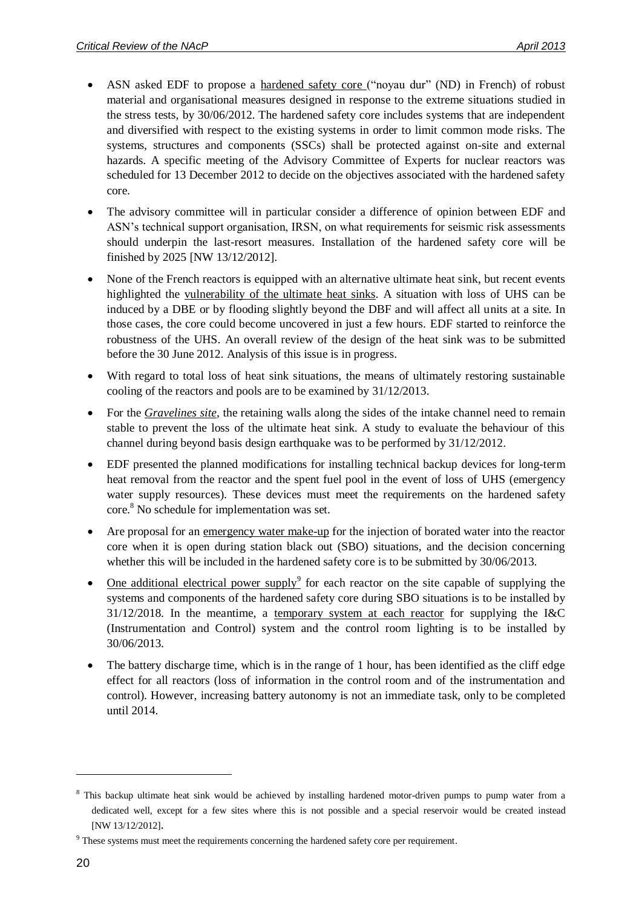- ASN asked EDF to propose a hardened safety core ("noyau dur" (ND) in French) of robust material and organisational measures designed in response to the extreme situations studied in the stress tests, by 30/06/2012. The hardened safety core includes systems that are independent and diversified with respect to the existing systems in order to limit common mode risks. The systems, structures and components (SSCs) shall be protected against on-site and external hazards. A specific meeting of the Advisory Committee of Experts for nuclear reactors was scheduled for 13 December 2012 to decide on the objectives associated with the hardened safety core.

- The advisory committee will in particular consider a difference of opinion between EDF and ASN's technical support organisation, IRSN, on what requirements for seismic risk assessments should underpin the last-resort measures. Installation of the hardened safety core will be finished by 2025 [NW 13/12/2012].

- None of the French reactors is equipped with an alternative ultimate heat sink, but recent events highlighted the vulnerability of the ultimate heat sinks. A situation with loss of UHS can be induced by a DBE or by flooding slightly beyond the DBF and will affect all units at a site. In those cases, the core could become uncovered in just a few hours. EDF started to reinforce the robustness of the UHS. An overall review of the design of the heat sink was to be submitted before the 30 June 2012. Analysis of this issue is in progress.

- With regard to total loss of heat sink situations, the means of ultimately restoring sustainable cooling of the reactors and pools are to be examined by 31/12/2013.

- For the *Gravelines site*, the retaining walls along the sides of the intake channel need to remain stable to prevent the loss of the ultimate heat sink. A study to evaluate the behaviour of this channel during beyond basis design earthquake was to be performed by 31/12/2012.

- EDF presented the planned modifications for installing technical backup devices for long-term heat removal from the reactor and the spent fuel pool in the event of loss of UHS (emergency water supply resources). These devices must meet the requirements on the hardened safety core.[8] No schedule for implementation was set.

- Are proposal for an emergency water make-up for the injection of borated water into the reactor core when it is open during station black out (SBO) situations, and the decision concerning whether this will be included in the hardened safety core is to be submitted by 30/06/2013.

- One additional electrical power supply[9] for each reactor on the site capable of supplying the systems and components of the hardened safety core during SBO situations is to be installed by 31/12/2018. In the meantime, a temporary system at each reactor for supplying the I&C (Instrumentation and Control) system and the control room lighting is to be installed by 30/06/2013.

- The battery discharge time, which is in the range of 1 hour, has been identified as the cliff edge effect for all reactors (loss of information in the control room and of the instrumentation and control). However, increasing battery autonomy is not an immediate task, only to be completed until 2014.

---

[8] This backup ultimate heat sink would be achieved by installing hardened motor-driven pumps to pump water from a dedicated well, except for a few sites where this is not possible and a special reservoir would be created instead [NW 13/12/2012].

[9] These systems must meet the requirements concerning the hardened safety core per requirement.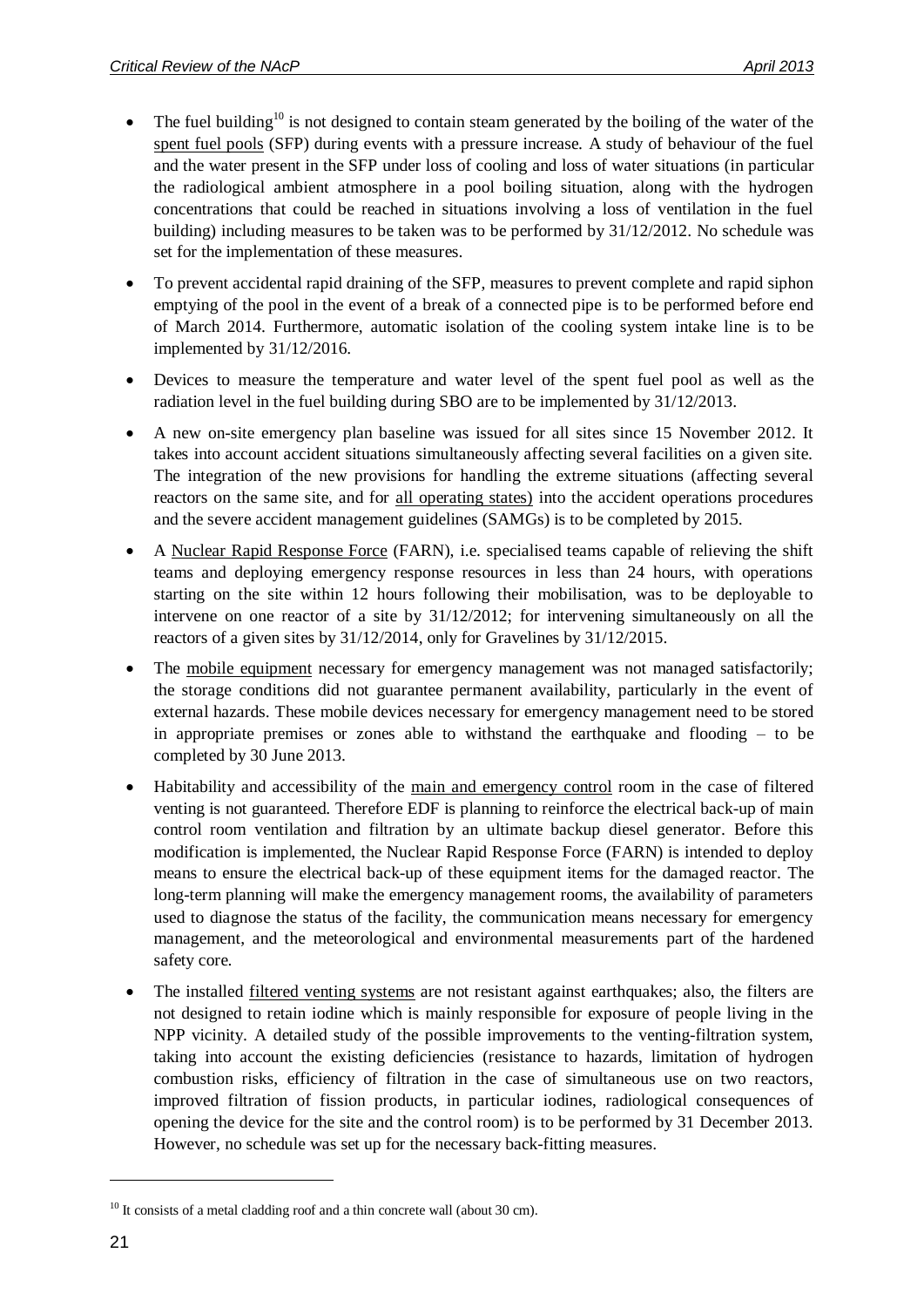- The fuel building[10] is not designed to contain steam generated by the boiling of the water of the spent fuel pools (SFP) during events with a pressure increase. A study of behaviour of the fuel and the water present in the SFP under loss of cooling and loss of water situations (in particular the radiological ambient atmosphere in a pool boiling situation, along with the hydrogen concentrations that could be reached in situations involving a loss of ventilation in the fuel building) including measures to be taken was to be performed by 31/12/2012. No schedule was set for the implementation of these measures.

- To prevent accidental rapid draining of the SFP, measures to prevent complete and rapid siphon emptying of the pool in the event of a break of a connected pipe is to be performed before end of March 2014. Furthermore, automatic isolation of the cooling system intake line is to be implemented by 31/12/2016.

- Devices to measure the temperature and water level of the spent fuel pool as well as the radiation level in the fuel building during SBO are to be implemented by 31/12/2013.

- A new on-site emergency plan baseline was issued for all sites since 15 November 2012. It takes into account accident situations simultaneously affecting several facilities on a given site. The integration of the new provisions for handling the extreme situations (affecting several reactors on the same site, and for all operating states) into the accident operations procedures and the severe accident management guidelines (SAMGs) is to be completed by 2015.

- A Nuclear Rapid Response Force (FARN), i.e. specialised teams capable of relieving the shift teams and deploying emergency response resources in less than 24 hours, with operations starting on the site within 12 hours following their mobilisation, was to be deployable to intervene on one reactor of a site by 31/12/2012; for intervening simultaneously on all the reactors of a given sites by 31/12/2014, only for Gravelines by 31/12/2015.

- The mobile equipment necessary for emergency management was not managed satisfactorily; the storage conditions did not guarantee permanent availability, particularly in the event of external hazards. These mobile devices necessary for emergency management need to be stored in appropriate premises or zones able to withstand the earthquake and flooding – to be completed by 30 June 2013.

- Habitability and accessibility of the main and emergency control room in the case of filtered venting is not guaranteed. Therefore EDF is planning to reinforce the electrical back-up of main control room ventilation and filtration by an ultimate backup diesel generator. Before this modification is implemented, the Nuclear Rapid Response Force (FARN) is intended to deploy means to ensure the electrical back-up of these equipment items for the damaged reactor. The long-term planning will make the emergency management rooms, the availability of parameters used to diagnose the status of the facility, the communication means necessary for emergency management, and the meteorological and environmental measurements part of the hardened safety core.

- The installed filtered venting systems are not resistant against earthquakes; also, the filters are not designed to retain iodine which is mainly responsible for exposure of people living in the NPP vicinity. A detailed study of the possible improvements to the venting-filtration system, taking into account the existing deficiencies (resistance to hazards, limitation of hydrogen combustion risks, efficiency of filtration in the case of simultaneous use on two reactors, improved filtration of fission products, in particular iodines, radiological consequences of opening the device for the site and the control room) is to be performed by 31 December 2013. However, no schedule was set up for the necessary back-fitting measures.

[10] It consists of a metal cladding roof and a thin concrete wall (about 30 cm).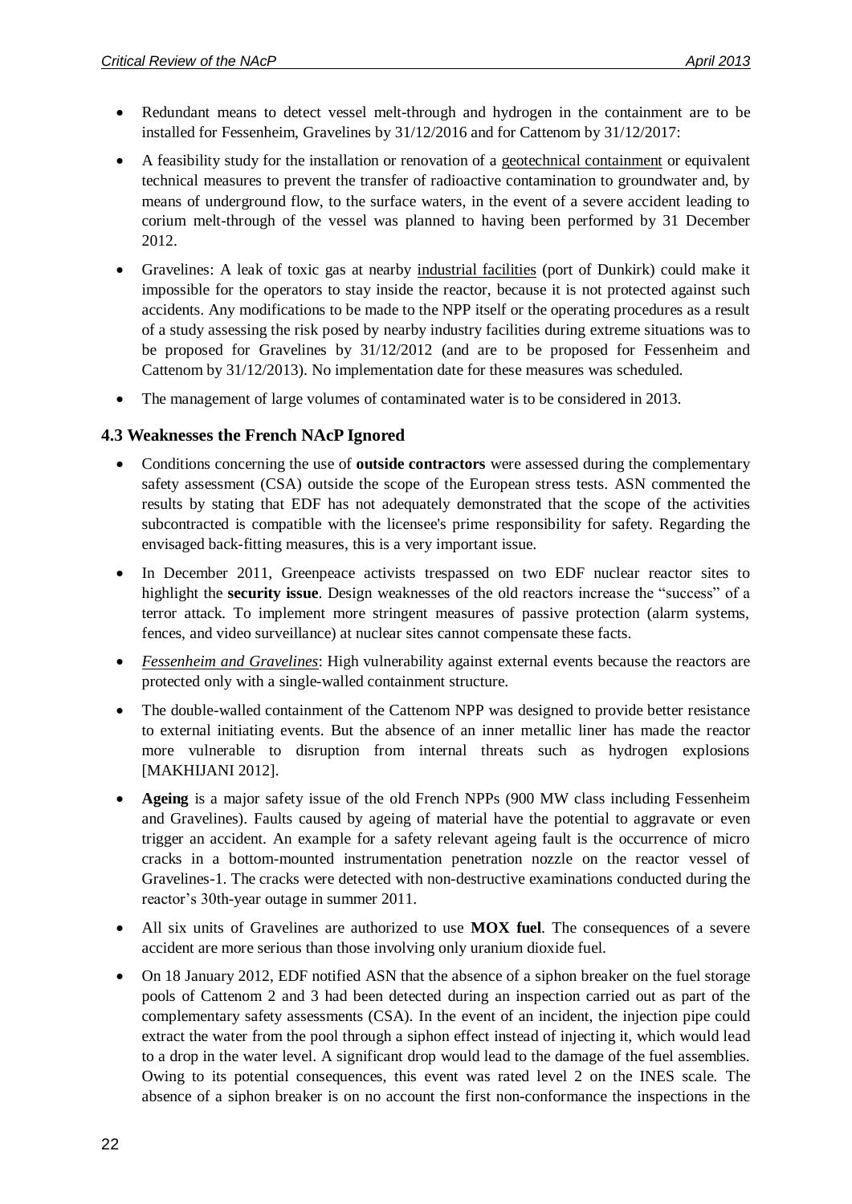- Redundant means to detect vessel melt-through and hydrogen in the containment are to be installed for Fessenheim, Gravelines by 31/12/2016 and for Cattenom by 31/12/2017:
- A feasibility study for the installation or renovation of a geotechnical containment or equivalent technical measures to prevent the transfer of radioactive contamination to groundwater and, by means of underground flow, to the surface waters, in the event of a severe accident leading to corium melt-through of the vessel was planned to having been performed by 31 December 2012.
- Gravelines: A leak of toxic gas at nearby industrial facilities (port of Dunkirk) could make it impossible for the operators to stay inside the reactor, because it is not protected against such accidents. Any modifications to be made to the NPP itself or the operating procedures as a result of a study assessing the risk posed by nearby industry facilities during extreme situations was to be proposed for Gravelines by 31/12/2012 (and are to be proposed for Fessenheim and Cattenom by 31/12/2013). No implementation date for these measures was scheduled.
- The management of large volumes of contaminated water is to be considered in 2013.

### 4.3 Weaknesses the French NAcP Ignored

- Conditions concerning the use of **outside contractors** were assessed during the complementary safety assessment (CSA) outside the scope of the European stress tests. ASN commented the results by stating that EDF has not adequately demonstrated that the scope of the activities subcontracted is compatible with the licensee's prime responsibility for safety. Regarding the envisaged back-fitting measures, this is a very important issue.
- In December 2011, Greenpeace activists trespassed on two EDF nuclear reactor sites to highlight the **security issue**. Design weaknesses of the old reactors increase the "success" of a terror attack. To implement more stringent measures of passive protection (alarm systems, fences, and video surveillance) at nuclear sites cannot compensate these facts.
- *Fessenheim and Gravelines*: High vulnerability against external events because the reactors are protected only with a single-walled containment structure.
- The double-walled containment of the Cattenom NPP was designed to provide better resistance to external initiating events. But the absence of an inner metallic liner has made the reactor more vulnerable to disruption from internal threats such as hydrogen explosions [MAKHIJANI 2012].
- **Ageing** is a major safety issue of the old French NPPs (900 MW class including Fessenheim and Gravelines). Faults caused by ageing of material have the potential to aggravate or even trigger an accident. An example for a safety relevant ageing fault is the occurrence of micro cracks in a bottom-mounted instrumentation penetration nozzle on the reactor vessel of Gravelines-1. The cracks were detected with non-destructive examinations conducted during the reactor's 30th-year outage in summer 2011.
- All six units of Gravelines are authorized to use **MOX fuel**. The consequences of a severe accident are more serious than those involving only uranium dioxide fuel.
- On 18 January 2012, EDF notified ASN that the absence of a siphon breaker on the fuel storage pools of Cattenom 2 and 3 had been detected during an inspection carried out as part of the complementary safety assessments (CSA). In the event of an incident, the injection pipe could extract the water from the pool through a siphon effect instead of injecting it, which would lead to a drop in the water level. A significant drop would lead to the damage of the fuel assemblies. Owing to its potential consequences, this event was rated level 2 on the INES scale. The absence of a siphon breaker is on no account the first non-conformance the inspections in the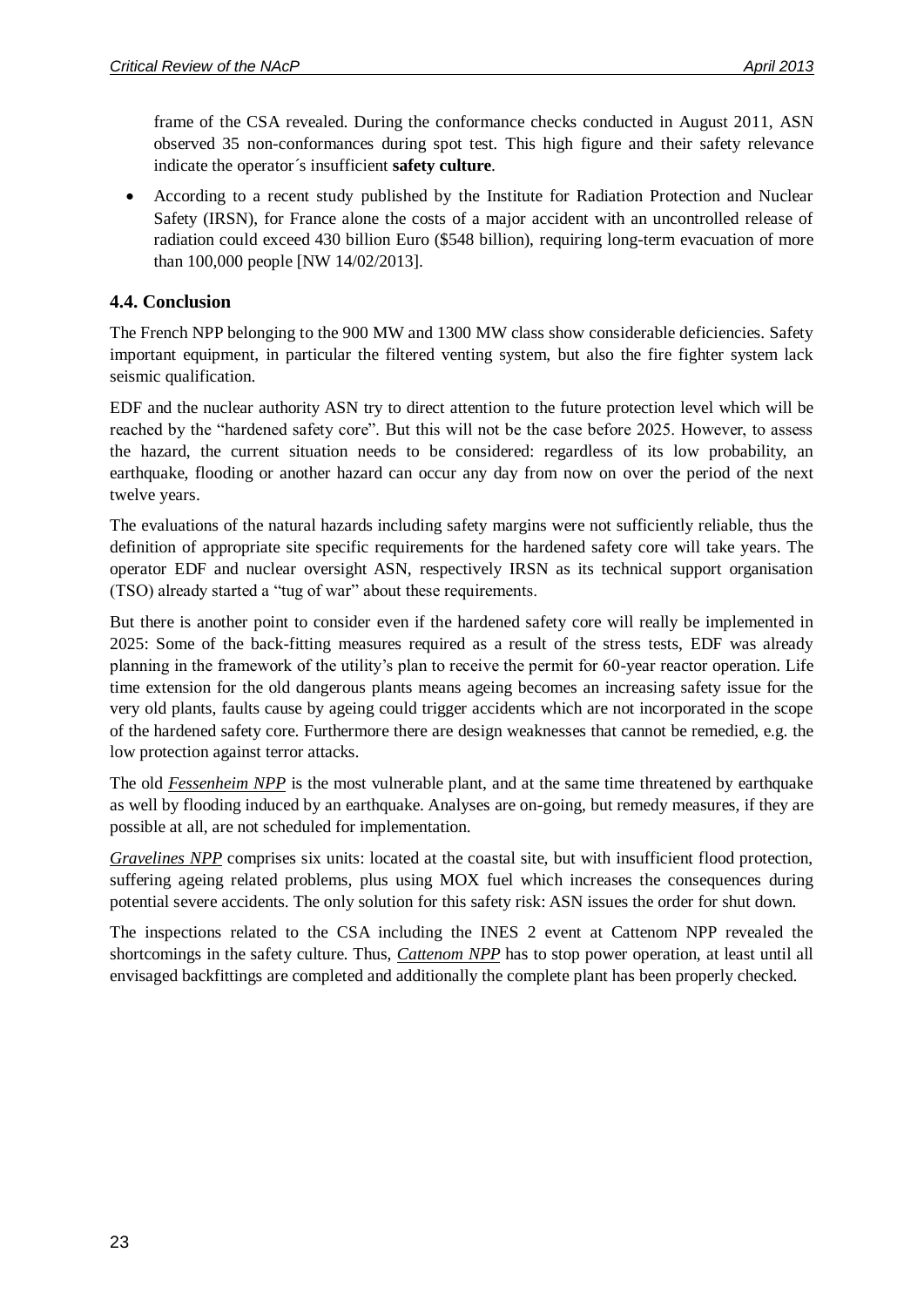frame of the CSA revealed. During the conformance checks conducted in August 2011, ASN observed 35 non-conformances during spot test. This high figure and their safety relevance indicate the operator´s insufficient **safety culture**.

- According to a recent study published by the Institute for Radiation Protection and Nuclear Safety (IRSN), for France alone the costs of a major accident with an uncontrolled release of radiation could exceed 430 billion Euro ($548 billion), requiring long-term evacuation of more than 100,000 people [NW 14/02/2013].

### 4.4. Conclusion

The French NPP belonging to the 900 MW and 1300 MW class show considerable deficiencies. Safety important equipment, in particular the filtered venting system, but also the fire fighter system lack seismic qualification.

EDF and the nuclear authority ASN try to direct attention to the future protection level which will be reached by the "hardened safety core". But this will not be the case before 2025. However, to assess the hazard, the current situation needs to be considered: regardless of its low probability, an earthquake, flooding or another hazard can occur any day from now on over the period of the next twelve years.

The evaluations of the natural hazards including safety margins were not sufficiently reliable, thus the definition of appropriate site specific requirements for the hardened safety core will take years. The operator EDF and nuclear oversight ASN, respectively IRSN as its technical support organisation (TSO) already started a "tug of war" about these requirements.

But there is another point to consider even if the hardened safety core will really be implemented in 2025: Some of the back-fitting measures required as a result of the stress tests, EDF was already planning in the framework of the utility's plan to receive the permit for 60-year reactor operation. Life time extension for the old dangerous plants means ageing becomes an increasing safety issue for the very old plants, faults cause by ageing could trigger accidents which are not incorporated in the scope of the hardened safety core. Furthermore there are design weaknesses that cannot be remedied, e.g. the low protection against terror attacks.

The old *Fessenheim NPP* is the most vulnerable plant, and at the same time threatened by earthquake as well by flooding induced by an earthquake. Analyses are on-going, but remedy measures, if they are possible at all, are not scheduled for implementation.

*Gravelines NPP* comprises six units: located at the coastal site, but with insufficient flood protection, suffering ageing related problems, plus using MOX fuel which increases the consequences during potential severe accidents. The only solution for this safety risk: ASN issues the order for shut down.

The inspections related to the CSA including the INES 2 event at Cattenom NPP revealed the shortcomings in the safety culture. Thus, *Cattenom NPP* has to stop power operation, at least until all envisaged backfittings are completed and additionally the complete plant has been properly checked.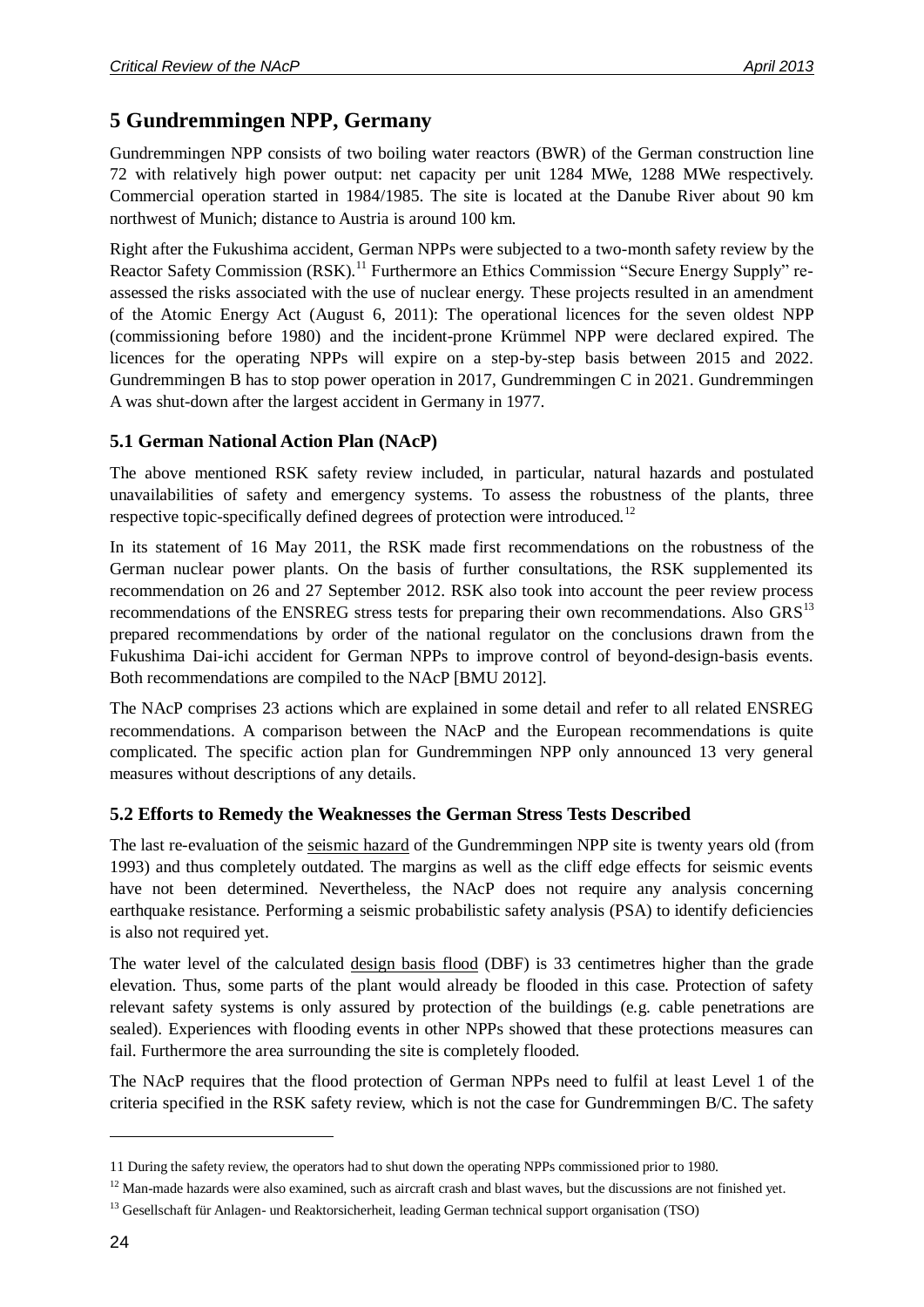## 5 Gundremmingen NPP, Germany

Gundremmingen NPP consists of two boiling water reactors (BWR) of the German construction line 72 with relatively high power output: net capacity per unit 1284 MWe, 1288 MWe respectively. Commercial operation started in 1984/1985. The site is located at the Danube River about 90 km northwest of Munich; distance to Austria is around 100 km.

Right after the Fukushima accident, German NPPs were subjected to a two-month safety review by the Reactor Safety Commission (RSK).[11] Furthermore an Ethics Commission "Secure Energy Supply" re-assessed the risks associated with the use of nuclear energy. These projects resulted in an amendment of the Atomic Energy Act (August 6, 2011): The operational licences for the seven oldest NPP (commissioning before 1980) and the incident-prone Krümmel NPP were declared expired. The licences for the operating NPPs will expire on a step-by-step basis between 2015 and 2022. Gundremmingen B has to stop power operation in 2017, Gundremmingen C in 2021. Gundremmingen A was shut-down after the largest accident in Germany in 1977.

### 5.1 German National Action Plan (NAcP)

The above mentioned RSK safety review included, in particular, natural hazards and postulated unavailabilities of safety and emergency systems. To assess the robustness of the plants, three respective topic-specifically defined degrees of protection were introduced.[12]

In its statement of 16 May 2011, the RSK made first recommendations on the robustness of the German nuclear power plants. On the basis of further consultations, the RSK supplemented its recommendation on 26 and 27 September 2012. RSK also took into account the peer review process recommendations of the ENSREG stress tests for preparing their own recommendations. Also GRS[13] prepared recommendations by order of the national regulator on the conclusions drawn from the Fukushima Dai-ichi accident for German NPPs to improve control of beyond-design-basis events. Both recommendations are compiled to the NAcP [BMU 2012].

The NAcP comprises 23 actions which are explained in some detail and refer to all related ENSREG recommendations. A comparison between the NAcP and the European recommendations is quite complicated. The specific action plan for Gundremmingen NPP only announced 13 very general measures without descriptions of any details.

### 5.2 Efforts to Remedy the Weaknesses the German Stress Tests Described

The last re-evaluation of the seismic hazard of the Gundremmingen NPP site is twenty years old (from 1993) and thus completely outdated. The margins as well as the cliff edge effects for seismic events have not been determined. Nevertheless, the NAcP does not require any analysis concerning earthquake resistance. Performing a seismic probabilistic safety analysis (PSA) to identify deficiencies is also not required yet.

The water level of the calculated design basis flood (DBF) is 33 centimetres higher than the grade elevation. Thus, some parts of the plant would already be flooded in this case. Protection of safety relevant safety systems is only assured by protection of the buildings (e.g. cable penetrations are sealed). Experiences with flooding events in other NPPs showed that these protections measures can fail. Furthermore the area surrounding the site is completely flooded.

The NAcP requires that the flood protection of German NPPs need to fulfil at least Level 1 of the criteria specified in the RSK safety review, which is not the case for Gundremmingen B/C. The safety

---

11 During the safety review, the operators had to shut down the operating NPPs commissioned prior to 1980.

12 Man-made hazards were also examined, such as aircraft crash and blast waves, but the discussions are not finished yet.

13 Gesellschaft für Anlagen- und Reaktorsicherheit, leading German technical support organisation (TSO)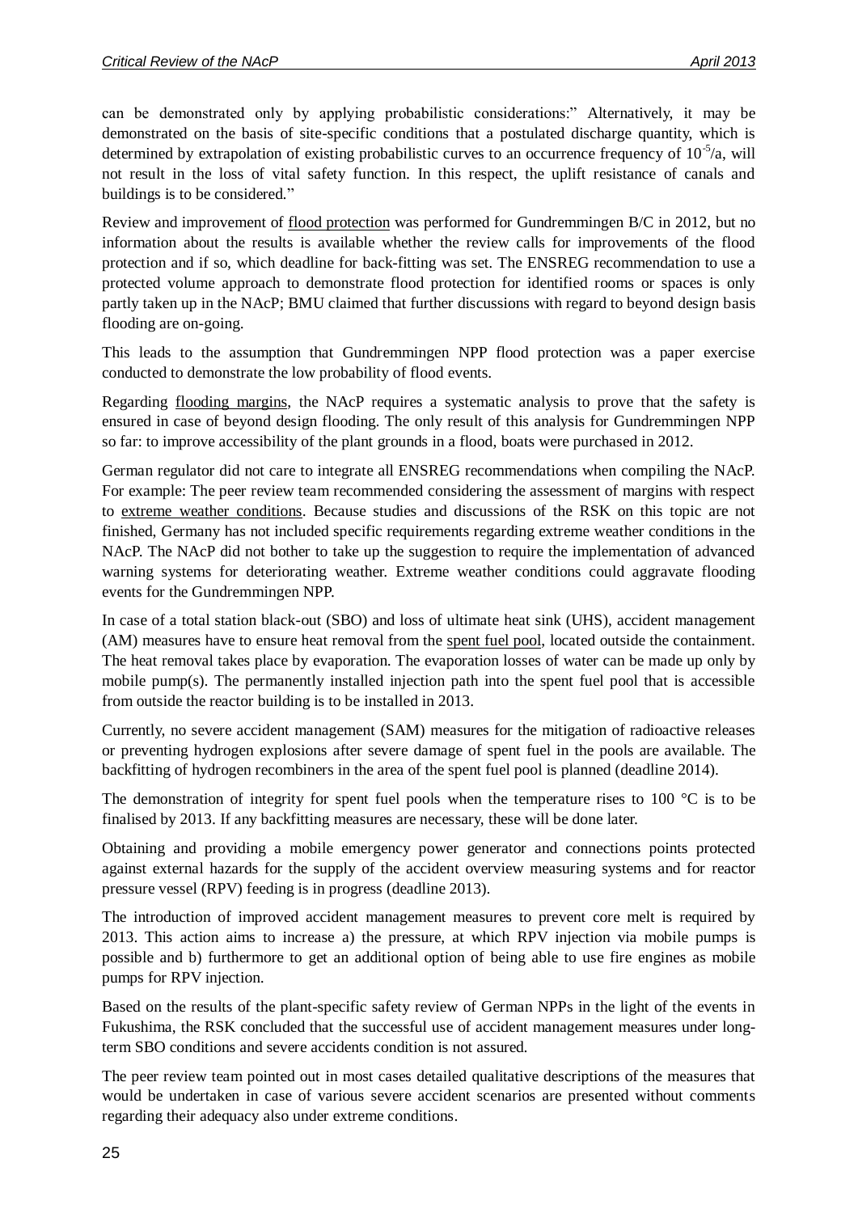can be demonstrated only by applying probabilistic considerations:" Alternatively, it may be demonstrated on the basis of site-specific conditions that a postulated discharge quantity, which is determined by extrapolation of existing probabilistic curves to an occurrence frequency of $10^{-5}$/a, will not result in the loss of vital safety function. In this respect, the uplift resistance of canals and buildings is to be considered."

Review and improvement of flood protection was performed for Gundremmingen B/C in 2012, but no information about the results is available whether the review calls for improvements of the flood protection and if so, which deadline for back-fitting was set. The ENSREG recommendation to use a protected volume approach to demonstrate flood protection for identified rooms or spaces is only partly taken up in the NAcP; BMU claimed that further discussions with regard to beyond design basis flooding are on-going.

This leads to the assumption that Gundremmingen NPP flood protection was a paper exercise conducted to demonstrate the low probability of flood events.

Regarding flooding margins, the NAcP requires a systematic analysis to prove that the safety is ensured in case of beyond design flooding. The only result of this analysis for Gundremmingen NPP so far: to improve accessibility of the plant grounds in a flood, boats were purchased in 2012.

German regulator did not care to integrate all ENSREG recommendations when compiling the NAcP. For example: The peer review team recommended considering the assessment of margins with respect to extreme weather conditions. Because studies and discussions of the RSK on this topic are not finished, Germany has not included specific requirements regarding extreme weather conditions in the NAcP. The NAcP did not bother to take up the suggestion to require the implementation of advanced warning systems for deteriorating weather. Extreme weather conditions could aggravate flooding events for the Gundremmingen NPP.

In case of a total station black-out (SBO) and loss of ultimate heat sink (UHS), accident management (AM) measures have to ensure heat removal from the spent fuel pool, located outside the containment. The heat removal takes place by evaporation. The evaporation losses of water can be made up only by mobile pump(s). The permanently installed injection path into the spent fuel pool that is accessible from outside the reactor building is to be installed in 2013.

Currently, no severe accident management (SAM) measures for the mitigation of radioactive releases or preventing hydrogen explosions after severe damage of spent fuel in the pools are available. The backfitting of hydrogen recombiners in the area of the spent fuel pool is planned (deadline 2014).

The demonstration of integrity for spent fuel pools when the temperature rises to 100 °C is to be finalised by 2013. If any backfitting measures are necessary, these will be done later.

Obtaining and providing a mobile emergency power generator and connections points protected against external hazards for the supply of the accident overview measuring systems and for reactor pressure vessel (RPV) feeding is in progress (deadline 2013).

The introduction of improved accident management measures to prevent core melt is required by 2013. This action aims to increase a) the pressure, at which RPV injection via mobile pumps is possible and b) furthermore to get an additional option of being able to use fire engines as mobile pumps for RPV injection.

Based on the results of the plant-specific safety review of German NPPs in the light of the events in Fukushima, the RSK concluded that the successful use of accident management measures under long-term SBO conditions and severe accidents condition is not assured.

The peer review team pointed out in most cases detailed qualitative descriptions of the measures that would be undertaken in case of various severe accident scenarios are presented without comments regarding their adequacy also under extreme conditions.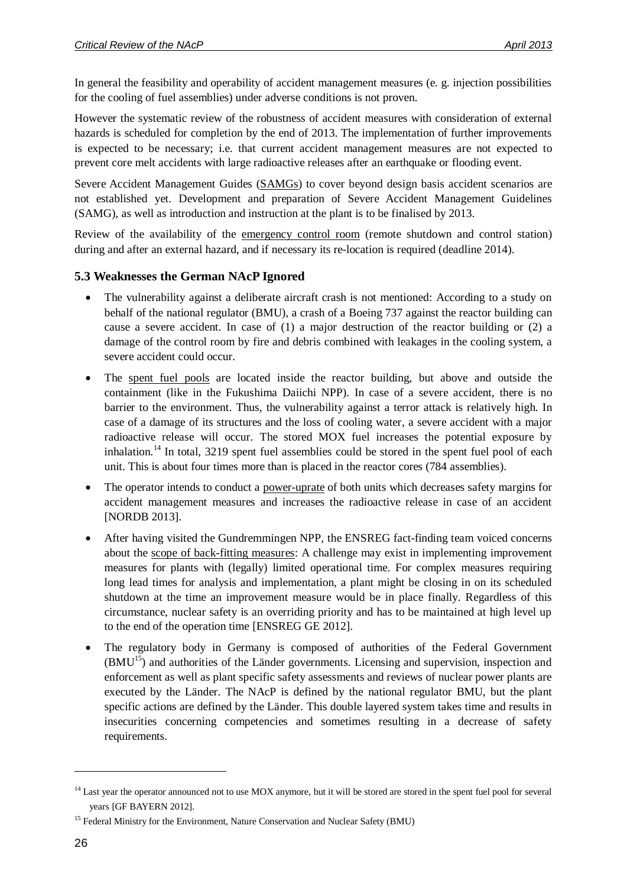In general the feasibility and operability of accident management measures (e. g. injection possibilities for the cooling of fuel assemblies) under adverse conditions is not proven.

However the systematic review of the robustness of accident measures with consideration of external hazards is scheduled for completion by the end of 2013. The implementation of further improvements is expected to be necessary; i.e. that current accident management measures are not expected to prevent core melt accidents with large radioactive releases after an earthquake or flooding event.

Severe Accident Management Guides (SAMGs) to cover beyond design basis accident scenarios are not established yet. Development and preparation of Severe Accident Management Guidelines (SAMG), as well as introduction and instruction at the plant is to be finalised by 2013.

Review of the availability of the emergency control room (remote shutdown and control station) during and after an external hazard, and if necessary its re-location is required (deadline 2014).

### 5.3 Weaknesses the German NAcP Ignored

- The vulnerability against a deliberate aircraft crash is not mentioned: According to a study on behalf of the national regulator (BMU), a crash of a Boeing 737 against the reactor building can cause a severe accident. In case of (1) a major destruction of the reactor building or (2) a damage of the control room by fire and debris combined with leakages in the cooling system, a severe accident could occur.
- The spent fuel pools are located inside the reactor building, but above and outside the containment (like in the Fukushima Daiichi NPP). In case of a severe accident, there is no barrier to the environment. Thus, the vulnerability against a terror attack is relatively high. In case of a damage of its structures and the loss of cooling water, a severe accident with a major radioactive release will occur. The stored MOX fuel increases the potential exposure by inhalation.[14] In total, 3219 spent fuel assemblies could be stored in the spent fuel pool of each unit. This is about four times more than is placed in the reactor cores (784 assemblies).
- The operator intends to conduct a power-uprate of both units which decreases safety margins for accident management measures and increases the radioactive release in case of an accident [NORDB 2013].
- After having visited the Gundremmingen NPP, the ENSREG fact-finding team voiced concerns about the scope of back-fitting measures: A challenge may exist in implementing improvement measures for plants with (legally) limited operational time. For complex measures requiring long lead times for analysis and implementation, a plant might be closing in on its scheduled shutdown at the time an improvement measure would be in place finally. Regardless of this circumstance, nuclear safety is an overriding priority and has to be maintained at high level up to the end of the operation time [ENSREG GE 2012].
- The regulatory body in Germany is composed of authorities of the Federal Government (BMU[15]) and authorities of the Länder governments. Licensing and supervision, inspection and enforcement as well as plant specific safety assessments and reviews of nuclear power plants are executed by the Länder. The NAcP is defined by the national regulator BMU, but the plant specific actions are defined by the Länder. This double layered system takes time and results in insecurities concerning competencies and sometimes resulting in a decrease of safety requirements.

---

[14] Last year the operator announced not to use MOX anymore, but it will be stored are stored in the spent fuel pool for several years [GF BAYERN 2012].

[15] Federal Ministry for the Environment, Nature Conservation and Nuclear Safety (BMU)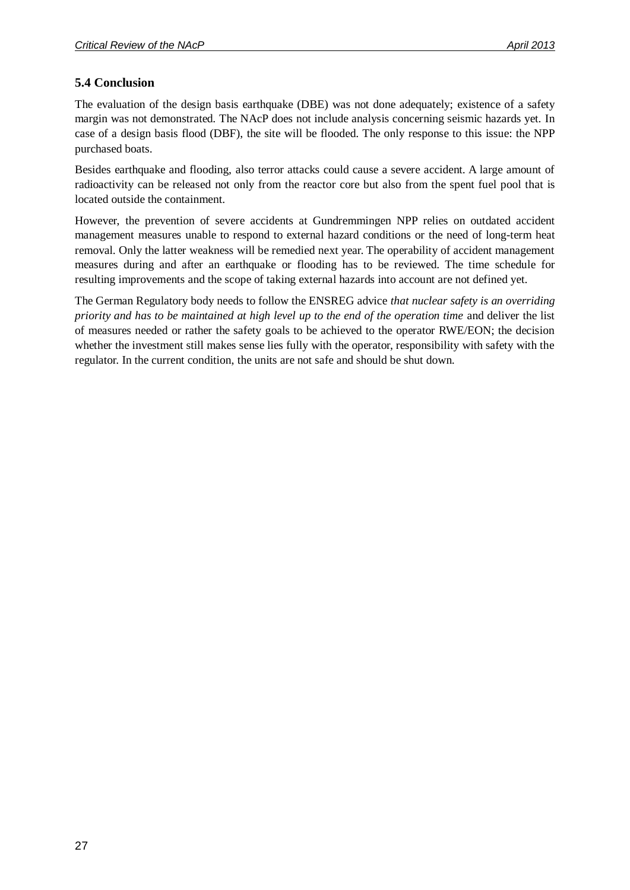## 5.4 Conclusion

The evaluation of the design basis earthquake (DBE) was not done adequately; existence of a safety margin was not demonstrated. The NAcP does not include analysis concerning seismic hazards yet. In case of a design basis flood (DBF), the site will be flooded. The only response to this issue: the NPP purchased boats.

Besides earthquake and flooding, also terror attacks could cause a severe accident. A large amount of radioactivity can be released not only from the reactor core but also from the spent fuel pool that is located outside the containment.

However, the prevention of severe accidents at Gundremmingen NPP relies on outdated accident management measures unable to respond to external hazard conditions or the need of long-term heat removal. Only the latter weakness will be remedied next year. The operability of accident management measures during and after an earthquake or flooding has to be reviewed. The time schedule for resulting improvements and the scope of taking external hazards into account are not defined yet.

The German Regulatory body needs to follow the ENSREG advice *that nuclear safety is an overriding priority and has to be maintained at high level up to the end of the operation time* and deliver the list of measures needed or rather the safety goals to be achieved to the operator RWE/EON; the decision whether the investment still makes sense lies fully with the operator, responsibility with safety with the regulator. In the current condition, the units are not safe and should be shut down.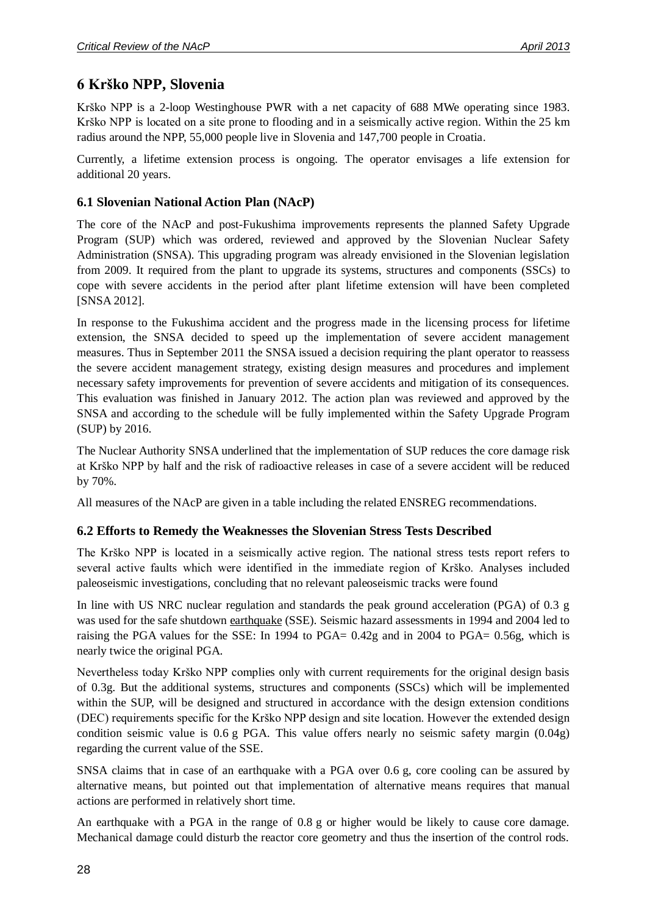# 6 Krško NPP, Slovenia

Krško NPP is a 2-loop Westinghouse PWR with a net capacity of 688 MWe operating since 1983. Krško NPP is located on a site prone to flooding and in a seismically active region. Within the 25 km radius around the NPP, 55,000 people live in Slovenia and 147,700 people in Croatia.

Currently, a lifetime extension process is ongoing. The operator envisages a life extension for additional 20 years.

## 6.1 Slovenian National Action Plan (NAcP)

The core of the NAcP and post-Fukushima improvements represents the planned Safety Upgrade Program (SUP) which was ordered, reviewed and approved by the Slovenian Nuclear Safety Administration (SNSA). This upgrading program was already envisioned in the Slovenian legislation from 2009. It required from the plant to upgrade its systems, structures and components (SSCs) to cope with severe accidents in the period after plant lifetime extension will have been completed [SNSA 2012].

In response to the Fukushima accident and the progress made in the licensing process for lifetime extension, the SNSA decided to speed up the implementation of severe accident management measures. Thus in September 2011 the SNSA issued a decision requiring the plant operator to reassess the severe accident management strategy, existing design measures and procedures and implement necessary safety improvements for prevention of severe accidents and mitigation of its consequences. This evaluation was finished in January 2012. The action plan was reviewed and approved by the SNSA and according to the schedule will be fully implemented within the Safety Upgrade Program (SUP) by 2016.

The Nuclear Authority SNSA underlined that the implementation of SUP reduces the core damage risk at Krško NPP by half and the risk of radioactive releases in case of a severe accident will be reduced by 70%.

All measures of the NAcP are given in a table including the related ENSREG recommendations.

## 6.2 Efforts to Remedy the Weaknesses the Slovenian Stress Tests Described

The Krško NPP is located in a seismically active region. The national stress tests report refers to several active faults which were identified in the immediate region of Krško. Analyses included paleoseismic investigations, concluding that no relevant paleoseismic tracks were found

In line with US NRC nuclear regulation and standards the peak ground acceleration (PGA) of 0.3 g was used for the safe shutdown earthquake (SSE). Seismic hazard assessments in 1994 and 2004 led to raising the PGA values for the SSE: In 1994 to PGA= 0.42g and in 2004 to PGA= 0.56g, which is nearly twice the original PGA.

Nevertheless today Krško NPP complies only with current requirements for the original design basis of 0.3g. But the additional systems, structures and components (SSCs) which will be implemented within the SUP, will be designed and structured in accordance with the design extension conditions (DEC) requirements specific for the Krško NPP design and site location. However the extended design condition seismic value is 0.6 g PGA. This value offers nearly no seismic safety margin (0.04g) regarding the current value of the SSE.

SNSA claims that in case of an earthquake with a PGA over 0.6 g, core cooling can be assured by alternative means, but pointed out that implementation of alternative means requires that manual actions are performed in relatively short time.

An earthquake with a PGA in the range of 0.8 g or higher would be likely to cause core damage. Mechanical damage could disturb the reactor core geometry and thus the insertion of the control rods.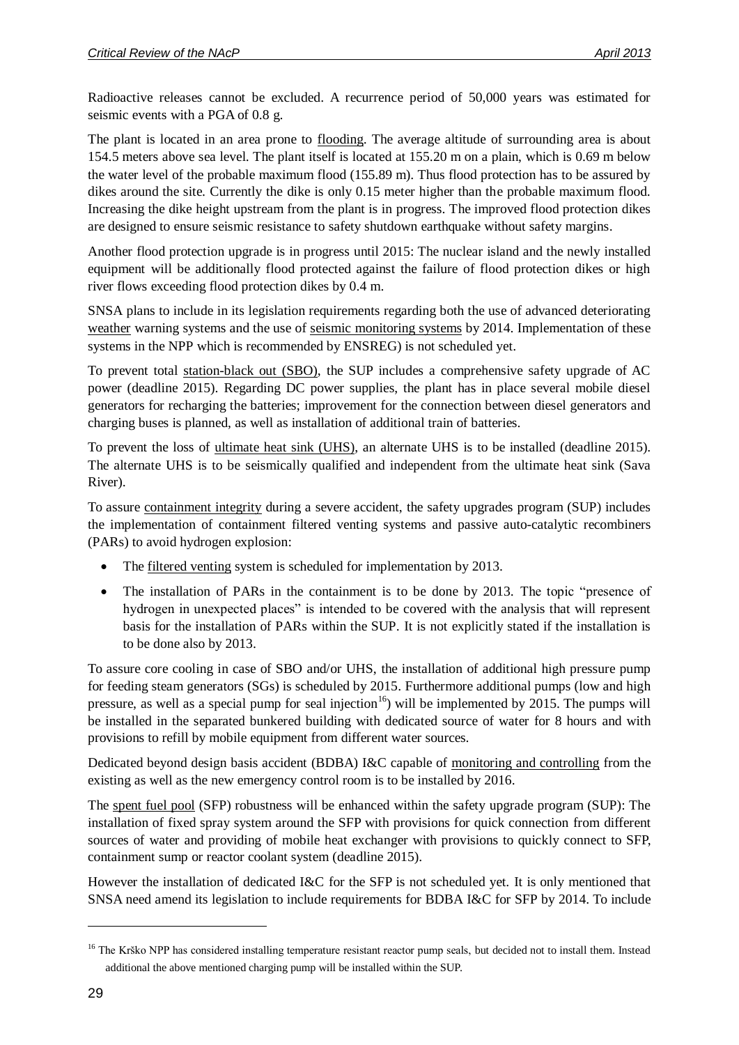Radioactive releases cannot be excluded. A recurrence period of 50,000 years was estimated for seismic events with a PGA of 0.8 g.

The plant is located in an area prone to flooding. The average altitude of surrounding area is about 154.5 meters above sea level. The plant itself is located at 155.20 m on a plain, which is 0.69 m below the water level of the probable maximum flood (155.89 m). Thus flood protection has to be assured by dikes around the site. Currently the dike is only 0.15 meter higher than the probable maximum flood. Increasing the dike height upstream from the plant is in progress. The improved flood protection dikes are designed to ensure seismic resistance to safety shutdown earthquake without safety margins.

Another flood protection upgrade is in progress until 2015: The nuclear island and the newly installed equipment will be additionally flood protected against the failure of flood protection dikes or high river flows exceeding flood protection dikes by 0.4 m.

SNSA plans to include in its legislation requirements regarding both the use of advanced deteriorating weather warning systems and the use of seismic monitoring systems by 2014. Implementation of these systems in the NPP which is recommended by ENSREG) is not scheduled yet.

To prevent total station-black out (SBO), the SUP includes a comprehensive safety upgrade of AC power (deadline 2015). Regarding DC power supplies, the plant has in place several mobile diesel generators for recharging the batteries; improvement for the connection between diesel generators and charging buses is planned, as well as installation of additional train of batteries.

To prevent the loss of ultimate heat sink (UHS), an alternate UHS is to be installed (deadline 2015). The alternate UHS is to be seismically qualified and independent from the ultimate heat sink (Sava River).

To assure containment integrity during a severe accident, the safety upgrades program (SUP) includes the implementation of containment filtered venting systems and passive auto-catalytic recombiners (PARs) to avoid hydrogen explosion:

- The filtered venting system is scheduled for implementation by 2013.
- The installation of PARs in the containment is to be done by 2013. The topic "presence of hydrogen in unexpected places" is intended to be covered with the analysis that will represent basis for the installation of PARs within the SUP. It is not explicitly stated if the installation is to be done also by 2013.

To assure core cooling in case of SBO and/or UHS, the installation of additional high pressure pump for feeding steam generators (SGs) is scheduled by 2015. Furthermore additional pumps (low and high pressure, as well as a special pump for seal injection[16]) will be implemented by 2015. The pumps will be installed in the separated bunkered building with dedicated source of water for 8 hours and with provisions to refill by mobile equipment from different water sources.

Dedicated beyond design basis accident (BDBA) I&C capable of monitoring and controlling from the existing as well as the new emergency control room is to be installed by 2016.

The spent fuel pool (SFP) robustness will be enhanced within the safety upgrade program (SUP): The installation of fixed spray system around the SFP with provisions for quick connection from different sources of water and providing of mobile heat exchanger with provisions to quickly connect to SFP, containment sump or reactor coolant system (deadline 2015).

However the installation of dedicated I&C for the SFP is not scheduled yet. It is only mentioned that SNSA need amend its legislation to include requirements for BDBA I&C for SFP by 2014. To include

[16] The Krško NPP has considered installing temperature resistant reactor pump seals, but decided not to install them. Instead additional the above mentioned charging pump will be installed within the SUP.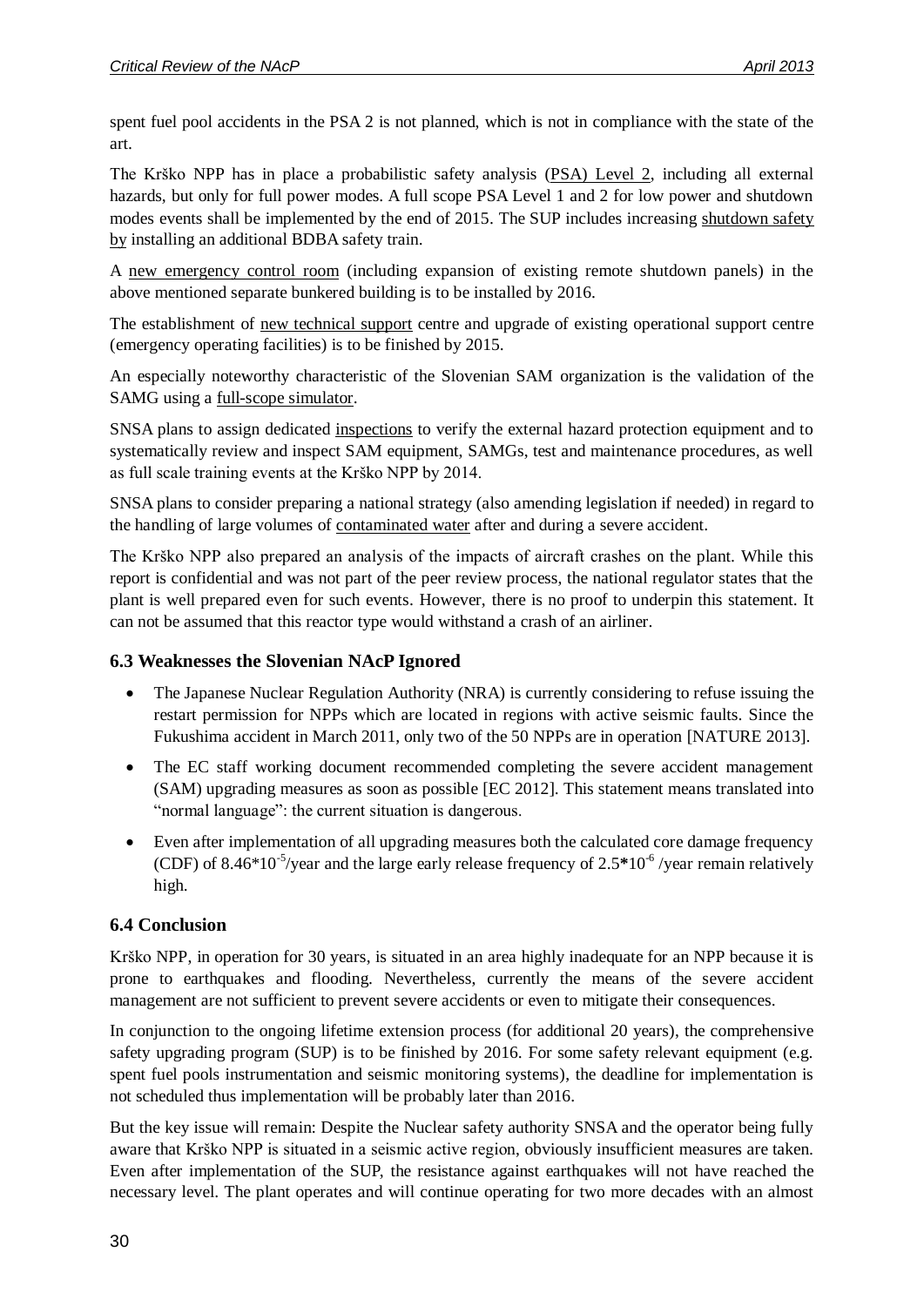spent fuel pool accidents in the PSA 2 is not planned, which is not in compliance with the state of the art.

The Krško NPP has in place a probabilistic safety analysis (PSA) Level 2, including all external hazards, but only for full power modes. A full scope PSA Level 1 and 2 for low power and shutdown modes events shall be implemented by the end of 2015. The SUP includes increasing shutdown safety by installing an additional BDBA safety train.

A new emergency control room (including expansion of existing remote shutdown panels) in the above mentioned separate bunkered building is to be installed by 2016.

The establishment of new technical support centre and upgrade of existing operational support centre (emergency operating facilities) is to be finished by 2015.

An especially noteworthy characteristic of the Slovenian SAM organization is the validation of the SAMG using a full-scope simulator.

SNSA plans to assign dedicated inspections to verify the external hazard protection equipment and to systematically review and inspect SAM equipment, SAMGs, test and maintenance procedures, as well as full scale training events at the Krško NPP by 2014.

SNSA plans to consider preparing a national strategy (also amending legislation if needed) in regard to the handling of large volumes of contaminated water after and during a severe accident.

The Krško NPP also prepared an analysis of the impacts of aircraft crashes on the plant. While this report is confidential and was not part of the peer review process, the national regulator states that the plant is well prepared even for such events. However, there is no proof to underpin this statement. It can not be assumed that this reactor type would withstand a crash of an airliner.

### 6.3 Weaknesses the Slovenian NAcP Ignored

- The Japanese Nuclear Regulation Authority (NRA) is currently considering to refuse issuing the restart permission for NPPs which are located in regions with active seismic faults. Since the Fukushima accident in March 2011, only two of the 50 NPPs are in operation [NATURE 2013].
- The EC staff working document recommended completing the severe accident management (SAM) upgrading measures as soon as possible [EC 2012]. This statement means translated into "normal language": the current situation is dangerous.
- Even after implementation of all upgrading measures both the calculated core damage frequency (CDF) of $8.46*10^{-5}$/year and the large early release frequency of $2.5*10^{-6}$ /year remain relatively high.

### 6.4 Conclusion

Krško NPP, in operation for 30 years, is situated in an area highly inadequate for an NPP because it is prone to earthquakes and flooding. Nevertheless, currently the means of the severe accident management are not sufficient to prevent severe accidents or even to mitigate their consequences.

In conjunction to the ongoing lifetime extension process (for additional 20 years), the comprehensive safety upgrading program (SUP) is to be finished by 2016. For some safety relevant equipment (e.g. spent fuel pools instrumentation and seismic monitoring systems), the deadline for implementation is not scheduled thus implementation will be probably later than 2016.

But the key issue will remain: Despite the Nuclear safety authority SNSA and the operator being fully aware that Krško NPP is situated in a seismic active region, obviously insufficient measures are taken. Even after implementation of the SUP, the resistance against earthquakes will not have reached the necessary level. The plant operates and will continue operating for two more decades with an almost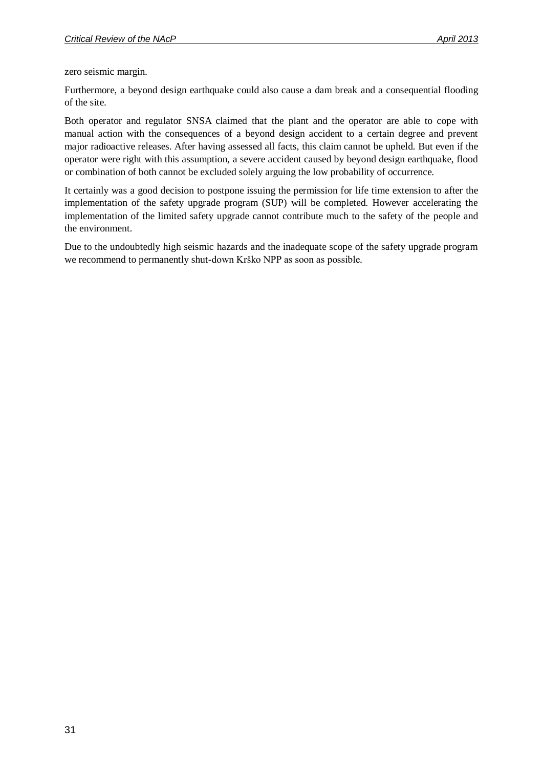zero seismic margin.

Furthermore, a beyond design earthquake could also cause a dam break and a consequential flooding of the site.

Both operator and regulator SNSA claimed that the plant and the operator are able to cope with manual action with the consequences of a beyond design accident to a certain degree and prevent major radioactive releases. After having assessed all facts, this claim cannot be upheld. But even if the operator were right with this assumption, a severe accident caused by beyond design earthquake, flood or combination of both cannot be excluded solely arguing the low probability of occurrence.

It certainly was a good decision to postpone issuing the permission for life time extension to after the implementation of the safety upgrade program (SUP) will be completed. However accelerating the implementation of the limited safety upgrade cannot contribute much to the safety of the people and the environment.

Due to the undoubtedly high seismic hazards and the inadequate scope of the safety upgrade program we recommend to permanently shut-down Krško NPP as soon as possible.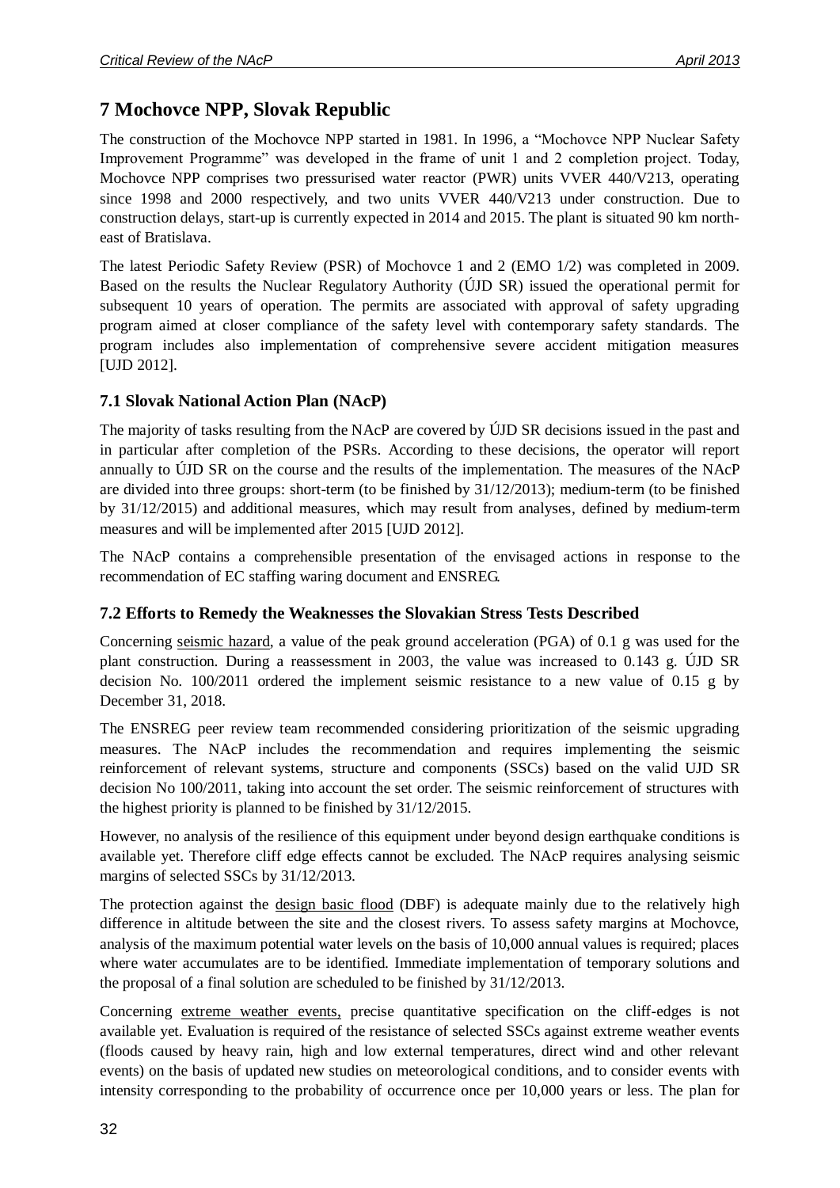# 7 Mochovce NPP, Slovak Republic

The construction of the Mochovce NPP started in 1981. In 1996, a "Mochovce NPP Nuclear Safety Improvement Programme" was developed in the frame of unit 1 and 2 completion project. Today, Mochovce NPP comprises two pressurised water reactor (PWR) units VVER 440/V213, operating since 1998 and 2000 respectively, and two units VVER 440/V213 under construction. Due to construction delays, start-up is currently expected in 2014 and 2015. The plant is situated 90 km north-east of Bratislava.

The latest Periodic Safety Review (PSR) of Mochovce 1 and 2 (EMO 1/2) was completed in 2009. Based on the results the Nuclear Regulatory Authority (ÚJD SR) issued the operational permit for subsequent 10 years of operation. The permits are associated with approval of safety upgrading program aimed at closer compliance of the safety level with contemporary safety standards. The program includes also implementation of comprehensive severe accident mitigation measures [UJD 2012].

## 7.1 Slovak National Action Plan (NAcP)

The majority of tasks resulting from the NAcP are covered by ÚJD SR decisions issued in the past and in particular after completion of the PSRs. According to these decisions, the operator will report annually to ÚJD SR on the course and the results of the implementation. The measures of the NAcP are divided into three groups: short-term (to be finished by 31/12/2013); medium-term (to be finished by 31/12/2015) and additional measures, which may result from analyses, defined by medium-term measures and will be implemented after 2015 [UJD 2012].

The NAcP contains a comprehensible presentation of the envisaged actions in response to the recommendation of EC staffing waring document and ENSREG.

## 7.2 Efforts to Remedy the Weaknesses the Slovakian Stress Tests Described

Concerning seismic hazard, a value of the peak ground acceleration (PGA) of 0.1 g was used for the plant construction. During a reassessment in 2003, the value was increased to 0.143 g. ÚJD SR decision No. 100/2011 ordered the implement seismic resistance to a new value of 0.15 g by December 31, 2018.

The ENSREG peer review team recommended considering prioritization of the seismic upgrading measures. The NAcP includes the recommendation and requires implementing the seismic reinforcement of relevant systems, structure and components (SSCs) based on the valid UJD SR decision No 100/2011, taking into account the set order. The seismic reinforcement of structures with the highest priority is planned to be finished by 31/12/2015.

However, no analysis of the resilience of this equipment under beyond design earthquake conditions is available yet. Therefore cliff edge effects cannot be excluded. The NAcP requires analysing seismic margins of selected SSCs by 31/12/2013.

The protection against the design basic flood (DBF) is adequate mainly due to the relatively high difference in altitude between the site and the closest rivers. To assess safety margins at Mochovce, analysis of the maximum potential water levels on the basis of 10,000 annual values is required; places where water accumulates are to be identified. Immediate implementation of temporary solutions and the proposal of a final solution are scheduled to be finished by 31/12/2013.

Concerning extreme weather events, precise quantitative specification on the cliff-edges is not available yet. Evaluation is required of the resistance of selected SSCs against extreme weather events (floods caused by heavy rain, high and low external temperatures, direct wind and other relevant events) on the basis of updated new studies on meteorological conditions, and to consider events with intensity corresponding to the probability of occurrence once per 10,000 years or less. The plan for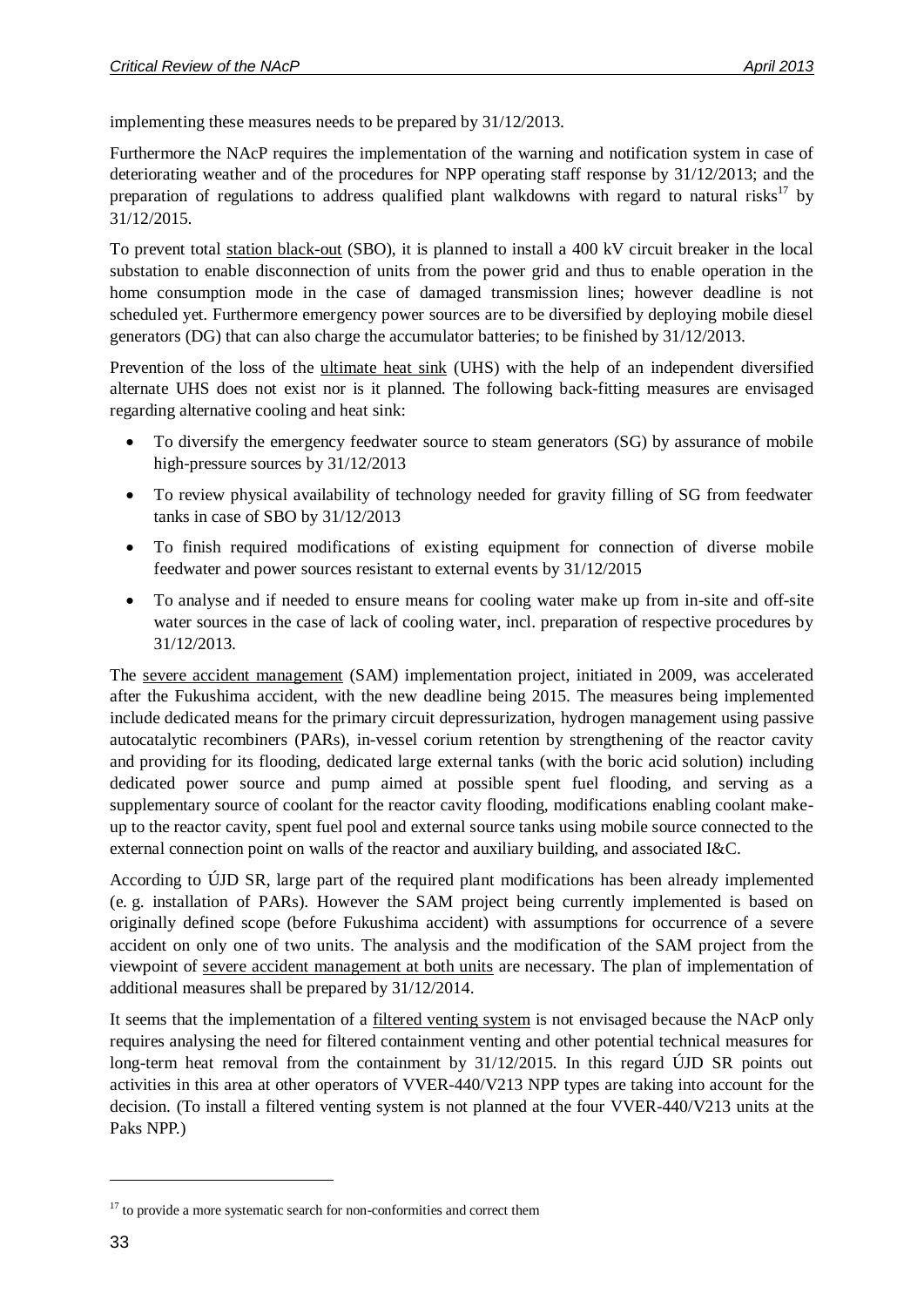implementing these measures needs to be prepared by 31/12/2013.

Furthermore the NAcP requires the implementation of the warning and notification system in case of deteriorating weather and of the procedures for NPP operating staff response by 31/12/2013; and the preparation of regulations to address qualified plant walkdowns with regard to natural risks[17] by 31/12/2015.

To prevent total station black-out (SBO), it is planned to install a 400 kV circuit breaker in the local substation to enable disconnection of units from the power grid and thus to enable operation in the home consumption mode in the case of damaged transmission lines; however deadline is not scheduled yet. Furthermore emergency power sources are to be diversified by deploying mobile diesel generators (DG) that can also charge the accumulator batteries; to be finished by 31/12/2013.

Prevention of the loss of the ultimate heat sink (UHS) with the help of an independent diversified alternate UHS does not exist nor is it planned. The following back-fitting measures are envisaged regarding alternative cooling and heat sink:

- To diversify the emergency feedwater source to steam generators (SG) by assurance of mobile high-pressure sources by 31/12/2013
- To review physical availability of technology needed for gravity filling of SG from feedwater tanks in case of SBO by 31/12/2013
- To finish required modifications of existing equipment for connection of diverse mobile feedwater and power sources resistant to external events by 31/12/2015
- To analyse and if needed to ensure means for cooling water make up from in-site and off-site water sources in the case of lack of cooling water, incl. preparation of respective procedures by 31/12/2013.

The severe accident management (SAM) implementation project, initiated in 2009, was accelerated after the Fukushima accident, with the new deadline being 2015. The measures being implemented include dedicated means for the primary circuit depressurization, hydrogen management using passive autocatalytic recombiners (PARs), in-vessel corium retention by strengthening of the reactor cavity and providing for its flooding, dedicated large external tanks (with the boric acid solution) including dedicated power source and pump aimed at possible spent fuel flooding, and serving as a supplementary source of coolant for the reactor cavity flooding, modifications enabling coolant make-up to the reactor cavity, spent fuel pool and external source tanks using mobile source connected to the external connection point on walls of the reactor and auxiliary building, and associated I&C.

According to ÚJD SR, large part of the required plant modifications has been already implemented (e. g. installation of PARs). However the SAM project being currently implemented is based on originally defined scope (before Fukushima accident) with assumptions for occurrence of a severe accident on only one of two units. The analysis and the modification of the SAM project from the viewpoint of severe accident management at both units are necessary. The plan of implementation of additional measures shall be prepared by 31/12/2014.

It seems that the implementation of a filtered venting system is not envisaged because the NAcP only requires analysing the need for filtered containment venting and other potential technical measures for long-term heat removal from the containment by 31/12/2015. In this regard ÚJD SR points out activities in this area at other operators of VVER-440/V213 NPP types are taking into account for the decision. (To install a filtered venting system is not planned at the four VVER-440/V213 units at the Paks NPP.)

[17] to provide a more systematic search for non-conformities and correct them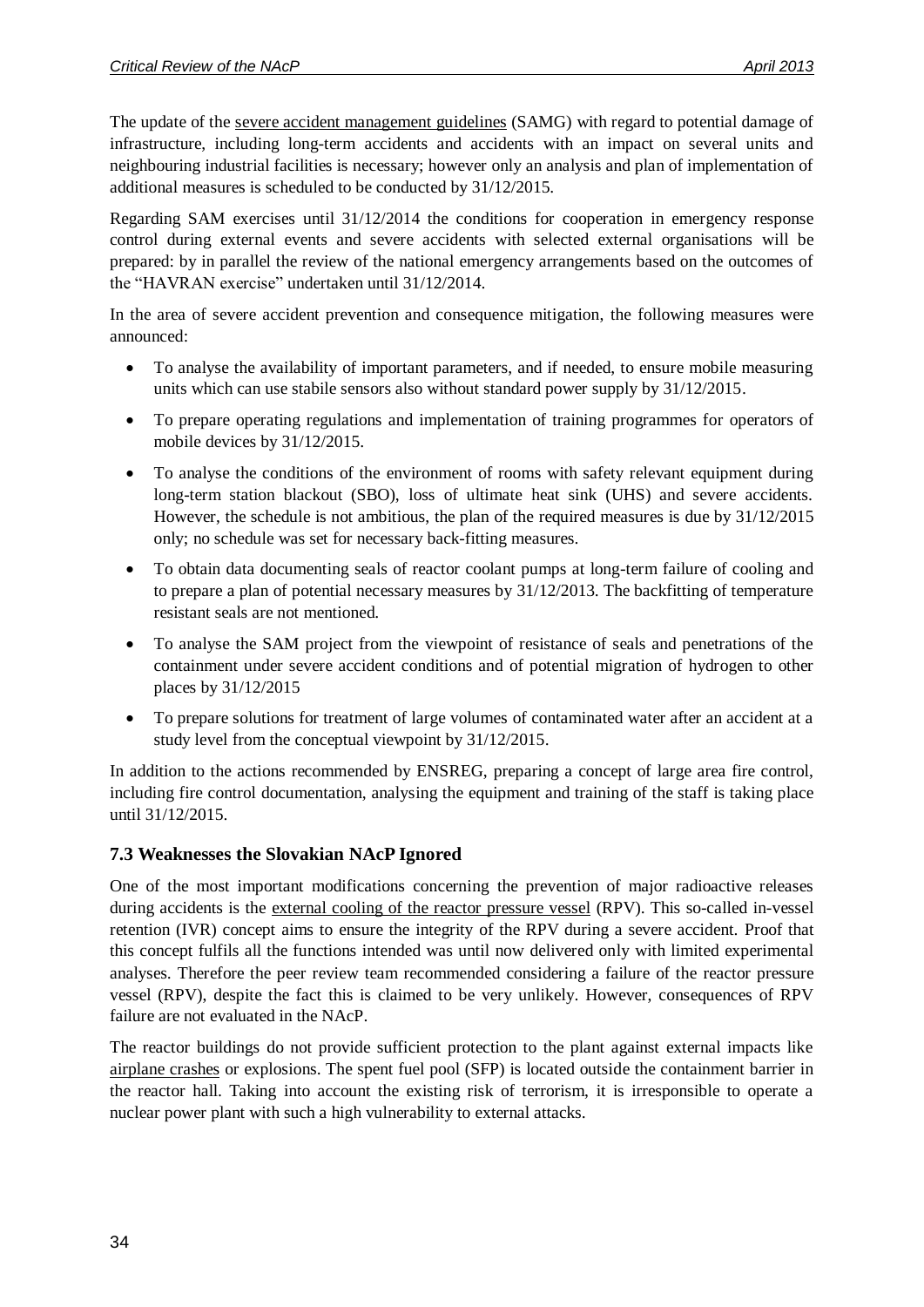The update of the severe accident management guidelines (SAMG) with regard to potential damage of infrastructure, including long-term accidents and accidents with an impact on several units and neighbouring industrial facilities is necessary; however only an analysis and plan of implementation of additional measures is scheduled to be conducted by 31/12/2015.

Regarding SAM exercises until 31/12/2014 the conditions for cooperation in emergency response control during external events and severe accidents with selected external organisations will be prepared: by in parallel the review of the national emergency arrangements based on the outcomes of the "HAVRAN exercise" undertaken until 31/12/2014.

In the area of severe accident prevention and consequence mitigation, the following measures were announced:

- To analyse the availability of important parameters, and if needed, to ensure mobile measuring units which can use stabile sensors also without standard power supply by 31/12/2015.
- To prepare operating regulations and implementation of training programmes for operators of mobile devices by 31/12/2015.
- To analyse the conditions of the environment of rooms with safety relevant equipment during long-term station blackout (SBO), loss of ultimate heat sink (UHS) and severe accidents. However, the schedule is not ambitious, the plan of the required measures is due by 31/12/2015 only; no schedule was set for necessary back-fitting measures.
- To obtain data documenting seals of reactor coolant pumps at long-term failure of cooling and to prepare a plan of potential necessary measures by 31/12/2013. The backfitting of temperature resistant seals are not mentioned.
- To analyse the SAM project from the viewpoint of resistance of seals and penetrations of the containment under severe accident conditions and of potential migration of hydrogen to other places by 31/12/2015
- To prepare solutions for treatment of large volumes of contaminated water after an accident at a study level from the conceptual viewpoint by 31/12/2015.

In addition to the actions recommended by ENSREG, preparing a concept of large area fire control, including fire control documentation, analysing the equipment and training of the staff is taking place until 31/12/2015.

### 7.3 Weaknesses the Slovakian NAcP Ignored

One of the most important modifications concerning the prevention of major radioactive releases during accidents is the external cooling of the reactor pressure vessel (RPV). This so-called in-vessel retention (IVR) concept aims to ensure the integrity of the RPV during a severe accident. Proof that this concept fulfils all the functions intended was until now delivered only with limited experimental analyses. Therefore the peer review team recommended considering a failure of the reactor pressure vessel (RPV), despite the fact this is claimed to be very unlikely. However, consequences of RPV failure are not evaluated in the NAcP.

The reactor buildings do not provide sufficient protection to the plant against external impacts like airplane crashes or explosions. The spent fuel pool (SFP) is located outside the containment barrier in the reactor hall. Taking into account the existing risk of terrorism, it is irresponsible to operate a nuclear power plant with such a high vulnerability to external attacks.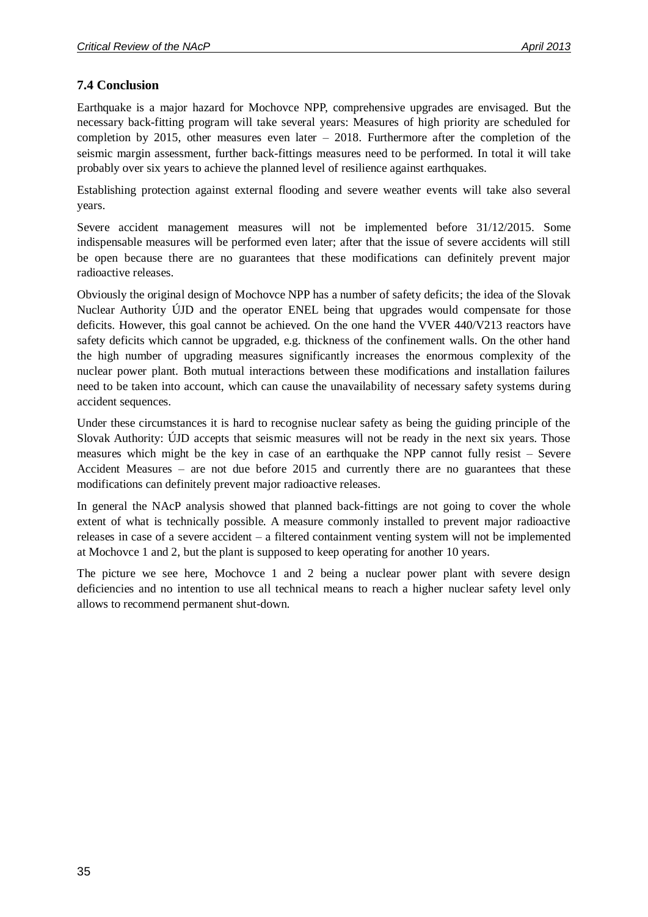### 7.4 Conclusion

Earthquake is a major hazard for Mochovce NPP, comprehensive upgrades are envisaged. But the necessary back-fitting program will take several years: Measures of high priority are scheduled for completion by 2015, other measures even later – 2018. Furthermore after the completion of the seismic margin assessment, further back-fittings measures need to be performed. In total it will take probably over six years to achieve the planned level of resilience against earthquakes.

Establishing protection against external flooding and severe weather events will take also several years.

Severe accident management measures will not be implemented before 31/12/2015. Some indispensable measures will be performed even later; after that the issue of severe accidents will still be open because there are no guarantees that these modifications can definitely prevent major radioactive releases.

Obviously the original design of Mochovce NPP has a number of safety deficits; the idea of the Slovak Nuclear Authority ÚJD and the operator ENEL being that upgrades would compensate for those deficits. However, this goal cannot be achieved. On the one hand the VVER 440/V213 reactors have safety deficits which cannot be upgraded, e.g. thickness of the confinement walls. On the other hand the high number of upgrading measures significantly increases the enormous complexity of the nuclear power plant. Both mutual interactions between these modifications and installation failures need to be taken into account, which can cause the unavailability of necessary safety systems during accident sequences.

Under these circumstances it is hard to recognise nuclear safety as being the guiding principle of the Slovak Authority: ÚJD accepts that seismic measures will not be ready in the next six years. Those measures which might be the key in case of an earthquake the NPP cannot fully resist – Severe Accident Measures – are not due before 2015 and currently there are no guarantees that these modifications can definitely prevent major radioactive releases.

In general the NAcP analysis showed that planned back-fittings are not going to cover the whole extent of what is technically possible. A measure commonly installed to prevent major radioactive releases in case of a severe accident – a filtered containment venting system will not be implemented at Mochovce 1 and 2, but the plant is supposed to keep operating for another 10 years.

The picture we see here, Mochovce 1 and 2 being a nuclear power plant with severe design deficiencies and no intention to use all technical means to reach a higher nuclear safety level only allows to recommend permanent shut-down.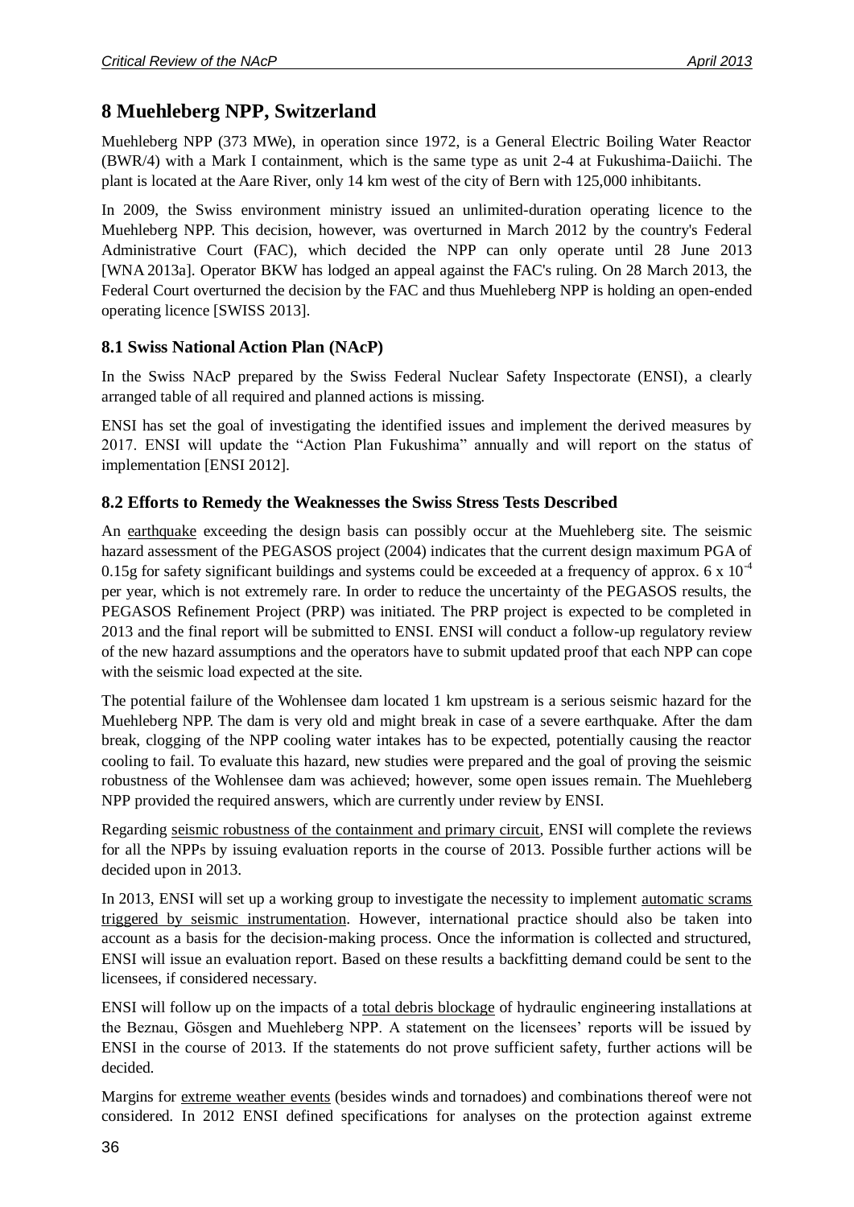# 8 Muehleberg NPP, Switzerland

Muehleberg NPP (373 MWe), in operation since 1972, is a General Electric Boiling Water Reactor (BWR/4) with a Mark I containment, which is the same type as unit 2-4 at Fukushima-Daiichi. The plant is located at the Aare River, only 14 km west of the city of Bern with 125,000 inhibitants.

In 2009, the Swiss environment ministry issued an unlimited-duration operating licence to the Muehleberg NPP. This decision, however, was overturned in March 2012 by the country's Federal Administrative Court (FAC), which decided the NPP can only operate until 28 June 2013 [WNA 2013a]. Operator BKW has lodged an appeal against the FAC's ruling. On 28 March 2013, the Federal Court overturned the decision by the FAC and thus Muehleberg NPP is holding an open-ended operating licence [SWISS 2013].

## 8.1 Swiss National Action Plan (NAcP)

In the Swiss NAcP prepared by the Swiss Federal Nuclear Safety Inspectorate (ENSI), a clearly arranged table of all required and planned actions is missing.

ENSI has set the goal of investigating the identified issues and implement the derived measures by 2017. ENSI will update the "Action Plan Fukushima" annually and will report on the status of implementation [ENSI 2012].

## 8.2 Efforts to Remedy the Weaknesses the Swiss Stress Tests Described

An earthquake exceeding the design basis can possibly occur at the Muehleberg site. The seismic hazard assessment of the PEGASOS project (2004) indicates that the current design maximum PGA of 0.15g for safety significant buildings and systems could be exceeded at a frequency of approx. $6 \times 10^{-4}$ per year, which is not extremely rare. In order to reduce the uncertainty of the PEGASOS results, the PEGASOS Refinement Project (PRP) was initiated. The PRP project is expected to be completed in 2013 and the final report will be submitted to ENSI. ENSI will conduct a follow-up regulatory review of the new hazard assumptions and the operators have to submit updated proof that each NPP can cope with the seismic load expected at the site.

The potential failure of the Wohlensee dam located 1 km upstream is a serious seismic hazard for the Muehleberg NPP. The dam is very old and might break in case of a severe earthquake. After the dam break, clogging of the NPP cooling water intakes has to be expected, potentially causing the reactor cooling to fail. To evaluate this hazard, new studies were prepared and the goal of proving the seismic robustness of the Wohlensee dam was achieved; however, some open issues remain. The Muehleberg NPP provided the required answers, which are currently under review by ENSI.

Regarding seismic robustness of the containment and primary circuit, ENSI will complete the reviews for all the NPPs by issuing evaluation reports in the course of 2013. Possible further actions will be decided upon in 2013.

In 2013, ENSI will set up a working group to investigate the necessity to implement automatic scrams triggered by seismic instrumentation. However, international practice should also be taken into account as a basis for the decision-making process. Once the information is collected and structured, ENSI will issue an evaluation report. Based on these results a backfitting demand could be sent to the licensees, if considered necessary.

ENSI will follow up on the impacts of a total debris blockage of hydraulic engineering installations at the Beznau, Gösgen and Muehleberg NPP. A statement on the licensees' reports will be issued by ENSI in the course of 2013. If the statements do not prove sufficient safety, further actions will be decided.

Margins for extreme weather events (besides winds and tornadoes) and combinations thereof were not considered. In 2012 ENSI defined specifications for analyses on the protection against extreme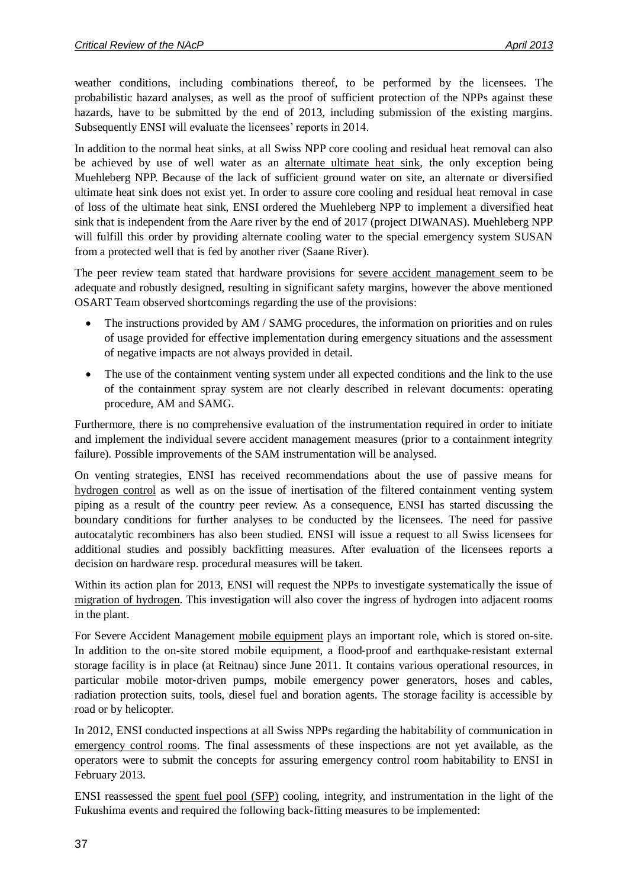weather conditions, including combinations thereof, to be performed by the licensees. The probabilistic hazard analyses, as well as the proof of sufficient protection of the NPPs against these hazards, have to be submitted by the end of 2013, including submission of the existing margins. Subsequently ENSI will evaluate the licensees' reports in 2014.

In addition to the normal heat sinks, at all Swiss NPP core cooling and residual heat removal can also be achieved by use of well water as an alternate ultimate heat sink, the only exception being Muehleberg NPP. Because of the lack of sufficient ground water on site, an alternate or diversified ultimate heat sink does not exist yet. In order to assure core cooling and residual heat removal in case of loss of the ultimate heat sink, ENSI ordered the Muehleberg NPP to implement a diversified heat sink that is independent from the Aare river by the end of 2017 (project DIWANAS). Muehleberg NPP will fulfill this order by providing alternate cooling water to the special emergency system SUSAN from a protected well that is fed by another river (Saane River).

The peer review team stated that hardware provisions for severe accident management seem to be adequate and robustly designed, resulting in significant safety margins, however the above mentioned OSART Team observed shortcomings regarding the use of the provisions:

- The instructions provided by AM / SAMG procedures, the information on priorities and on rules of usage provided for effective implementation during emergency situations and the assessment of negative impacts are not always provided in detail.
- The use of the containment venting system under all expected conditions and the link to the use of the containment spray system are not clearly described in relevant documents: operating procedure, AM and SAMG.

Furthermore, there is no comprehensive evaluation of the instrumentation required in order to initiate and implement the individual severe accident management measures (prior to a containment integrity failure). Possible improvements of the SAM instrumentation will be analysed.

On venting strategies, ENSI has received recommendations about the use of passive means for hydrogen control as well as on the issue of inertisation of the filtered containment venting system piping as a result of the country peer review. As a consequence, ENSI has started discussing the boundary conditions for further analyses to be conducted by the licensees. The need for passive autocatalytic recombiners has also been studied. ENSI will issue a request to all Swiss licensees for additional studies and possibly backfitting measures. After evaluation of the licensees reports a decision on hardware resp. procedural measures will be taken.

Within its action plan for 2013, ENSI will request the NPPs to investigate systematically the issue of migration of hydrogen. This investigation will also cover the ingress of hydrogen into adjacent rooms in the plant.

For Severe Accident Management mobile equipment plays an important role, which is stored on-site. In addition to the on-site stored mobile equipment, a flood-proof and earthquake-resistant external storage facility is in place (at Reitnau) since June 2011. It contains various operational resources, in particular mobile motor-driven pumps, mobile emergency power generators, hoses and cables, radiation protection suits, tools, diesel fuel and boration agents. The storage facility is accessible by road or by helicopter.

In 2012, ENSI conducted inspections at all Swiss NPPs regarding the habitability of communication in emergency control rooms. The final assessments of these inspections are not yet available, as the operators were to submit the concepts for assuring emergency control room habitability to ENSI in February 2013.

ENSI reassessed the spent fuel pool (SFP) cooling, integrity, and instrumentation in the light of the Fukushima events and required the following back-fitting measures to be implemented: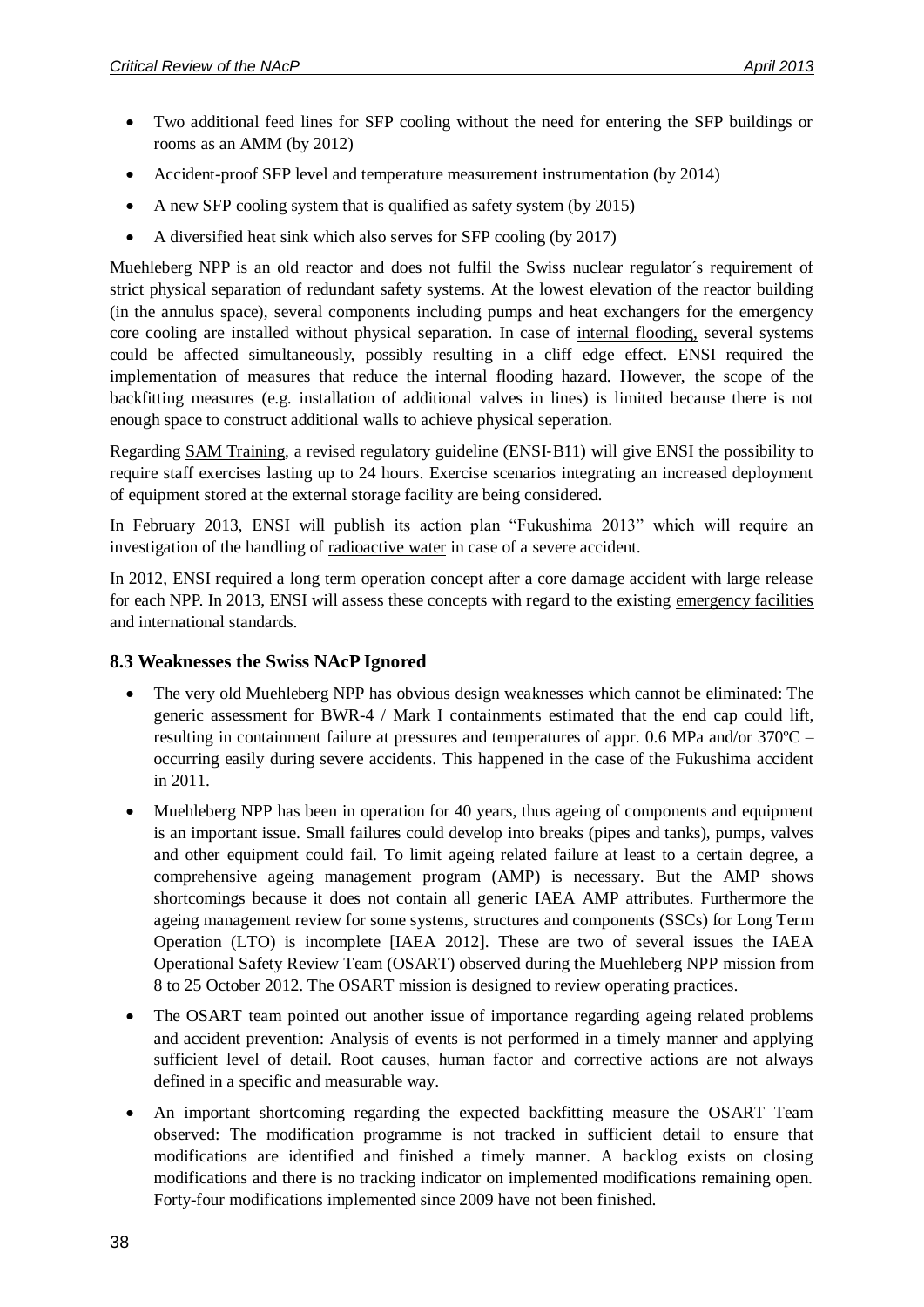- Two additional feed lines for SFP cooling without the need for entering the SFP buildings or rooms as an AMM (by 2012)
- Accident-proof SFP level and temperature measurement instrumentation (by 2014)
- A new SFP cooling system that is qualified as safety system (by 2015)
- A diversified heat sink which also serves for SFP cooling (by 2017)

Muehleberg NPP is an old reactor and does not fulfil the Swiss nuclear regulator´s requirement of strict physical separation of redundant safety systems. At the lowest elevation of the reactor building (in the annulus space), several components including pumps and heat exchangers for the emergency core cooling are installed without physical separation. In case of internal flooding, several systems could be affected simultaneously, possibly resulting in a cliff edge effect. ENSI required the implementation of measures that reduce the internal flooding hazard. However, the scope of the backfitting measures (e.g. installation of additional valves in lines) is limited because there is not enough space to construct additional walls to achieve physical seperation.

Regarding SAM Training, a revised regulatory guideline (ENSI-B11) will give ENSI the possibility to require staff exercises lasting up to 24 hours. Exercise scenarios integrating an increased deployment of equipment stored at the external storage facility are being considered.

In February 2013, ENSI will publish its action plan "Fukushima 2013" which will require an investigation of the handling of radioactive water in case of a severe accident.

In 2012, ENSI required a long term operation concept after a core damage accident with large release for each NPP. In 2013, ENSI will assess these concepts with regard to the existing emergency facilities and international standards.

### 8.3 Weaknesses the Swiss NAcP Ignored

- The very old Muehleberg NPP has obvious design weaknesses which cannot be eliminated: The generic assessment for BWR-4 / Mark I containments estimated that the end cap could lift, resulting in containment failure at pressures and temperatures of appr. 0.6 MPa and/or 370ºC – occurring easily during severe accidents. This happened in the case of the Fukushima accident in 2011.
- Muehleberg NPP has been in operation for 40 years, thus ageing of components and equipment is an important issue. Small failures could develop into breaks (pipes and tanks), pumps, valves and other equipment could fail. To limit ageing related failure at least to a certain degree, a comprehensive ageing management program (AMP) is necessary. But the AMP shows shortcomings because it does not contain all generic IAEA AMP attributes. Furthermore the ageing management review for some systems, structures and components (SSCs) for Long Term Operation (LTO) is incomplete [IAEA 2012]. These are two of several issues the IAEA Operational Safety Review Team (OSART) observed during the Muehleberg NPP mission from 8 to 25 October 2012. The OSART mission is designed to review operating practices.
- The OSART team pointed out another issue of importance regarding ageing related problems and accident prevention: Analysis of events is not performed in a timely manner and applying sufficient level of detail. Root causes, human factor and corrective actions are not always defined in a specific and measurable way.
- An important shortcoming regarding the expected backfitting measure the OSART Team observed: The modification programme is not tracked in sufficient detail to ensure that modifications are identified and finished a timely manner. A backlog exists on closing modifications and there is no tracking indicator on implemented modifications remaining open. Forty-four modifications implemented since 2009 have not been finished.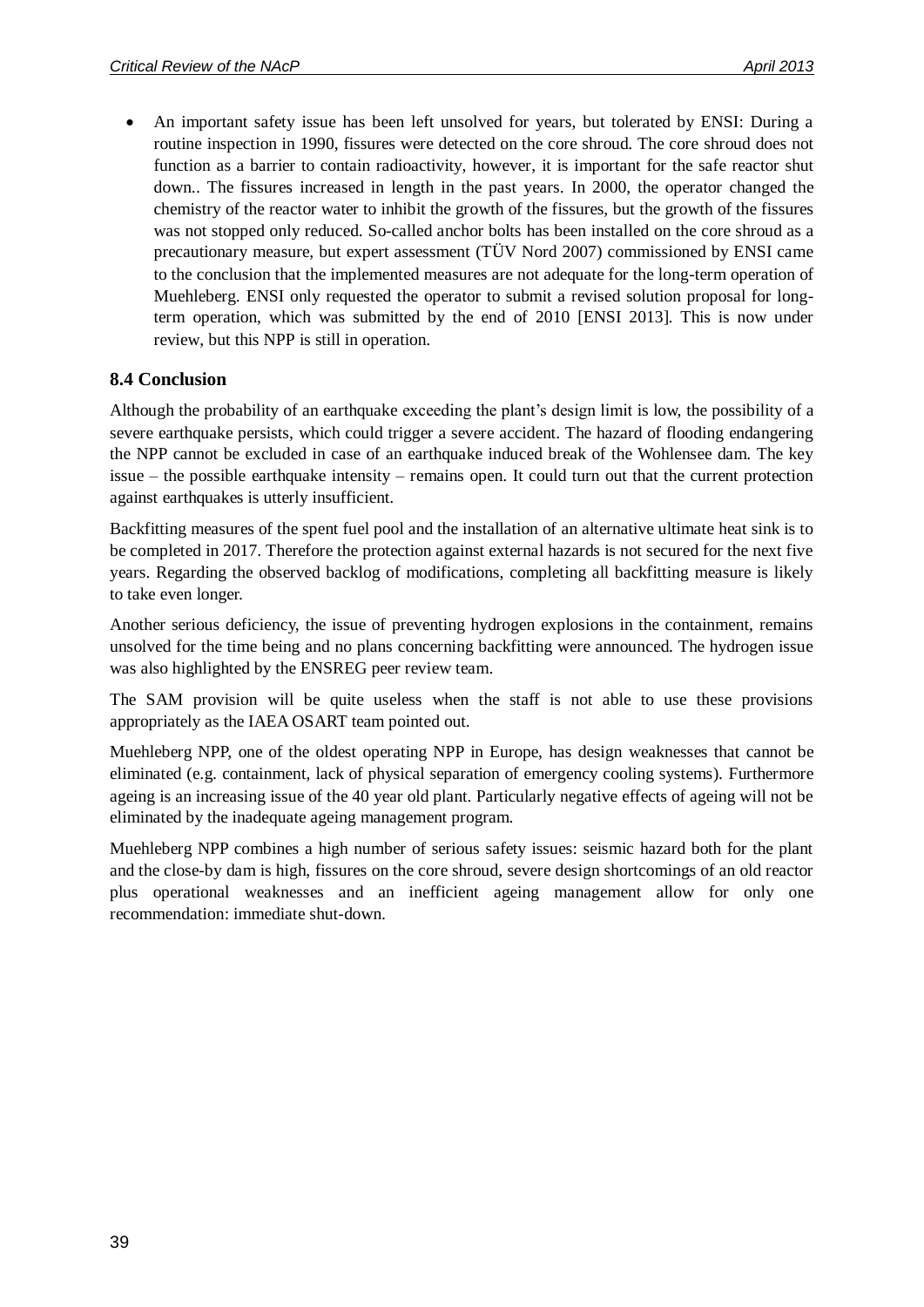- An important safety issue has been left unsolved for years, but tolerated by ENSI: During a routine inspection in 1990, fissures were detected on the core shroud. The core shroud does not function as a barrier to contain radioactivity, however, it is important for the safe reactor shut down.. The fissures increased in length in the past years. In 2000, the operator changed the chemistry of the reactor water to inhibit the growth of the fissures, but the growth of the fissures was not stopped only reduced. So-called anchor bolts has been installed on the core shroud as a precautionary measure, but expert assessment (TÜV Nord 2007) commissioned by ENSI came to the conclusion that the implemented measures are not adequate for the long-term operation of Muehleberg. ENSI only requested the operator to submit a revised solution proposal for long-term operation, which was submitted by the end of 2010 [ENSI 2013]. This is now under review, but this NPP is still in operation.

## 8.4 Conclusion

Although the probability of an earthquake exceeding the plant's design limit is low, the possibility of a severe earthquake persists, which could trigger a severe accident. The hazard of flooding endangering the NPP cannot be excluded in case of an earthquake induced break of the Wohlensee dam. The key issue – the possible earthquake intensity – remains open. It could turn out that the current protection against earthquakes is utterly insufficient.

Backfitting measures of the spent fuel pool and the installation of an alternative ultimate heat sink is to be completed in 2017. Therefore the protection against external hazards is not secured for the next five years. Regarding the observed backlog of modifications, completing all backfitting measure is likely to take even longer.

Another serious deficiency, the issue of preventing hydrogen explosions in the containment, remains unsolved for the time being and no plans concerning backfitting were announced. The hydrogen issue was also highlighted by the ENSREG peer review team.

The SAM provision will be quite useless when the staff is not able to use these provisions appropriately as the IAEA OSART team pointed out.

Muehleberg NPP, one of the oldest operating NPP in Europe, has design weaknesses that cannot be eliminated (e.g. containment, lack of physical separation of emergency cooling systems). Furthermore ageing is an increasing issue of the 40 year old plant. Particularly negative effects of ageing will not be eliminated by the inadequate ageing management program.

Muehleberg NPP combines a high number of serious safety issues: seismic hazard both for the plant and the close-by dam is high, fissures on the core shroud, severe design shortcomings of an old reactor plus operational weaknesses and an inefficient ageing management allow for only one recommendation: immediate shut-down.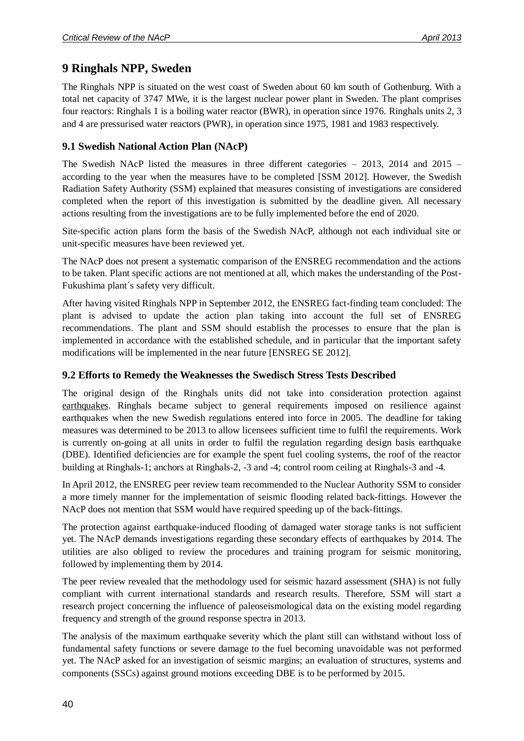# 9 Ringhals NPP, Sweden

The Ringhals NPP is situated on the west coast of Sweden about 60 km south of Gothenburg. With a total net capacity of 3747 MWe, it is the largest nuclear power plant in Sweden. The plant comprises four reactors: Ringhals 1 is a boiling water reactor (BWR), in operation since 1976. Ringhals units 2, 3 and 4 are pressurised water reactors (PWR), in operation since 1975, 1981 and 1983 respectively.

## 9.1 Swedish National Action Plan (NAcP)

The Swedish NAcP listed the measures in three different categories – 2013, 2014 and 2015 – according to the year when the measures have to be completed [SSM 2012]. However, the Swedish Radiation Safety Authority (SSM) explained that measures consisting of investigations are considered completed when the report of this investigation is submitted by the deadline given. All necessary actions resulting from the investigations are to be fully implemented before the end of 2020.

Site-specific action plans form the basis of the Swedish NAcP, although not each individual site or unit-specific measures have been reviewed yet.

The NAcP does not present a systematic comparison of the ENSREG recommendation and the actions to be taken. Plant specific actions are not mentioned at all, which makes the understanding of the Post-Fukushima plant´s safety very difficult.

After having visited Ringhals NPP in September 2012, the ENSREG fact-finding team concluded: The plant is advised to update the action plan taking into account the full set of ENSREG recommendations. The plant and SSM should establish the processes to ensure that the plan is implemented in accordance with the established schedule, and in particular that the important safety modifications will be implemented in the near future [ENSREG SE 2012].

## 9.2 Efforts to Remedy the Weaknesses the Swedisch Stress Tests Described

The original design of the Ringhals units did not take into consideration protection against earthquakes. Ringhals became subject to general requirements imposed on resilience against earthquakes when the new Swedish regulations entered into force in 2005. The deadline for taking measures was determined to be 2013 to allow licensees sufficient time to fulfil the requirements. Work is currently on-going at all units in order to fulfil the regulation regarding design basis earthquake (DBE). Identified deficiencies are for example the spent fuel cooling systems, the roof of the reactor building at Ringhals-1; anchors at Ringhals-2, -3 and -4; control room ceiling at Ringhals-3 and -4.

In April 2012, the ENSREG peer review team recommended to the Nuclear Authority SSM to consider a more timely manner for the implementation of seismic flooding related back-fittings. However the NAcP does not mention that SSM would have required speeding up of the back-fittings.

The protection against earthquake-induced flooding of damaged water storage tanks is not sufficient yet. The NAcP demands investigations regarding these secondary effects of earthquakes by 2014. The utilities are also obliged to review the procedures and training program for seismic monitoring, followed by implementing them by 2014.

The peer review revealed that the methodology used for seismic hazard assessment (SHA) is not fully compliant with current international standards and research results. Therefore, SSM will start a research project concerning the influence of paleoseismological data on the existing model regarding frequency and strength of the ground response spectra in 2013.

The analysis of the maximum earthquake severity which the plant still can withstand without loss of fundamental safety functions or severe damage to the fuel becoming unavoidable was not performed yet. The NAcP asked for an investigation of seismic margins; an evaluation of structures, systems and components (SSCs) against ground motions exceeding DBE is to be performed by 2015.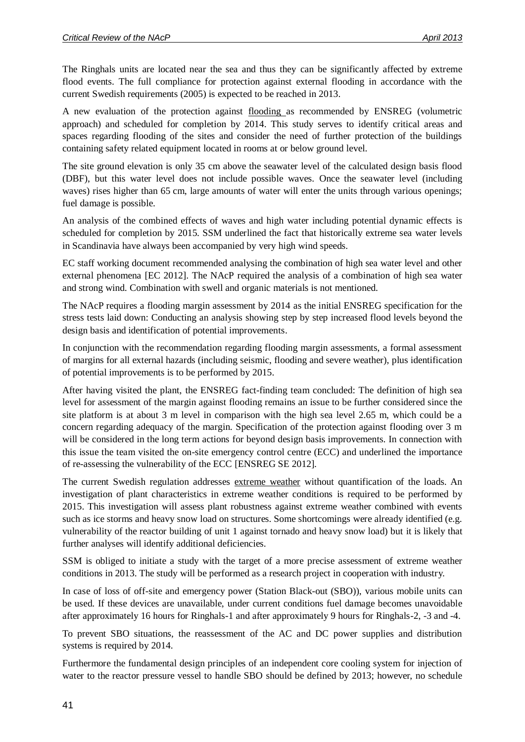The Ringhals units are located near the sea and thus they can be significantly affected by extreme flood events. The full compliance for protection against external flooding in accordance with the current Swedish requirements (2005) is expected to be reached in 2013.

A new evaluation of the protection against flooding as recommended by ENSREG (volumetric approach) and scheduled for completion by 2014. This study serves to identify critical areas and spaces regarding flooding of the sites and consider the need of further protection of the buildings containing safety related equipment located in rooms at or below ground level.

The site ground elevation is only 35 cm above the seawater level of the calculated design basis flood (DBF), but this water level does not include possible waves. Once the seawater level (including waves) rises higher than 65 cm, large amounts of water will enter the units through various openings; fuel damage is possible.

An analysis of the combined effects of waves and high water including potential dynamic effects is scheduled for completion by 2015. SSM underlined the fact that historically extreme sea water levels in Scandinavia have always been accompanied by very high wind speeds.

EC staff working document recommended analysing the combination of high sea water level and other external phenomena [EC 2012]. The NAcP required the analysis of a combination of high sea water and strong wind. Combination with swell and organic materials is not mentioned.

The NAcP requires a flooding margin assessment by 2014 as the initial ENSREG specification for the stress tests laid down: Conducting an analysis showing step by step increased flood levels beyond the design basis and identification of potential improvements.

In conjunction with the recommendation regarding flooding margin assessments, a formal assessment of margins for all external hazards (including seismic, flooding and severe weather), plus identification of potential improvements is to be performed by 2015.

After having visited the plant, the ENSREG fact-finding team concluded: The definition of high sea level for assessment of the margin against flooding remains an issue to be further considered since the site platform is at about 3 m level in comparison with the high sea level 2.65 m, which could be a concern regarding adequacy of the margin. Specification of the protection against flooding over 3 m will be considered in the long term actions for beyond design basis improvements. In connection with this issue the team visited the on-site emergency control centre (ECC) and underlined the importance of re-assessing the vulnerability of the ECC [ENSREG SE 2012].

The current Swedish regulation addresses extreme weather without quantification of the loads. An investigation of plant characteristics in extreme weather conditions is required to be performed by 2015. This investigation will assess plant robustness against extreme weather combined with events such as ice storms and heavy snow load on structures. Some shortcomings were already identified (e.g. vulnerability of the reactor building of unit 1 against tornado and heavy snow load) but it is likely that further analyses will identify additional deficiencies.

SSM is obliged to initiate a study with the target of a more precise assessment of extreme weather conditions in 2013. The study will be performed as a research project in cooperation with industry.

In case of loss of off-site and emergency power (Station Black-out (SBO)), various mobile units can be used. If these devices are unavailable, under current conditions fuel damage becomes unavoidable after approximately 16 hours for Ringhals-1 and after approximately 9 hours for Ringhals-2, -3 and -4.

To prevent SBO situations, the reassessment of the AC and DC power supplies and distribution systems is required by 2014.

Furthermore the fundamental design principles of an independent core cooling system for injection of water to the reactor pressure vessel to handle SBO should be defined by 2013; however, no schedule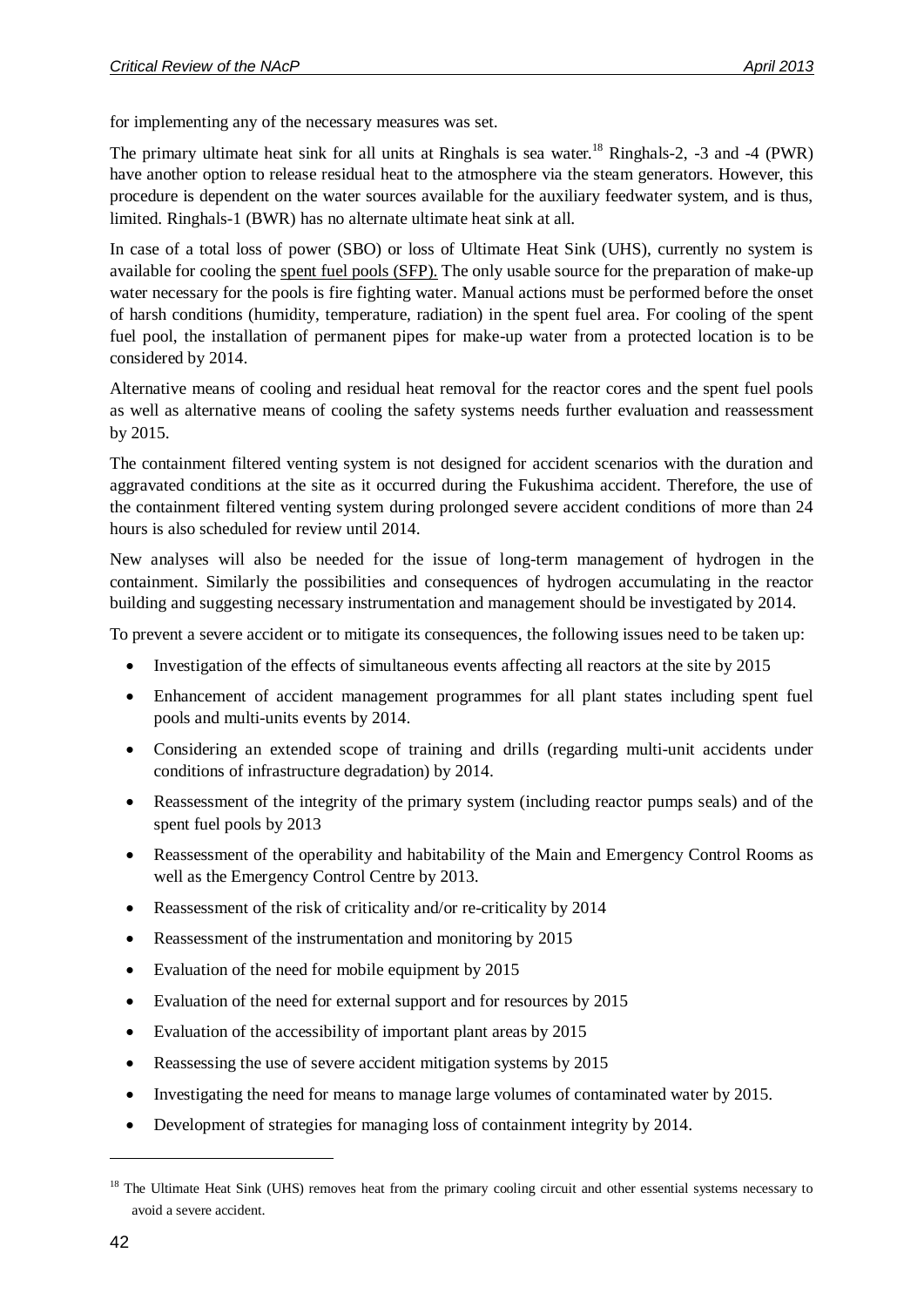for implementing any of the necessary measures was set.

The primary ultimate heat sink for all units at Ringhals is sea water.[18] Ringhals-2, -3 and -4 (PWR) have another option to release residual heat to the atmosphere via the steam generators. However, this procedure is dependent on the water sources available for the auxiliary feedwater system, and is thus, limited. Ringhals-1 (BWR) has no alternate ultimate heat sink at all.

In case of a total loss of power (SBO) or loss of Ultimate Heat Sink (UHS), currently no system is available for cooling the spent fuel pools (SFP). The only usable source for the preparation of make-up water necessary for the pools is fire fighting water. Manual actions must be performed before the onset of harsh conditions (humidity, temperature, radiation) in the spent fuel area. For cooling of the spent fuel pool, the installation of permanent pipes for make-up water from a protected location is to be considered by 2014.

Alternative means of cooling and residual heat removal for the reactor cores and the spent fuel pools as well as alternative means of cooling the safety systems needs further evaluation and reassessment by 2015.

The containment filtered venting system is not designed for accident scenarios with the duration and aggravated conditions at the site as it occurred during the Fukushima accident. Therefore, the use of the containment filtered venting system during prolonged severe accident conditions of more than 24 hours is also scheduled for review until 2014.

New analyses will also be needed for the issue of long-term management of hydrogen in the containment. Similarly the possibilities and consequences of hydrogen accumulating in the reactor building and suggesting necessary instrumentation and management should be investigated by 2014.

To prevent a severe accident or to mitigate its consequences, the following issues need to be taken up:

- Investigation of the effects of simultaneous events affecting all reactors at the site by 2015
- Enhancement of accident management programmes for all plant states including spent fuel pools and multi-units events by 2014.
- Considering an extended scope of training and drills (regarding multi-unit accidents under conditions of infrastructure degradation) by 2014.
- Reassessment of the integrity of the primary system (including reactor pumps seals) and of the spent fuel pools by 2013
- Reassessment of the operability and habitability of the Main and Emergency Control Rooms as well as the Emergency Control Centre by 2013.
- Reassessment of the risk of criticality and/or re-criticality by 2014
- Reassessment of the instrumentation and monitoring by 2015
- Evaluation of the need for mobile equipment by 2015
- Evaluation of the need for external support and for resources by 2015
- Evaluation of the accessibility of important plant areas by 2015
- Reassessing the use of severe accident mitigation systems by 2015
- Investigating the need for means to manage large volumes of contaminated water by 2015.
- Development of strategies for managing loss of containment integrity by 2014.

[18] The Ultimate Heat Sink (UHS) removes heat from the primary cooling circuit and other essential systems necessary to avoid a severe accident.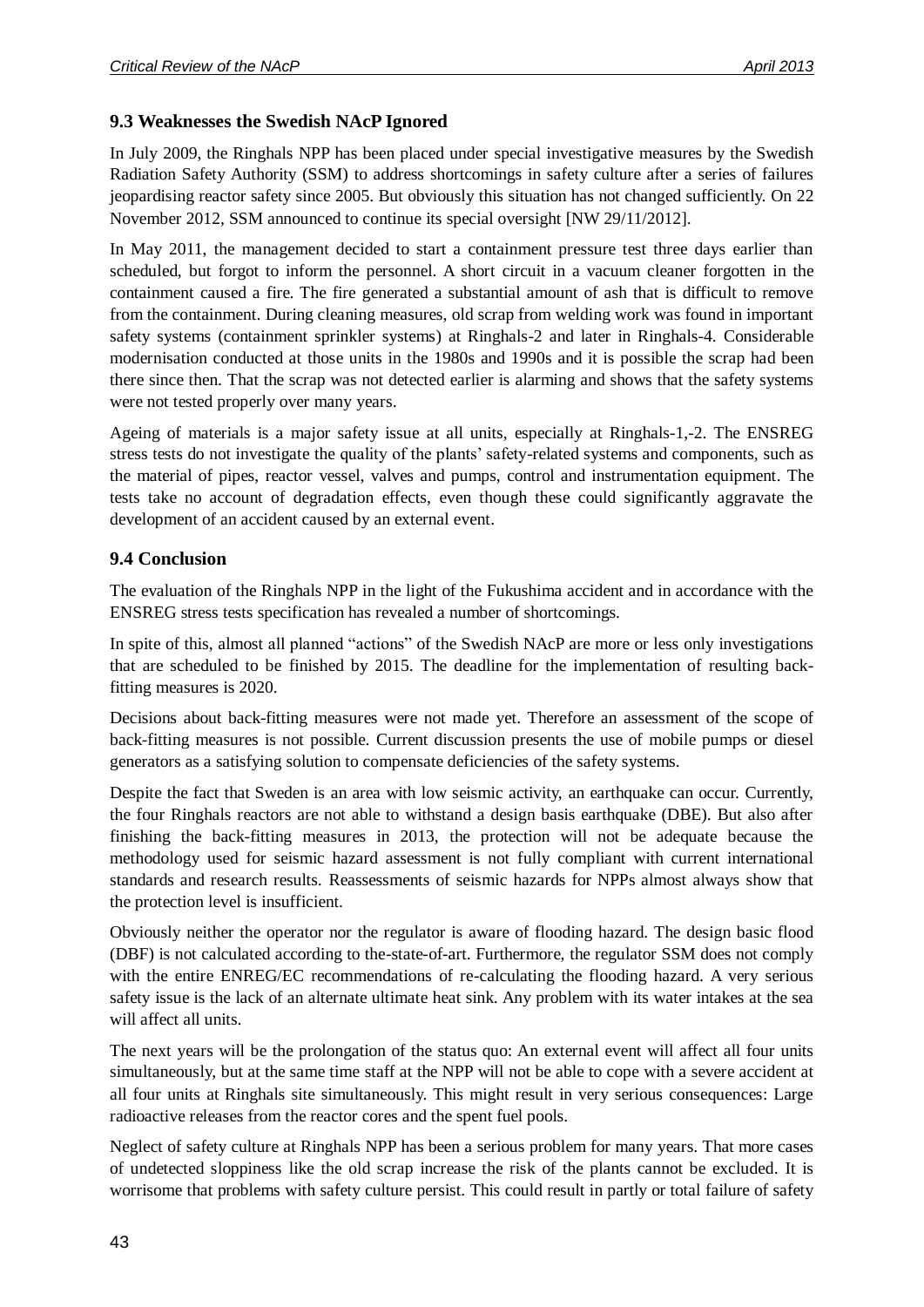### 9.3 Weaknesses the Swedish NAcP Ignored

In July 2009, the Ringhals NPP has been placed under special investigative measures by the Swedish Radiation Safety Authority (SSM) to address shortcomings in safety culture after a series of failures jeopardising reactor safety since 2005. But obviously this situation has not changed sufficiently. On 22 November 2012, SSM announced to continue its special oversight [NW 29/11/2012].

In May 2011, the management decided to start a containment pressure test three days earlier than scheduled, but forgot to inform the personnel. A short circuit in a vacuum cleaner forgotten in the containment caused a fire. The fire generated a substantial amount of ash that is difficult to remove from the containment. During cleaning measures, old scrap from welding work was found in important safety systems (containment sprinkler systems) at Ringhals-2 and later in Ringhals-4. Considerable modernisation conducted at those units in the 1980s and 1990s and it is possible the scrap had been there since then. That the scrap was not detected earlier is alarming and shows that the safety systems were not tested properly over many years.

Ageing of materials is a major safety issue at all units, especially at Ringhals-1,-2. The ENSREG stress tests do not investigate the quality of the plants' safety-related systems and components, such as the material of pipes, reactor vessel, valves and pumps, control and instrumentation equipment. The tests take no account of degradation effects, even though these could significantly aggravate the development of an accident caused by an external event.

### 9.4 Conclusion

The evaluation of the Ringhals NPP in the light of the Fukushima accident and in accordance with the ENSREG stress tests specification has revealed a number of shortcomings.

In spite of this, almost all planned "actions" of the Swedish NAcP are more or less only investigations that are scheduled to be finished by 2015. The deadline for the implementation of resulting back-fitting measures is 2020.

Decisions about back-fitting measures were not made yet. Therefore an assessment of the scope of back-fitting measures is not possible. Current discussion presents the use of mobile pumps or diesel generators as a satisfying solution to compensate deficiencies of the safety systems.

Despite the fact that Sweden is an area with low seismic activity, an earthquake can occur. Currently, the four Ringhals reactors are not able to withstand a design basis earthquake (DBE). But also after finishing the back-fitting measures in 2013, the protection will not be adequate because the methodology used for seismic hazard assessment is not fully compliant with current international standards and research results. Reassessments of seismic hazards for NPPs almost always show that the protection level is insufficient.

Obviously neither the operator nor the regulator is aware of flooding hazard. The design basic flood (DBF) is not calculated according to the-state-of-art. Furthermore, the regulator SSM does not comply with the entire ENREG/EC recommendations of re-calculating the flooding hazard. A very serious safety issue is the lack of an alternate ultimate heat sink. Any problem with its water intakes at the sea will affect all units.

The next years will be the prolongation of the status quo: An external event will affect all four units simultaneously, but at the same time staff at the NPP will not be able to cope with a severe accident at all four units at Ringhals site simultaneously. This might result in very serious consequences: Large radioactive releases from the reactor cores and the spent fuel pools.

Neglect of safety culture at Ringhals NPP has been a serious problem for many years. That more cases of undetected sloppiness like the old scrap increase the risk of the plants cannot be excluded. It is worrisome that problems with safety culture persist. This could result in partly or total failure of safety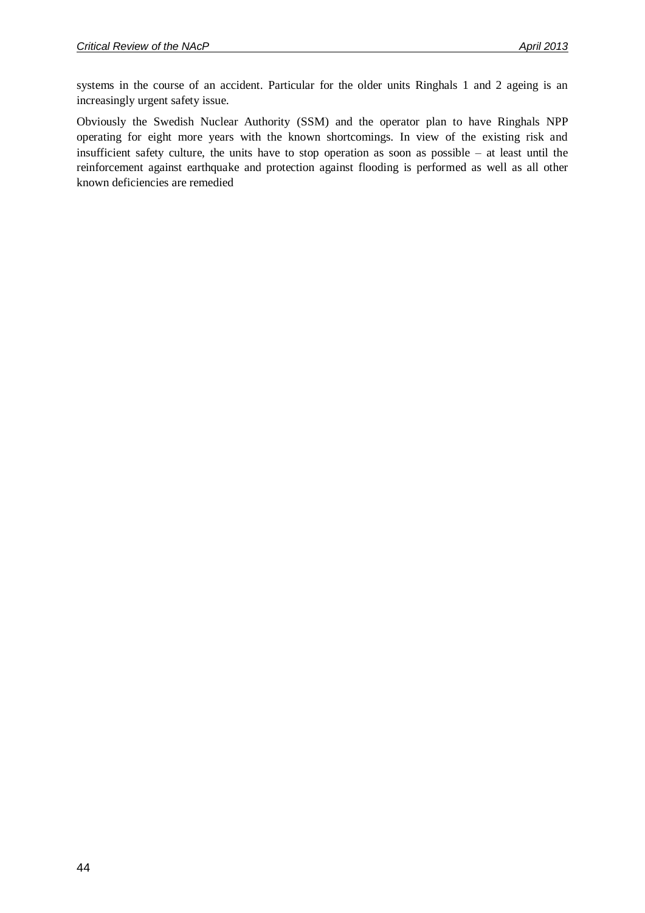systems in the course of an accident. Particular for the older units Ringhals 1 and 2 ageing is an increasingly urgent safety issue.

Obviously the Swedish Nuclear Authority (SSM) and the operator plan to have Ringhals NPP operating for eight more years with the known shortcomings. In view of the existing risk and insufficient safety culture, the units have to stop operation as soon as possible – at least until the reinforcement against earthquake and protection against flooding is performed as well as all other known deficiencies are remedied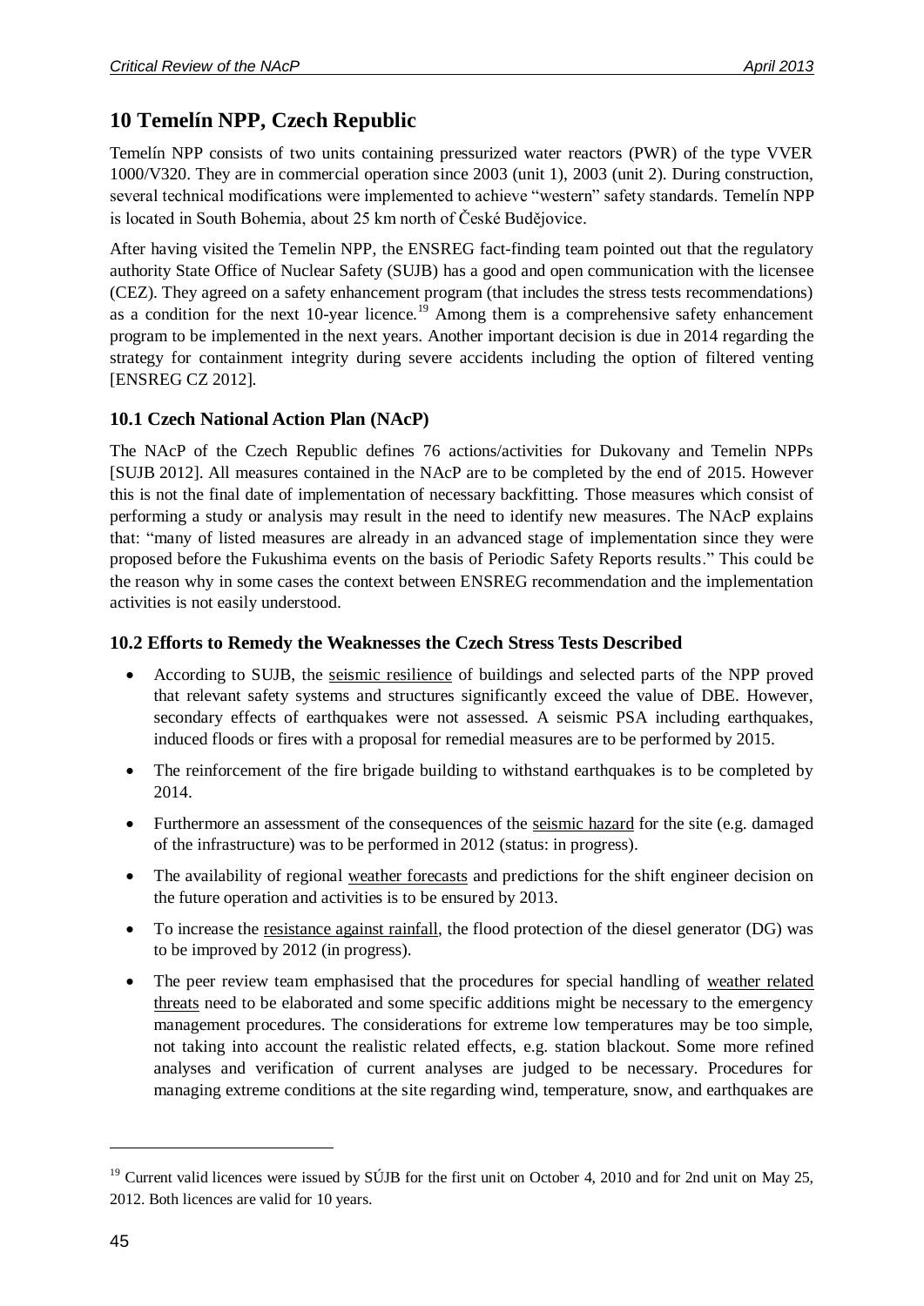# 10 Temelín NPP, Czech Republic

Temelín NPP consists of two units containing pressurized water reactors (PWR) of the type VVER 1000/V320. They are in commercial operation since 2003 (unit 1), 2003 (unit 2). During construction, several technical modifications were implemented to achieve "western" safety standards. Temelín NPP is located in South Bohemia, about 25 km north of České Budějovice.

After having visited the Temelin NPP, the ENSREG fact-finding team pointed out that the regulatory authority State Office of Nuclear Safety (SUJB) has a good and open communication with the licensee (CEZ). They agreed on a safety enhancement program (that includes the stress tests recommendations) as a condition for the next 10-year licence.[19] Among them is a comprehensive safety enhancement program to be implemented in the next years. Another important decision is due in 2014 regarding the strategy for containment integrity during severe accidents including the option of filtered venting [ENSREG CZ 2012].

## 10.1 Czech National Action Plan (NAcP)

The NAcP of the Czech Republic defines 76 actions/activities for Dukovany and Temelin NPPs [SUJB 2012]. All measures contained in the NAcP are to be completed by the end of 2015. However this is not the final date of implementation of necessary backfitting. Those measures which consist of performing a study or analysis may result in the need to identify new measures. The NAcP explains that: "many of listed measures are already in an advanced stage of implementation since they were proposed before the Fukushima events on the basis of Periodic Safety Reports results." This could be the reason why in some cases the context between ENSREG recommendation and the implementation activities is not easily understood.

## 10.2 Efforts to Remedy the Weaknesses the Czech Stress Tests Described

- According to SUJB, the seismic resilience of buildings and selected parts of the NPP proved that relevant safety systems and structures significantly exceed the value of DBE. However, secondary effects of earthquakes were not assessed. A seismic PSA including earthquakes, induced floods or fires with a proposal for remedial measures are to be performed by 2015.
- The reinforcement of the fire brigade building to withstand earthquakes is to be completed by 2014.
- Furthermore an assessment of the consequences of the seismic hazard for the site (e.g. damaged of the infrastructure) was to be performed in 2012 (status: in progress).
- The availability of regional weather forecasts and predictions for the shift engineer decision on the future operation and activities is to be ensured by 2013.
- To increase the resistance against rainfall, the flood protection of the diesel generator (DG) was to be improved by 2012 (in progress).
- The peer review team emphasised that the procedures for special handling of weather related threats need to be elaborated and some specific additions might be necessary to the emergency management procedures. The considerations for extreme low temperatures may be too simple, not taking into account the realistic related effects, e.g. station blackout. Some more refined analyses and verification of current analyses are judged to be necessary. Procedures for managing extreme conditions at the site regarding wind, temperature, snow, and earthquakes are

[19] Current valid licences were issued by SÚJB for the first unit on October 4, 2010 and for 2nd unit on May 25, 2012. Both licences are valid for 10 years.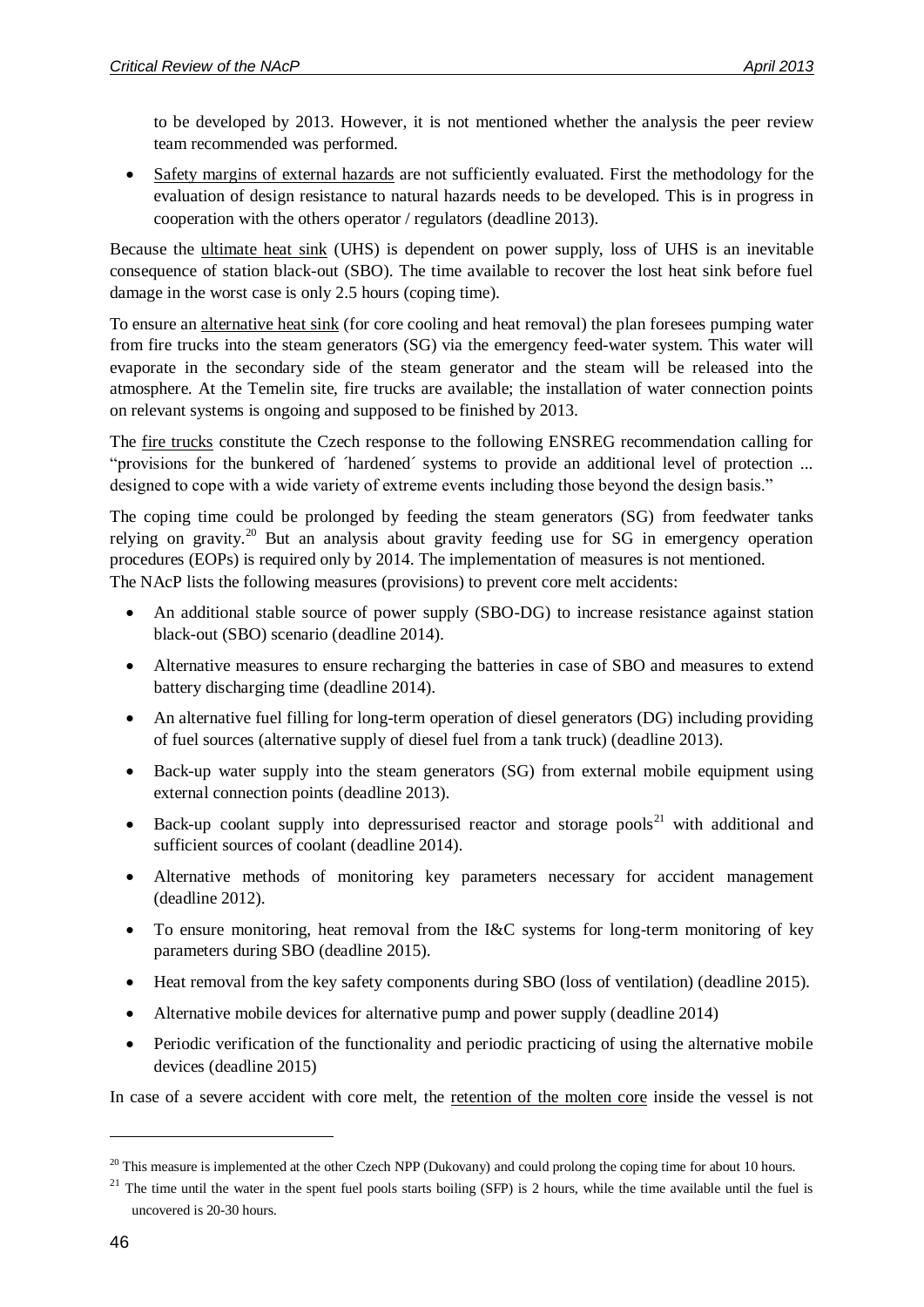to be developed by 2013. However, it is not mentioned whether the analysis the peer review team recommended was performed.

- Safety margins of external hazards are not sufficiently evaluated. First the methodology for the evaluation of design resistance to natural hazards needs to be developed. This is in progress in cooperation with the others operator / regulators (deadline 2013).

Because the ultimate heat sink (UHS) is dependent on power supply, loss of UHS is an inevitable consequence of station black-out (SBO). The time available to recover the lost heat sink before fuel damage in the worst case is only 2.5 hours (coping time).

To ensure an alternative heat sink (for core cooling and heat removal) the plan foresees pumping water from fire trucks into the steam generators (SG) via the emergency feed-water system. This water will evaporate in the secondary side of the steam generator and the steam will be released into the atmosphere. At the Temelin site, fire trucks are available; the installation of water connection points on relevant systems is ongoing and supposed to be finished by 2013.

The fire trucks constitute the Czech response to the following ENSREG recommendation calling for "provisions for the bunkered of ´hardened´ systems to provide an additional level of protection ... designed to cope with a wide variety of extreme events including those beyond the design basis."

The coping time could be prolonged by feeding the steam generators (SG) from feedwater tanks relying on gravity.[20] But an analysis about gravity feeding use for SG in emergency operation procedures (EOPs) is required only by 2014. The implementation of measures is not mentioned.
The NAcP lists the following measures (provisions) to prevent core melt accidents:

- An additional stable source of power supply (SBO-DG) to increase resistance against station black-out (SBO) scenario (deadline 2014).
- Alternative measures to ensure recharging the batteries in case of SBO and measures to extend battery discharging time (deadline 2014).
- An alternative fuel filling for long-term operation of diesel generators (DG) including providing of fuel sources (alternative supply of diesel fuel from a tank truck) (deadline 2013).
- Back-up water supply into the steam generators (SG) from external mobile equipment using external connection points (deadline 2013).
- Back-up coolant supply into depressurised reactor and storage pools[21] with additional and sufficient sources of coolant (deadline 2014).
- Alternative methods of monitoring key parameters necessary for accident management (deadline 2012).
- To ensure monitoring, heat removal from the I&C systems for long-term monitoring of key parameters during SBO (deadline 2015).
- Heat removal from the key safety components during SBO (loss of ventilation) (deadline 2015).
- Alternative mobile devices for alternative pump and power supply (deadline 2014)
- Periodic verification of the functionality and periodic practicing of using the alternative mobile devices (deadline 2015)

In case of a severe accident with core melt, the retention of the molten core inside the vessel is not

[20] This measure is implemented at the other Czech NPP (Dukovany) and could prolong the coping time for about 10 hours.

[21] The time until the water in the spent fuel pools starts boiling (SFP) is 2 hours, while the time available until the fuel is uncovered is 20-30 hours.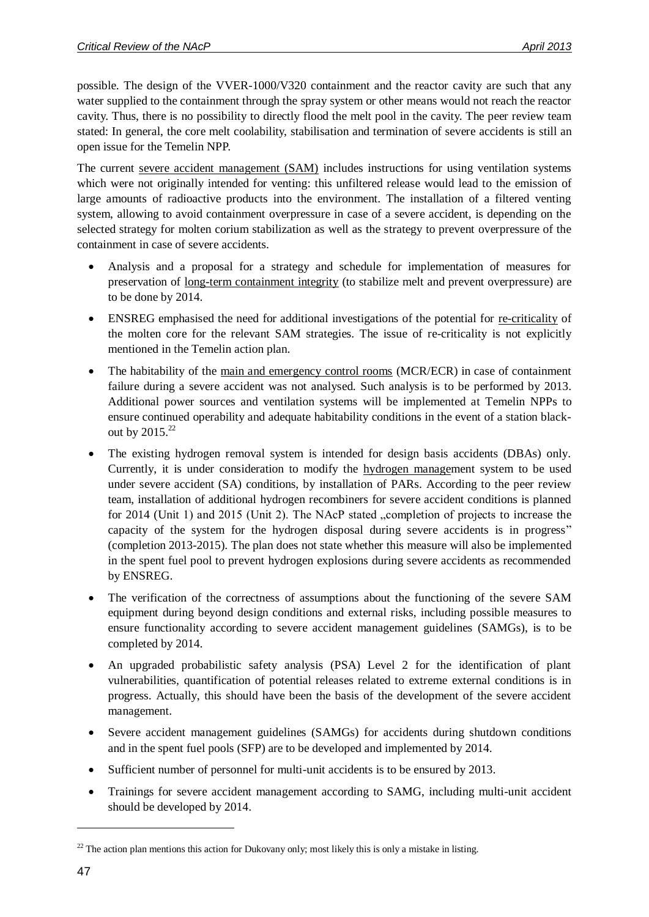possible. The design of the VVER-1000/V320 containment and the reactor cavity are such that any water supplied to the containment through the spray system or other means would not reach the reactor cavity. Thus, there is no possibility to directly flood the melt pool in the cavity. The peer review team stated: In general, the core melt coolability, stabilisation and termination of severe accidents is still an open issue for the Temelin NPP.

The current severe accident management (SAM) includes instructions for using ventilation systems which were not originally intended for venting: this unfiltered release would lead to the emission of large amounts of radioactive products into the environment. The installation of a filtered venting system, allowing to avoid containment overpressure in case of a severe accident, is depending on the selected strategy for molten corium stabilization as well as the strategy to prevent overpressure of the containment in case of severe accidents.

- Analysis and a proposal for a strategy and schedule for implementation of measures for preservation of long-term containment integrity (to stabilize melt and prevent overpressure) are to be done by 2014.
- ENSREG emphasised the need for additional investigations of the potential for re-criticality of the molten core for the relevant SAM strategies. The issue of re-criticality is not explicitly mentioned in the Temelin action plan.
- The habitability of the main and emergency control rooms (MCR/ECR) in case of containment failure during a severe accident was not analysed. Such analysis is to be performed by 2013. Additional power sources and ventilation systems will be implemented at Temelin NPPs to ensure continued operability and adequate habitability conditions in the event of a station black-out by 2015.[22]
- The existing hydrogen removal system is intended for design basis accidents (DBAs) only. Currently, it is under consideration to modify the hydrogen management system to be used under severe accident (SA) conditions, by installation of PARs. According to the peer review team, installation of additional hydrogen recombiners for severe accident conditions is planned for 2014 (Unit 1) and 2015 (Unit 2). The NAcP stated „completion of projects to increase the capacity of the system for the hydrogen disposal during severe accidents is in progress" (completion 2013-2015). The plan does not state whether this measure will also be implemented in the spent fuel pool to prevent hydrogen explosions during severe accidents as recommended by ENSREG.
- The verification of the correctness of assumptions about the functioning of the severe SAM equipment during beyond design conditions and external risks, including possible measures to ensure functionality according to severe accident management guidelines (SAMGs), is to be completed by 2014.
- An upgraded probabilistic safety analysis (PSA) Level 2 for the identification of plant vulnerabilities, quantification of potential releases related to extreme external conditions is in progress. Actually, this should have been the basis of the development of the severe accident management.
- Severe accident management guidelines (SAMGs) for accidents during shutdown conditions and in the spent fuel pools (SFP) are to be developed and implemented by 2014.
- Sufficient number of personnel for multi-unit accidents is to be ensured by 2013.
- Trainings for severe accident management according to SAMG, including multi-unit accident should be developed by 2014.

[22] The action plan mentions this action for Dukovany only; most likely this is only a mistake in listing.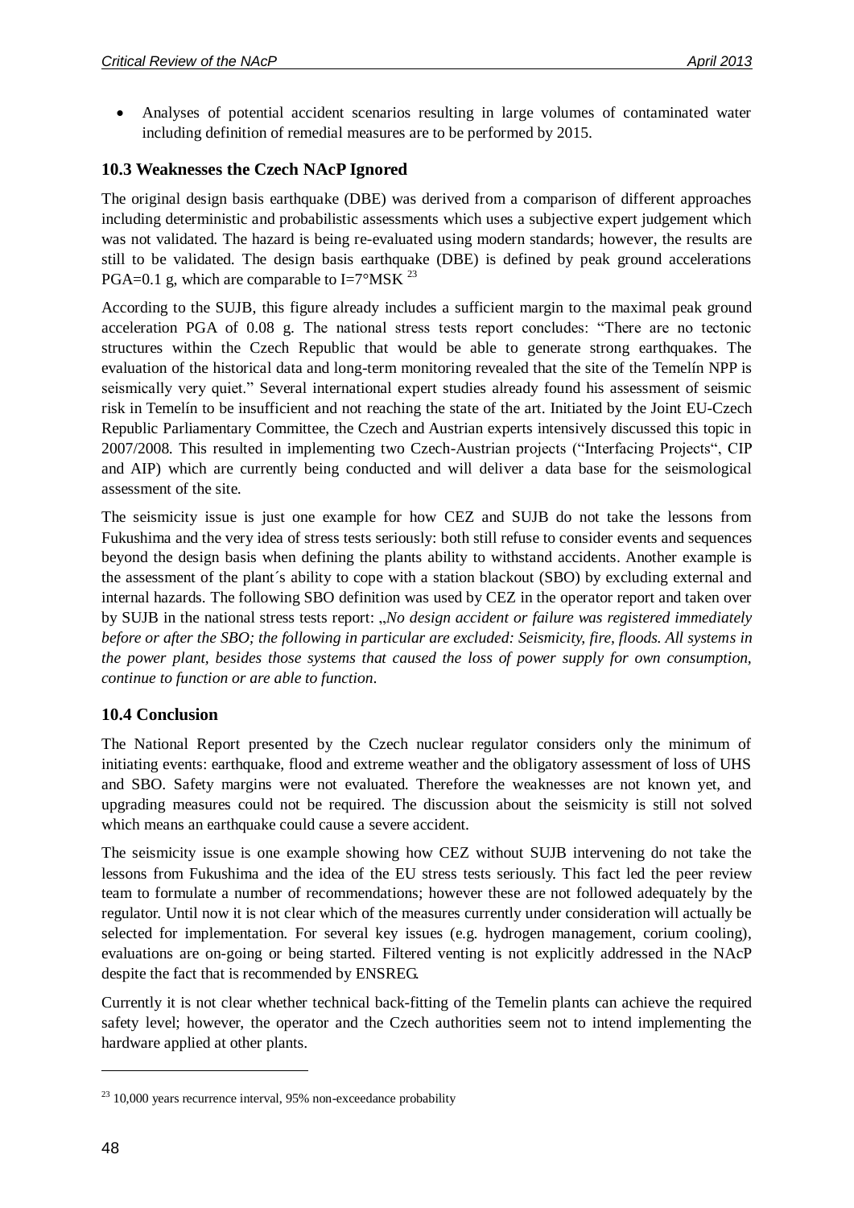- Analyses of potential accident scenarios resulting in large volumes of contaminated water including definition of remedial measures are to be performed by 2015.

### 10.3 Weaknesses the Czech NAcP Ignored

The original design basis earthquake (DBE) was derived from a comparison of different approaches including deterministic and probabilistic assessments which uses a subjective expert judgement which was not validated. The hazard is being re-evaluated using modern standards; however, the results are still to be validated. The design basis earthquake (DBE) is defined by peak ground accelerations PGA=0.1 g, which are comparable to I=7°MSK [23]

According to the SUJB, this figure already includes a sufficient margin to the maximal peak ground acceleration PGA of 0.08 g. The national stress tests report concludes: "There are no tectonic structures within the Czech Republic that would be able to generate strong earthquakes. The evaluation of the historical data and long-term monitoring revealed that the site of the Temelín NPP is seismically very quiet." Several international expert studies already found his assessment of seismic risk in Temelín to be insufficient and not reaching the state of the art. Initiated by the Joint EU-Czech Republic Parliamentary Committee, the Czech and Austrian experts intensively discussed this topic in 2007/2008. This resulted in implementing two Czech-Austrian projects ("Interfacing Projects", CIP and AIP) which are currently being conducted and will deliver a data base for the seismological assessment of the site.

The seismicity issue is just one example for how CEZ and SUJB do not take the lessons from Fukushima and the very idea of stress tests seriously: both still refuse to consider events and sequences beyond the design basis when defining the plants ability to withstand accidents. Another example is the assessment of the plant´s ability to cope with a station blackout (SBO) by excluding external and internal hazards. The following SBO definition was used by CEZ in the operator report and taken over by SUJB in the national stress tests report: „*No design accident or failure was registered immediately before or after the SBO; the following in particular are excluded: Seismicity, fire, floods. All systems in the power plant, besides those systems that caused the loss of power supply for own consumption, continue to function or are able to function*.

### 10.4 Conclusion

The National Report presented by the Czech nuclear regulator considers only the minimum of initiating events: earthquake, flood and extreme weather and the obligatory assessment of loss of UHS and SBO. Safety margins were not evaluated. Therefore the weaknesses are not known yet, and upgrading measures could not be required. The discussion about the seismicity is still not solved which means an earthquake could cause a severe accident.

The seismicity issue is one example showing how CEZ without SUJB intervening do not take the lessons from Fukushima and the idea of the EU stress tests seriously. This fact led the peer review team to formulate a number of recommendations; however these are not followed adequately by the regulator. Until now it is not clear which of the measures currently under consideration will actually be selected for implementation. For several key issues (e.g. hydrogen management, corium cooling), evaluations are on-going or being started. Filtered venting is not explicitly addressed in the NAcP despite the fact that is recommended by ENSREG.

Currently it is not clear whether technical back-fitting of the Temelin plants can achieve the required safety level; however, the operator and the Czech authorities seem not to intend implementing the hardware applied at other plants.

---

[23] 10,000 years recurrence interval, 95% non-exceedance probability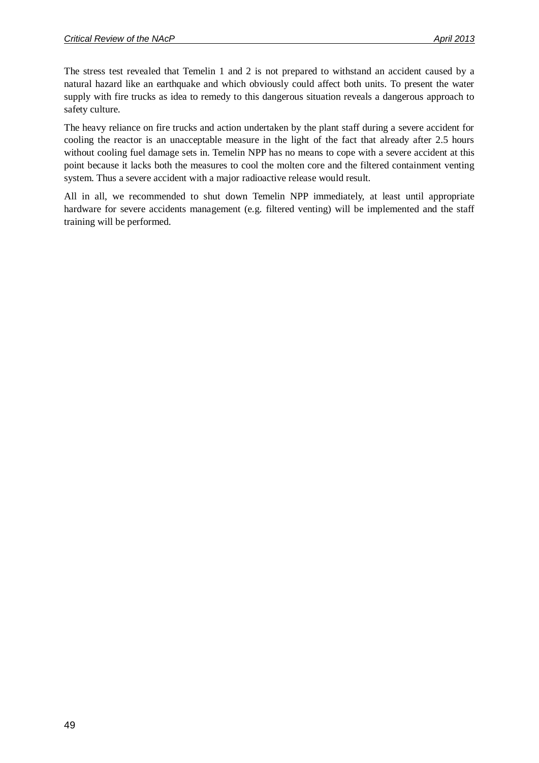The stress test revealed that Temelin 1 and 2 is not prepared to withstand an accident caused by a natural hazard like an earthquake and which obviously could affect both units. To present the water supply with fire trucks as idea to remedy to this dangerous situation reveals a dangerous approach to safety culture.

The heavy reliance on fire trucks and action undertaken by the plant staff during a severe accident for cooling the reactor is an unacceptable measure in the light of the fact that already after 2.5 hours without cooling fuel damage sets in. Temelin NPP has no means to cope with a severe accident at this point because it lacks both the measures to cool the molten core and the filtered containment venting system. Thus a severe accident with a major radioactive release would result.

All in all, we recommended to shut down Temelin NPP immediately, at least until appropriate hardware for severe accidents management (e.g. filtered venting) will be implemented and the staff training will be performed.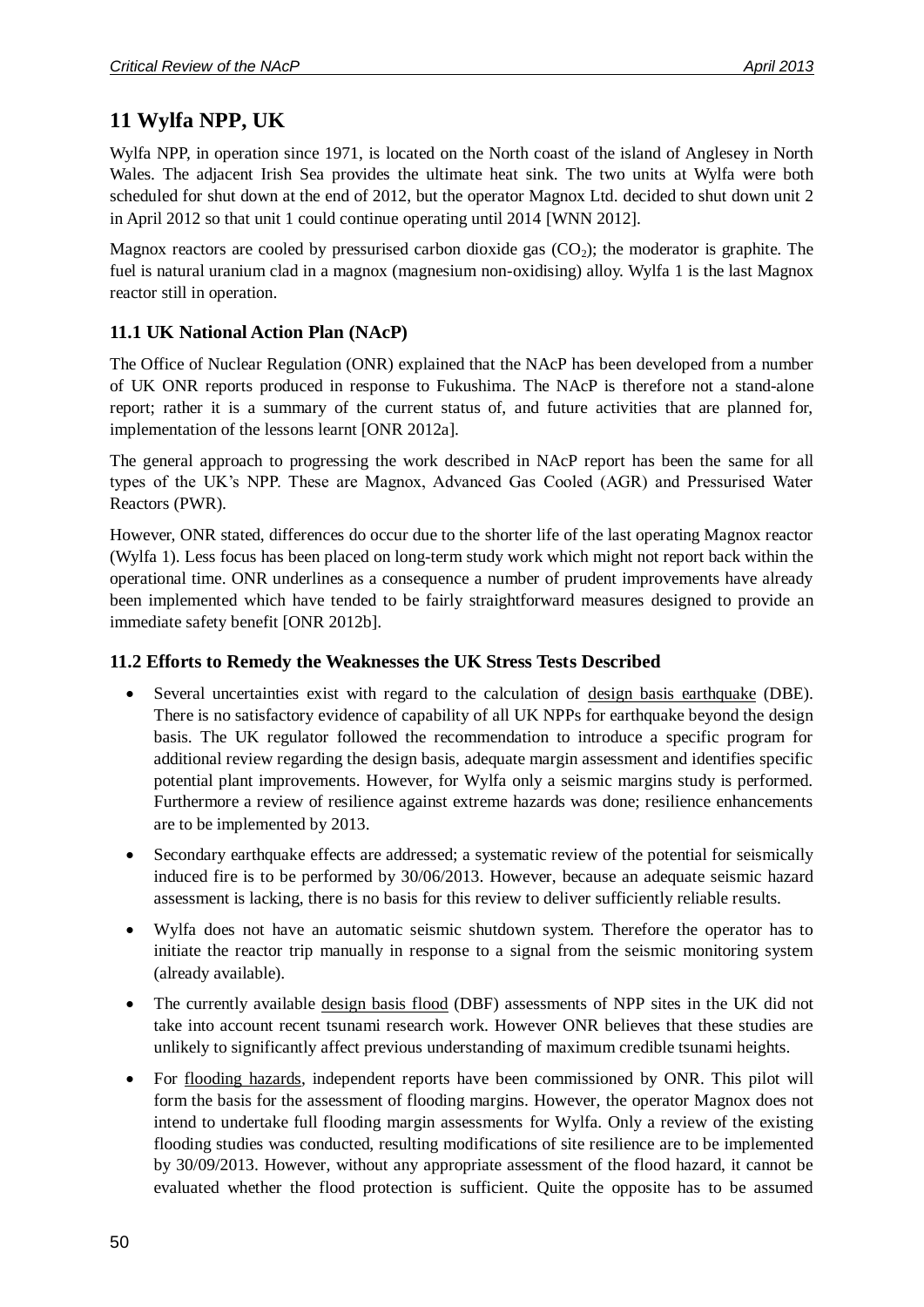# 11 Wylfa NPP, UK

Wylfa NPP, in operation since 1971, is located on the North coast of the island of Anglesey in North Wales. The adjacent Irish Sea provides the ultimate heat sink. The two units at Wylfa were both scheduled for shut down at the end of 2012, but the operator Magnox Ltd. decided to shut down unit 2 in April 2012 so that unit 1 could continue operating until 2014 [WNN 2012].

Magnox reactors are cooled by pressurised carbon dioxide gas ($CO_2$); the moderator is graphite. The fuel is natural uranium clad in a magnox (magnesium non-oxidising) alloy. Wylfa 1 is the last Magnox reactor still in operation.

## 11.1 UK National Action Plan (NAcP)

The Office of Nuclear Regulation (ONR) explained that the NAcP has been developed from a number of UK ONR reports produced in response to Fukushima. The NAcP is therefore not a stand-alone report; rather it is a summary of the current status of, and future activities that are planned for, implementation of the lessons learnt [ONR 2012a].

The general approach to progressing the work described in NAcP report has been the same for all types of the UK's NPP. These are Magnox, Advanced Gas Cooled (AGR) and Pressurised Water Reactors (PWR).

However, ONR stated, differences do occur due to the shorter life of the last operating Magnox reactor (Wylfa 1). Less focus has been placed on long-term study work which might not report back within the operational time. ONR underlines as a consequence a number of prudent improvements have already been implemented which have tended to be fairly straightforward measures designed to provide an immediate safety benefit [ONR 2012b].

## 11.2 Efforts to Remedy the Weaknesses the UK Stress Tests Described

- Several uncertainties exist with regard to the calculation of design basis earthquake (DBE). There is no satisfactory evidence of capability of all UK NPPs for earthquake beyond the design basis. The UK regulator followed the recommendation to introduce a specific program for additional review regarding the design basis, adequate margin assessment and identifies specific potential plant improvements. However, for Wylfa only a seismic margins study is performed. Furthermore a review of resilience against extreme hazards was done; resilience enhancements are to be implemented by 2013.
- Secondary earthquake effects are addressed; a systematic review of the potential for seismically induced fire is to be performed by 30/06/2013. However, because an adequate seismic hazard assessment is lacking, there is no basis for this review to deliver sufficiently reliable results.
- Wylfa does not have an automatic seismic shutdown system. Therefore the operator has to initiate the reactor trip manually in response to a signal from the seismic monitoring system (already available).
- The currently available design basis flood (DBF) assessments of NPP sites in the UK did not take into account recent tsunami research work. However ONR believes that these studies are unlikely to significantly affect previous understanding of maximum credible tsunami heights.
- For flooding hazards, independent reports have been commissioned by ONR. This pilot will form the basis for the assessment of flooding margins. However, the operator Magnox does not intend to undertake full flooding margin assessments for Wylfa. Only a review of the existing flooding studies was conducted, resulting modifications of site resilience are to be implemented by 30/09/2013. However, without any appropriate assessment of the flood hazard, it cannot be evaluated whether the flood protection is sufficient. Quite the opposite has to be assumed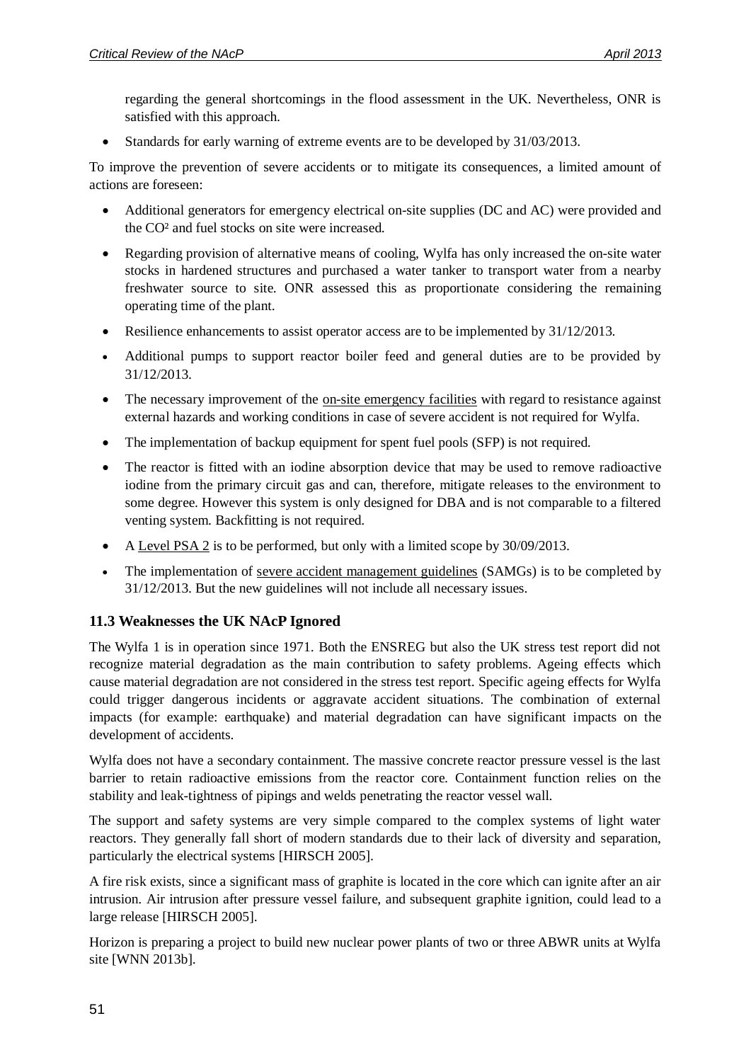regarding the general shortcomings in the flood assessment in the UK. Nevertheless, ONR is satisfied with this approach.

- Standards for early warning of extreme events are to be developed by 31/03/2013.

To improve the prevention of severe accidents or to mitigate its consequences, a limited amount of actions are foreseen:

- Additional generators for emergency electrical on-site supplies (DC and AC) were provided and the $CO^2$ and fuel stocks on site were increased.
- Regarding provision of alternative means of cooling, Wylfa has only increased the on-site water stocks in hardened structures and purchased a water tanker to transport water from a nearby freshwater source to site. ONR assessed this as proportionate considering the remaining operating time of the plant.
- Resilience enhancements to assist operator access are to be implemented by 31/12/2013.
- Additional pumps to support reactor boiler feed and general duties are to be provided by 31/12/2013.
- The necessary improvement of the on-site emergency facilities with regard to resistance against external hazards and working conditions in case of severe accident is not required for Wylfa.
- The implementation of backup equipment for spent fuel pools (SFP) is not required.
- The reactor is fitted with an iodine absorption device that may be used to remove radioactive iodine from the primary circuit gas and can, therefore, mitigate releases to the environment to some degree. However this system is only designed for DBA and is not comparable to a filtered venting system. Backfitting is not required.
- A Level PSA 2 is to be performed, but only with a limited scope by 30/09/2013.
- The implementation of severe accident management guidelines (SAMGs) is to be completed by 31/12/2013. But the new guidelines will not include all necessary issues.

### 11.3 Weaknesses the UK NAcP Ignored

The Wylfa 1 is in operation since 1971. Both the ENSREG but also the UK stress test report did not recognize material degradation as the main contribution to safety problems. Ageing effects which cause material degradation are not considered in the stress test report. Specific ageing effects for Wylfa could trigger dangerous incidents or aggravate accident situations. The combination of external impacts (for example: earthquake) and material degradation can have significant impacts on the development of accidents.

Wylfa does not have a secondary containment. The massive concrete reactor pressure vessel is the last barrier to retain radioactive emissions from the reactor core. Containment function relies on the stability and leak-tightness of pipings and welds penetrating the reactor vessel wall.

The support and safety systems are very simple compared to the complex systems of light water reactors. They generally fall short of modern standards due to their lack of diversity and separation, particularly the electrical systems [HIRSCH 2005].

A fire risk exists, since a significant mass of graphite is located in the core which can ignite after an air intrusion. Air intrusion after pressure vessel failure, and subsequent graphite ignition, could lead to a large release [HIRSCH 2005].

Horizon is preparing a project to build new nuclear power plants of two or three ABWR units at Wylfa site [WNN 2013b].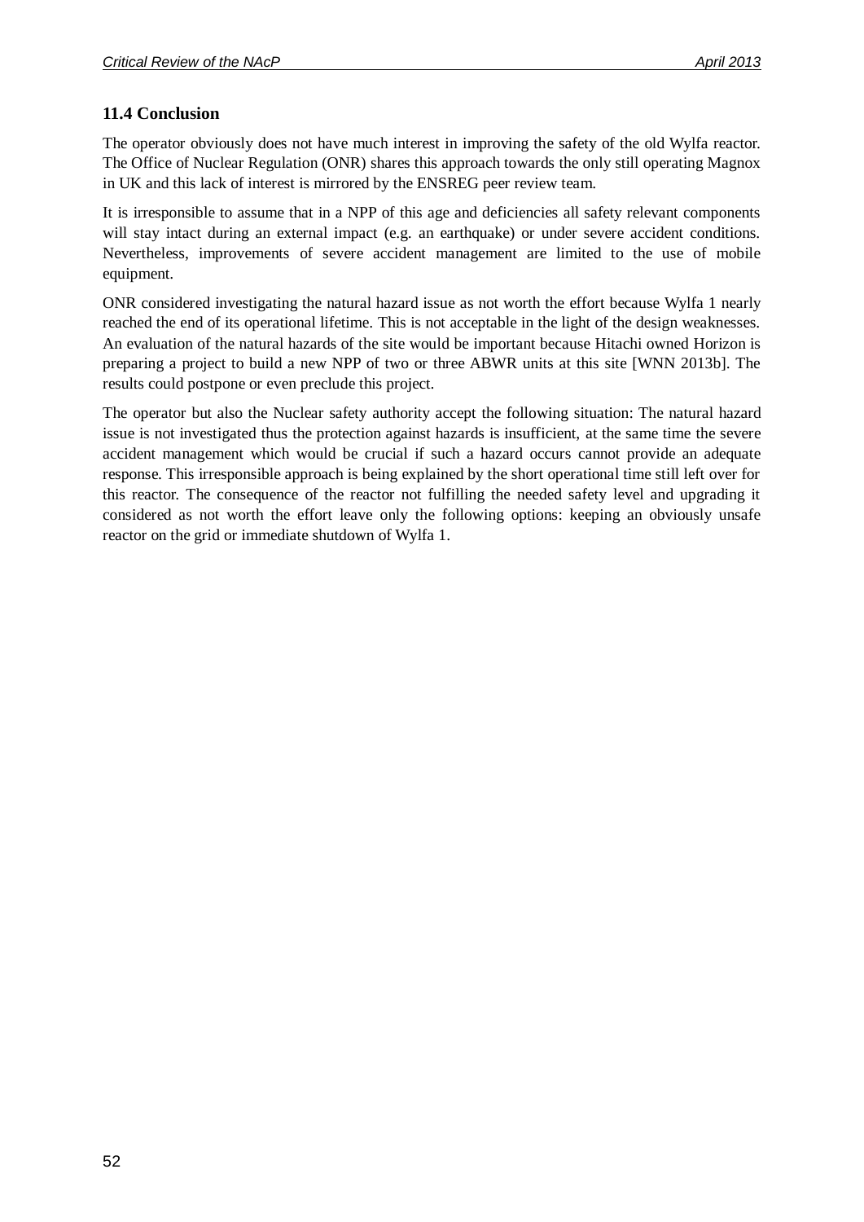## 11.4 Conclusion

The operator obviously does not have much interest in improving the safety of the old Wylfa reactor. The Office of Nuclear Regulation (ONR) shares this approach towards the only still operating Magnox in UK and this lack of interest is mirrored by the ENSREG peer review team.

It is irresponsible to assume that in a NPP of this age and deficiencies all safety relevant components will stay intact during an external impact (e.g. an earthquake) or under severe accident conditions. Nevertheless, improvements of severe accident management are limited to the use of mobile equipment.

ONR considered investigating the natural hazard issue as not worth the effort because Wylfa 1 nearly reached the end of its operational lifetime. This is not acceptable in the light of the design weaknesses. An evaluation of the natural hazards of the site would be important because Hitachi owned Horizon is preparing a project to build a new NPP of two or three ABWR units at this site [WNN 2013b]. The results could postpone or even preclude this project.

The operator but also the Nuclear safety authority accept the following situation: The natural hazard issue is not investigated thus the protection against hazards is insufficient, at the same time the severe accident management which would be crucial if such a hazard occurs cannot provide an adequate response. This irresponsible approach is being explained by the short operational time still left over for this reactor. The consequence of the reactor not fulfilling the needed safety level and upgrading it considered as not worth the effort leave only the following options: keeping an obviously unsafe reactor on the grid or immediate shutdown of Wylfa 1.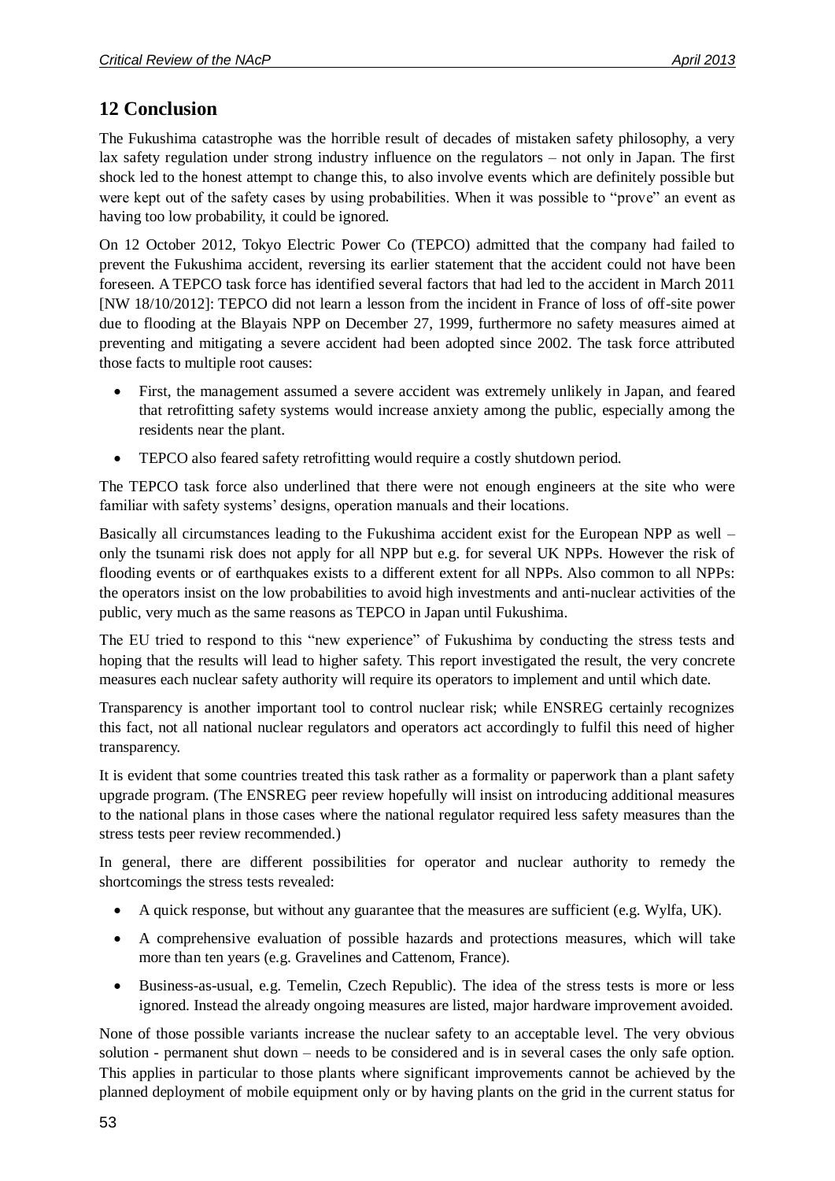## 12 Conclusion

The Fukushima catastrophe was the horrible result of decades of mistaken safety philosophy, a very lax safety regulation under strong industry influence on the regulators – not only in Japan. The first shock led to the honest attempt to change this, to also involve events which are definitely possible but were kept out of the safety cases by using probabilities. When it was possible to "prove" an event as having too low probability, it could be ignored.

On 12 October 2012, Tokyo Electric Power Co (TEPCO) admitted that the company had failed to prevent the Fukushima accident, reversing its earlier statement that the accident could not have been foreseen. A TEPCO task force has identified several factors that had led to the accident in March 2011 [NW 18/10/2012]: TEPCO did not learn a lesson from the incident in France of loss of off-site power due to flooding at the Blayais NPP on December 27, 1999, furthermore no safety measures aimed at preventing and mitigating a severe accident had been adopted since 2002. The task force attributed those facts to multiple root causes:

- First, the management assumed a severe accident was extremely unlikely in Japan, and feared that retrofitting safety systems would increase anxiety among the public, especially among the residents near the plant.
- TEPCO also feared safety retrofitting would require a costly shutdown period.

The TEPCO task force also underlined that there were not enough engineers at the site who were familiar with safety systems' designs, operation manuals and their locations.

Basically all circumstances leading to the Fukushima accident exist for the European NPP as well – only the tsunami risk does not apply for all NPP but e.g. for several UK NPPs. However the risk of flooding events or of earthquakes exists to a different extent for all NPPs. Also common to all NPPs: the operators insist on the low probabilities to avoid high investments and anti-nuclear activities of the public, very much as the same reasons as TEPCO in Japan until Fukushima.

The EU tried to respond to this "new experience" of Fukushima by conducting the stress tests and hoping that the results will lead to higher safety. This report investigated the result, the very concrete measures each nuclear safety authority will require its operators to implement and until which date.

Transparency is another important tool to control nuclear risk; while ENSREG certainly recognizes this fact, not all national nuclear regulators and operators act accordingly to fulfil this need of higher transparency.

It is evident that some countries treated this task rather as a formality or paperwork than a plant safety upgrade program. (The ENSREG peer review hopefully will insist on introducing additional measures to the national plans in those cases where the national regulator required less safety measures than the stress tests peer review recommended.)

In general, there are different possibilities for operator and nuclear authority to remedy the shortcomings the stress tests revealed:

- A quick response, but without any guarantee that the measures are sufficient (e.g. Wylfa, UK).
- A comprehensive evaluation of possible hazards and protections measures, which will take more than ten years (e.g. Gravelines and Cattenom, France).
- Business-as-usual, e.g. Temelin, Czech Republic). The idea of the stress tests is more or less ignored. Instead the already ongoing measures are listed, major hardware improvement avoided.

None of those possible variants increase the nuclear safety to an acceptable level. The very obvious solution - permanent shut down – needs to be considered and is in several cases the only safe option. This applies in particular to those plants where significant improvements cannot be achieved by the planned deployment of mobile equipment only or by having plants on the grid in the current status for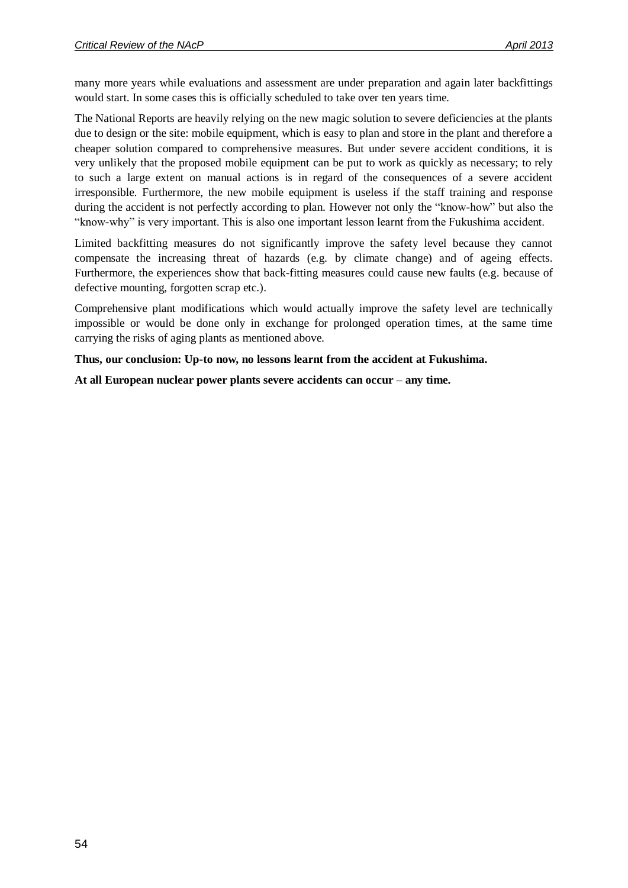many more years while evaluations and assessment are under preparation and again later backfittings would start. In some cases this is officially scheduled to take over ten years time.

The National Reports are heavily relying on the new magic solution to severe deficiencies at the plants due to design or the site: mobile equipment, which is easy to plan and store in the plant and therefore a cheaper solution compared to comprehensive measures. But under severe accident conditions, it is very unlikely that the proposed mobile equipment can be put to work as quickly as necessary; to rely to such a large extent on manual actions is in regard of the consequences of a severe accident irresponsible. Furthermore, the new mobile equipment is useless if the staff training and response during the accident is not perfectly according to plan. However not only the "know-how" but also the "know-why" is very important. This is also one important lesson learnt from the Fukushima accident.

Limited backfitting measures do not significantly improve the safety level because they cannot compensate the increasing threat of hazards (e.g. by climate change) and of ageing effects. Furthermore, the experiences show that back-fitting measures could cause new faults (e.g. because of defective mounting, forgotten scrap etc.).

Comprehensive plant modifications which would actually improve the safety level are technically impossible or would be done only in exchange for prolonged operation times, at the same time carrying the risks of aging plants as mentioned above.

**Thus, our conclusion: Up-to now, no lessons learnt from the accident at Fukushima.**

**At all European nuclear power plants severe accidents can occur – any time.**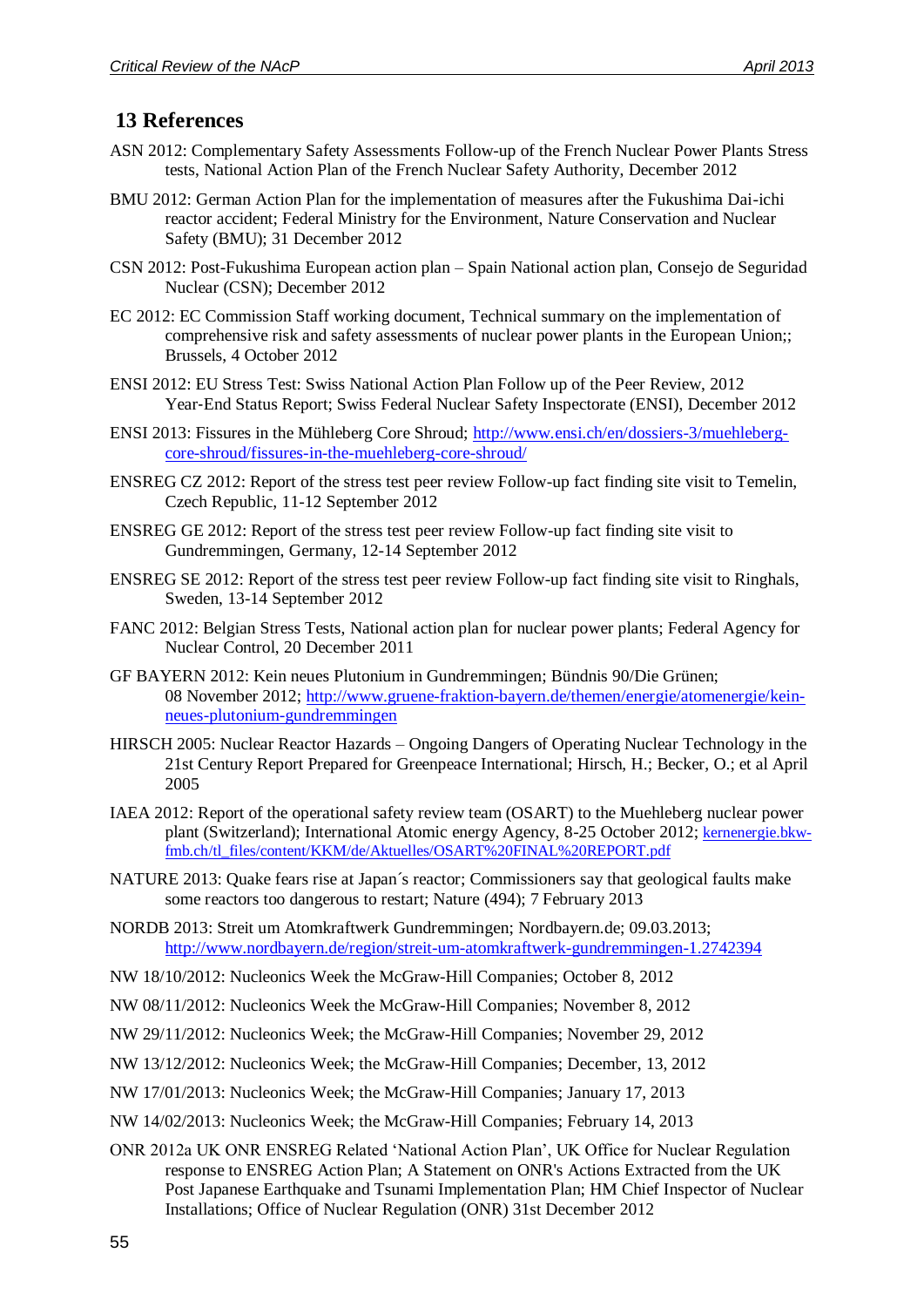# 13 References

ASN 2012: Complementary Safety Assessments Follow-up of the French Nuclear Power Plants Stress tests, National Action Plan of the French Nuclear Safety Authority, December 2012

BMU 2012: German Action Plan for the implementation of measures after the Fukushima Dai-ichi reactor accident; Federal Ministry for the Environment, Nature Conservation and Nuclear Safety (BMU); 31 December 2012

CSN 2012: Post-Fukushima European action plan – Spain National action plan, Consejo de Seguridad Nuclear (CSN); December 2012

EC 2012: EC Commission Staff working document, Technical summary on the implementation of comprehensive risk and safety assessments of nuclear power plants in the European Union;; Brussels, 4 October 2012

ENSI 2012: EU Stress Test: Swiss National Action Plan Follow up of the Peer Review, 2012 Year-End Status Report; Swiss Federal Nuclear Safety Inspectorate (ENSI), December 2012

ENSI 2013: Fissures in the Mühleberg Core Shroud; http://www.ensi.ch/en/dossiers-3/muehleberg-core-shroud/fissures-in-the-muehleberg-core-shroud/

ENSREG CZ 2012: Report of the stress test peer review Follow-up fact finding site visit to Temelin, Czech Republic, 11-12 September 2012

ENSREG GE 2012: Report of the stress test peer review Follow-up fact finding site visit to Gundremmingen, Germany, 12-14 September 2012

ENSREG SE 2012: Report of the stress test peer review Follow-up fact finding site visit to Ringhals, Sweden, 13-14 September 2012

FANC 2012: Belgian Stress Tests, National action plan for nuclear power plants; Federal Agency for Nuclear Control, 20 December 2011

GF BAYERN 2012: Kein neues Plutonium in Gundremmingen; Bündnis 90/Die Grünen; 08 November 2012; http://www.gruene-fraktion-bayern.de/themen/energie/atomenergie/kein-neues-plutonium-gundremmingen

HIRSCH 2005: Nuclear Reactor Hazards – Ongoing Dangers of Operating Nuclear Technology in the 21st Century Report Prepared for Greenpeace International; Hirsch, H.; Becker, O.; et al April 2005

IAEA 2012: Report of the operational safety review team (OSART) to the Muehleberg nuclear power plant (Switzerland); International Atomic energy Agency, 8-25 October 2012; kernenergie.bkw-fmb.ch/tl_files/content/KKM/de/Aktuelles/OSART%20FINAL%20REPORT.pdf

NATURE 2013: Quake fears rise at Japan´s reactor; Commissioners say that geological faults make some reactors too dangerous to restart; Nature (494); 7 February 2013

NORDB 2013: Streit um Atomkraftwerk Gundremmingen; Nordbayern.de; 09.03.2013; http://www.nordbayern.de/region/streit-um-atomkraftwerk-gundremmingen-1.2742394

NW 18/10/2012: Nucleonics Week the McGraw-Hill Companies; October 8, 2012

NW 08/11/2012: Nucleonics Week the McGraw-Hill Companies; November 8, 2012

NW 29/11/2012: Nucleonics Week; the McGraw-Hill Companies; November 29, 2012

NW 13/12/2012: Nucleonics Week; the McGraw-Hill Companies; December, 13, 2012

NW 17/01/2013: Nucleonics Week; the McGraw-Hill Companies; January 17, 2013

NW 14/02/2013: Nucleonics Week; the McGraw-Hill Companies; February 14, 2013

ONR 2012a UK ONR ENSREG Related 'National Action Plan', UK Office for Nuclear Regulation response to ENSREG Action Plan; A Statement on ONR's Actions Extracted from the UK Post Japanese Earthquake and Tsunami Implementation Plan; HM Chief Inspector of Nuclear Installations; Office of Nuclear Regulation (ONR) 31st December 2012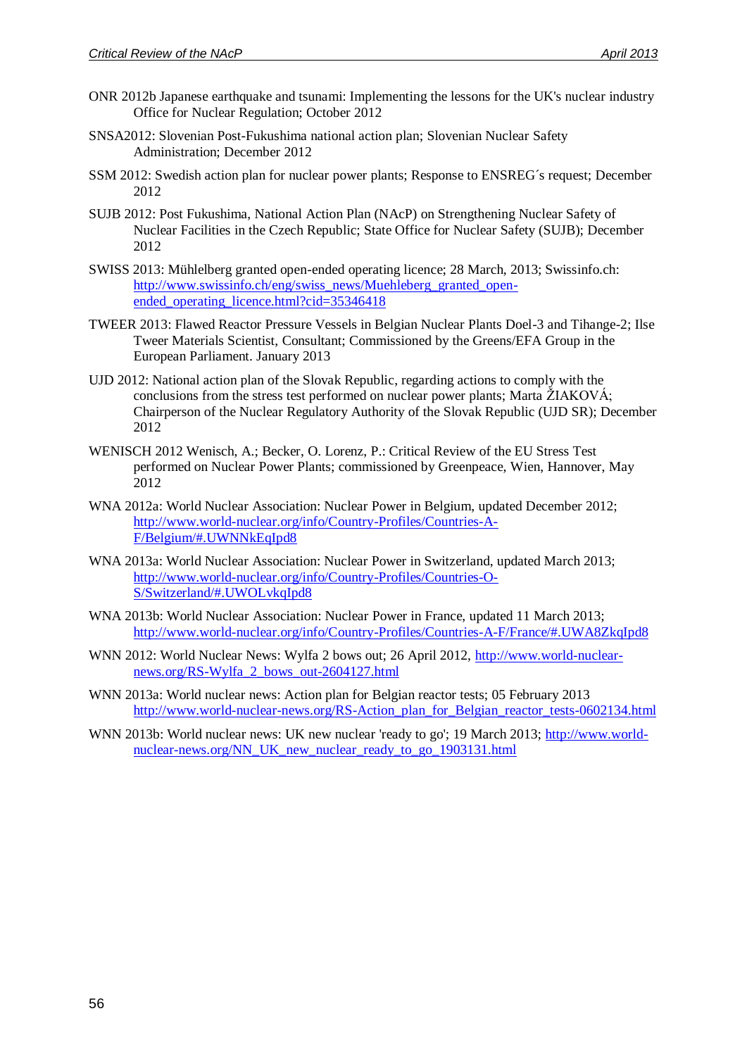ONR 2012b Japanese earthquake and tsunami: Implementing the lessons for the UK's nuclear industry Office for Nuclear Regulation; October 2012

SNSA2012: Slovenian Post-Fukushima national action plan; Slovenian Nuclear Safety Administration; December 2012

SSM 2012: Swedish action plan for nuclear power plants; Response to ENSREG´s request; December 2012

SUJB 2012: Post Fukushima, National Action Plan (NAcP) on Strengthening Nuclear Safety of Nuclear Facilities in the Czech Republic; State Office for Nuclear Safety (SUJB); December 2012

SWISS 2013: Mühlelberg granted open-ended operating licence; 28 March, 2013; Swissinfo.ch: http://www.swissinfo.ch/eng/swiss_news/Muehleberg_granted_open-ended_operating_licence.html?cid=35346418

TWEER 2013: Flawed Reactor Pressure Vessels in Belgian Nuclear Plants Doel-3 and Tihange-2; Ilse Tweer Materials Scientist, Consultant; Commissioned by the Greens/EFA Group in the European Parliament. January 2013

UJD 2012: National action plan of the Slovak Republic, regarding actions to comply with the conclusions from the stress test performed on nuclear power plants; Marta ŽIAKOVÁ; Chairperson of the Nuclear Regulatory Authority of the Slovak Republic (UJD SR); December 2012

WENISCH 2012 Wenisch, A.; Becker, O. Lorenz, P.: Critical Review of the EU Stress Test performed on Nuclear Power Plants; commissioned by Greenpeace, Wien, Hannover, May 2012

WNA 2012a: World Nuclear Association: Nuclear Power in Belgium, updated December 2012; http://www.world-nuclear.org/info/Country-Profiles/Countries-A-F/Belgium/#.UWNNkEqIpd8

WNA 2013a: World Nuclear Association: Nuclear Power in Switzerland, updated March 2013; http://www.world-nuclear.org/info/Country-Profiles/Countries-O-S/Switzerland/#.UWOLvkqIpd8

WNA 2013b: World Nuclear Association: Nuclear Power in France, updated 11 March 2013; http://www.world-nuclear.org/info/Country-Profiles/Countries-A-F/France/#.UWA8ZkqIpd8

WNN 2012: World Nuclear News: Wylfa 2 bows out; 26 April 2012, http://www.world-nuclear-news.org/RS-Wylfa_2_bows_out-2604127.html

WNN 2013a: World nuclear news: Action plan for Belgian reactor tests; 05 February 2013 http://www.world-nuclear-news.org/RS-Action_plan_for_Belgian_reactor_tests-0602134.html

WNN 2013b: World nuclear news: UK new nuclear 'ready to go'; 19 March 2013; http://www.world-nuclear-news.org/NN_UK_new_nuclear_ready_to_go_1903131.html